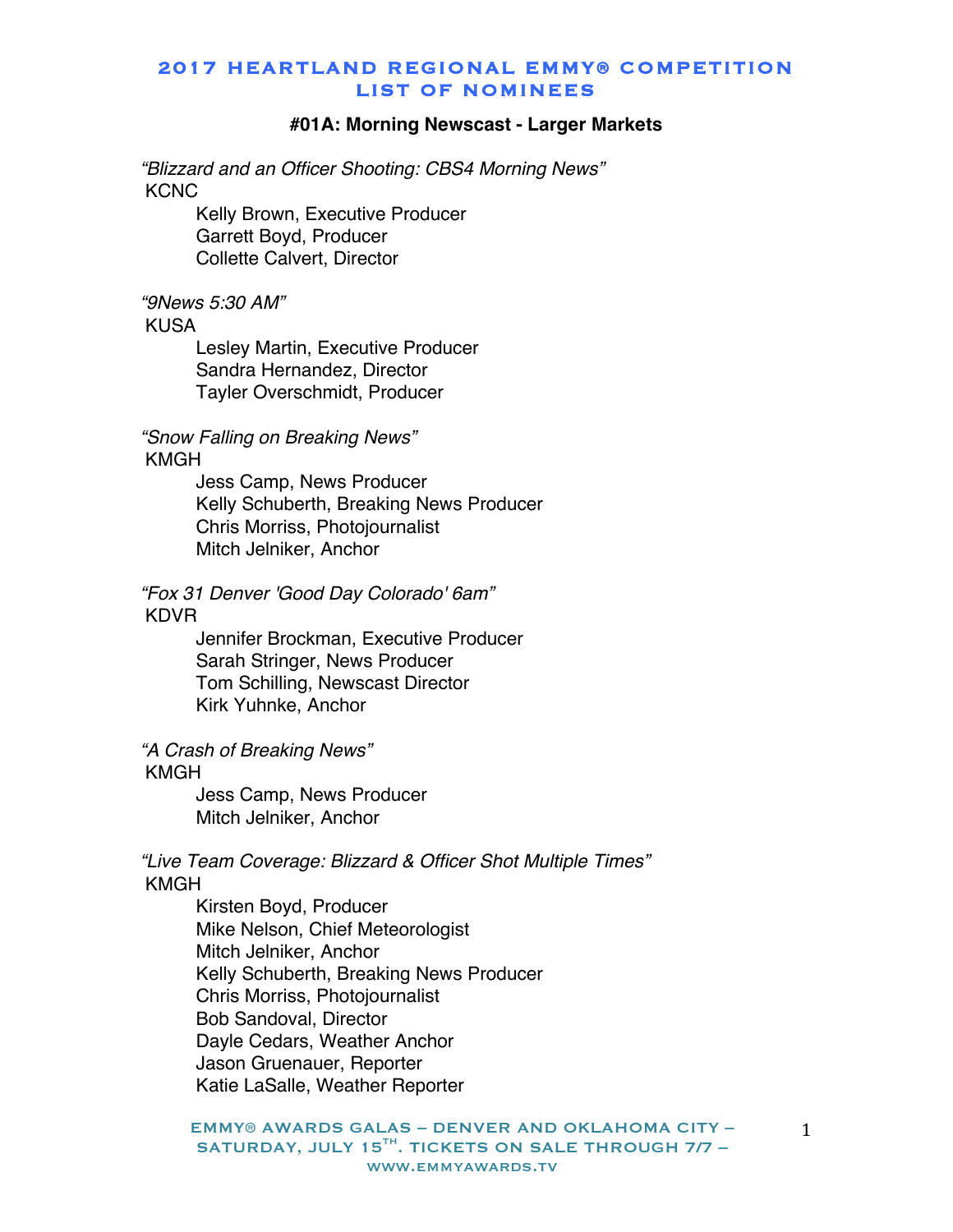# 2017 HEARTLAND REGIONAL EMMY® COMPETITION
# LIST OF NOMINEES

### #01A: Morning Newscast - Larger Markets

*"Blizzard and an Officer Shooting: CBS4 Morning News"*
KCNC
- Kelly Brown, Executive Producer
- Garrett Boyd, Producer
- Collette Calvert, Director

*"9News 5:30 AM"*
KUSA
- Lesley Martin, Executive Producer
- Sandra Hernandez, Director
- Tayler Overschmidt, Producer

*"Snow Falling on Breaking News"*
KMGH
- Jess Camp, News Producer
- Kelly Schuberth, Breaking News Producer
- Chris Morriss, Photojournalist
- Mitch Jelniker, Anchor

*"Fox 31 Denver 'Good Day Colorado' 6am"*
KDVR
- Jennifer Brockman, Executive Producer
- Sarah Stringer, News Producer
- Tom Schilling, Newscast Director
- Kirk Yuhnke, Anchor

*"A Crash of Breaking News"*
KMGH
- Jess Camp, News Producer
- Mitch Jelniker, Anchor

*"Live Team Coverage: Blizzard & Officer Shot Multiple Times"*
KMGH
- Kirsten Boyd, Producer
- Mike Nelson, Chief Meteorologist
- Mitch Jelniker, Anchor
- Kelly Schuberth, Breaking News Producer
- Chris Morriss, Photojournalist
- Bob Sandoval, Director
- Dayle Cedars, Weather Anchor
- Jason Gruenauer, Reporter
- Katie LaSalle, Weather Reporter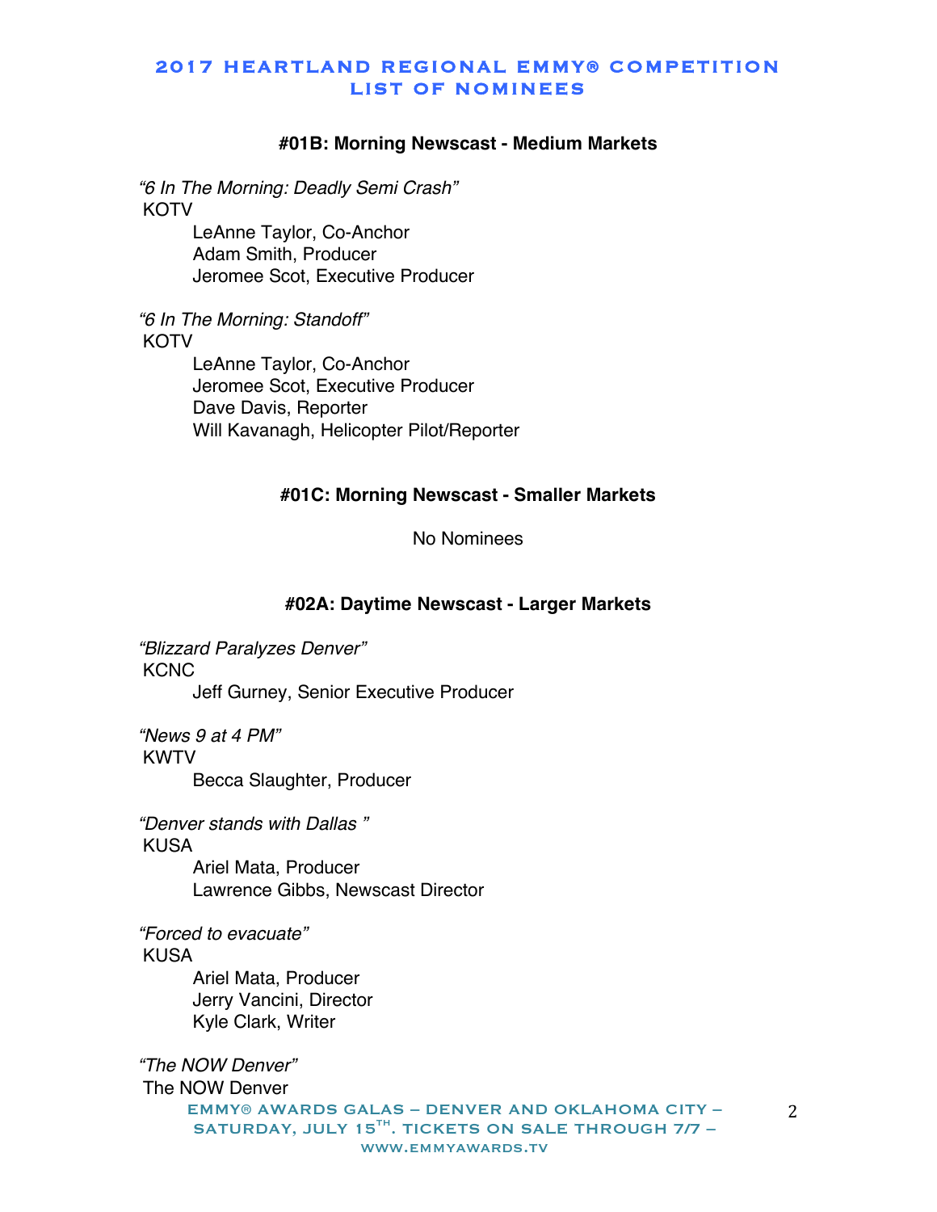#### #01B: Morning Newscast - Medium Markets

*"6 In The Morning: Deadly Semi Crash"*
KOTV
LeAnne Taylor, Co-Anchor
Adam Smith, Producer
Jeromee Scot, Executive Producer

*"6 In The Morning: Standoff"*
KOTV
LeAnne Taylor, Co-Anchor
Jeromee Scot, Executive Producer
Dave Davis, Reporter
Will Kavanagh, Helicopter Pilot/Reporter

#### #01C: Morning Newscast - Smaller Markets

No Nominees

#### #02A: Daytime Newscast - Larger Markets

*"Blizzard Paralyzes Denver"*
KCNC
Jeff Gurney, Senior Executive Producer

*"News 9 at 4 PM"*
KWTV
Becca Slaughter, Producer

*"Denver stands with Dallas "*
KUSA
Ariel Mata, Producer
Lawrence Gibbs, Newscast Director

*"Forced to evacuate"*
KUSA
Ariel Mata, Producer
Jerry Vancini, Director
Kyle Clark, Writer

*"The NOW Denver"*
The NOW Denver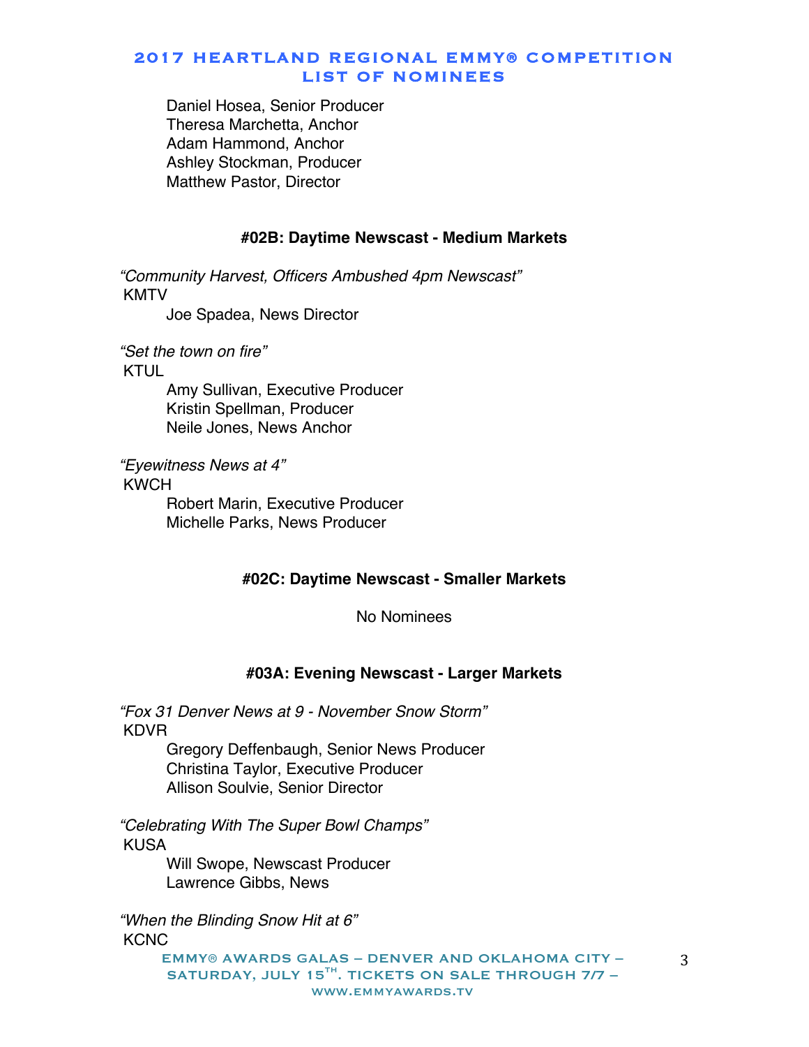Daniel Hosea, Senior Producer
Theresa Marchetta, Anchor
Adam Hammond, Anchor
Ashley Stockman, Producer
Matthew Pastor, Director

### #02B: Daytime Newscast - Medium Markets

*"Community Harvest, Officers Ambushed 4pm Newscast"*
KMTV
Joe Spadea, News Director

*"Set the town on fire"*
KTUL
Amy Sullivan, Executive Producer
Kristin Spellman, Producer
Neile Jones, News Anchor

*"Eyewitness News at 4"*
KWCH
Robert Marin, Executive Producer
Michelle Parks, News Producer

### #02C: Daytime Newscast - Smaller Markets

No Nominees

### #03A: Evening Newscast - Larger Markets

*"Fox 31 Denver News at 9 - November Snow Storm"*
KDVR
Gregory Deffenbaugh, Senior News Producer
Christina Taylor, Executive Producer
Allison Soulvie, Senior Director

*"Celebrating With The Super Bowl Champs"*
KUSA
Will Swope, Newscast Producer
Lawrence Gibbs, News

*"When the Blinding Snow Hit at 6"*
KCNC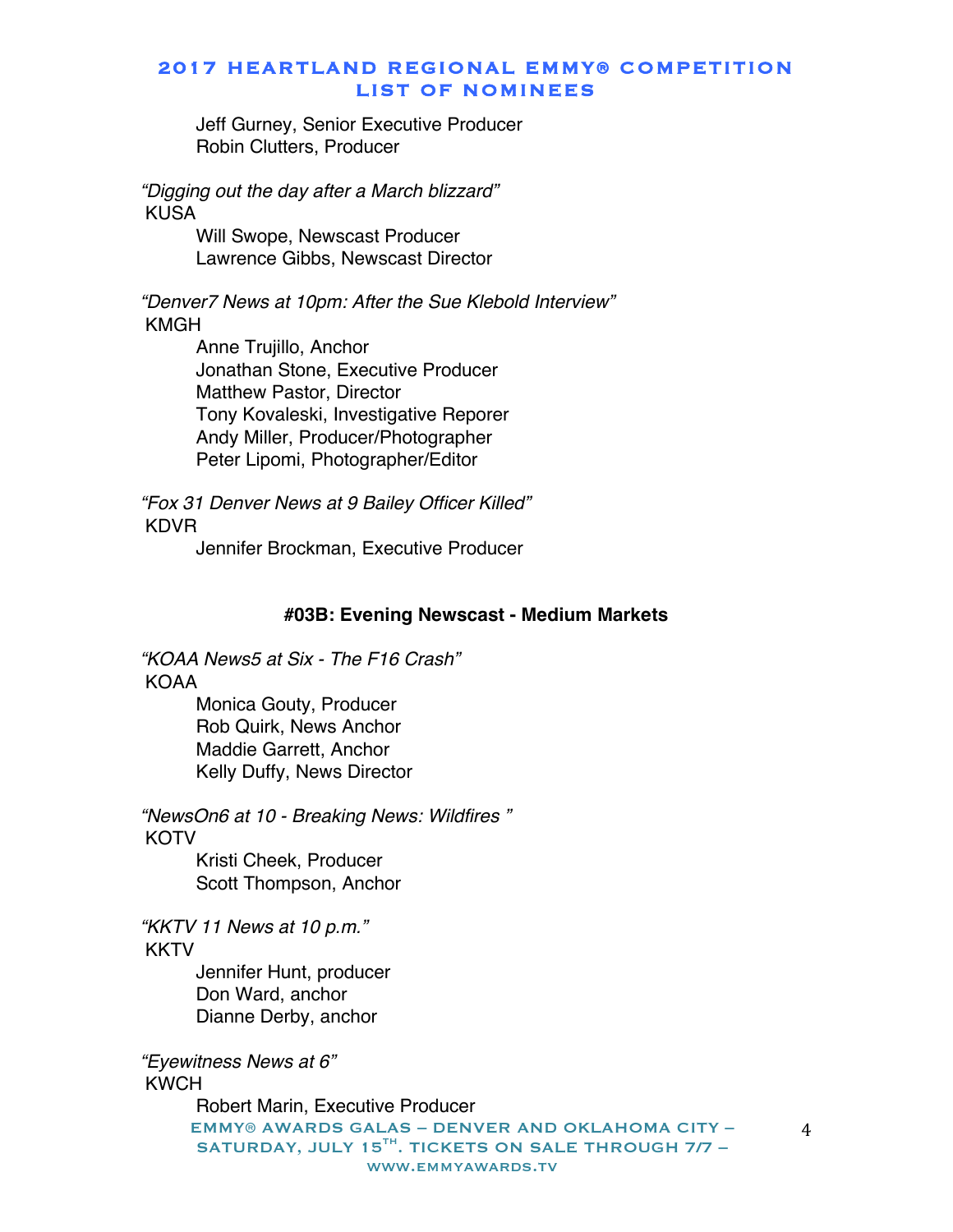Jeff Gurney, Senior Executive Producer
Robin Clutters, Producer

*"Digging out the day after a March blizzard"*
KUSA
Will Swope, Newscast Producer
Lawrence Gibbs, Newscast Director

*"Denver7 News at 10pm: After the Sue Klebold Interview"*
KMGH
Anne Trujillo, Anchor
Jonathan Stone, Executive Producer
Matthew Pastor, Director
Tony Kovaleski, Investigative Reporer
Andy Miller, Producer/Photographer
Peter Lipomi, Photographer/Editor

*"Fox 31 Denver News at 9 Bailey Officer Killed"*
KDVR
Jennifer Brockman, Executive Producer

**#03B: Evening Newscast - Medium Markets**

*"KOAA News5 at Six - The F16 Crash"*
KOAA
Monica Gouty, Producer
Rob Quirk, News Anchor
Maddie Garrett, Anchor
Kelly Duffy, News Director

*"NewsOn6 at 10 - Breaking News: Wildfires "*
KOTV
Kristi Cheek, Producer
Scott Thompson, Anchor

*"KKTV 11 News at 10 p.m."*
KKTV
Jennifer Hunt, producer
Don Ward, anchor
Dianne Derby, anchor

*"Eyewitness News at 6"*
KWCH
Robert Marin, Executive Producer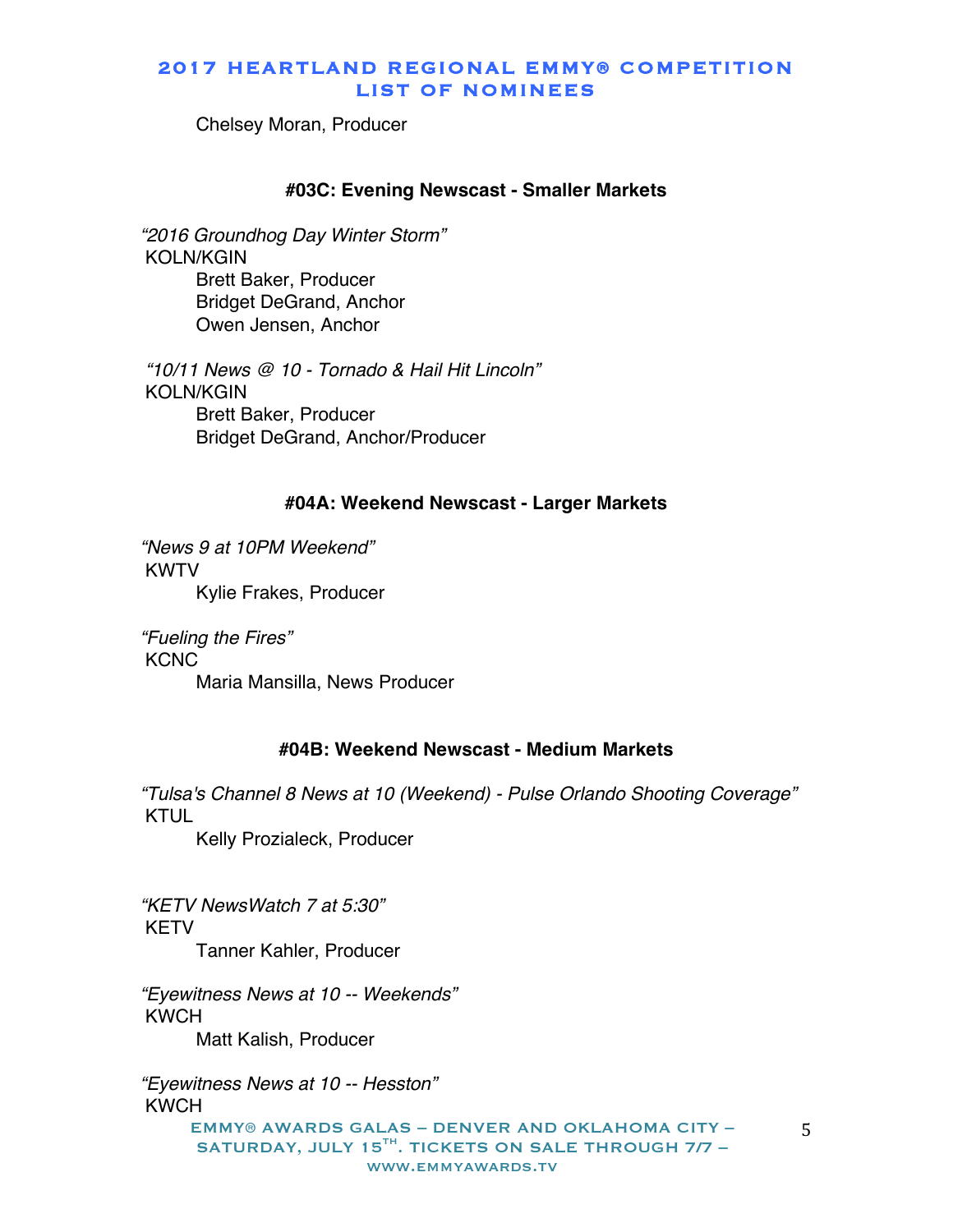Chelsey Moran, Producer

#### #03C: Evening Newscast - Smaller Markets

*"2016 Groundhog Day Winter Storm"*
KOLN/KGIN
Brett Baker, Producer
Bridget DeGrand, Anchor
Owen Jensen, Anchor

*"10/11 News @ 10 - Tornado & Hail Hit Lincoln"*
KOLN/KGIN
Brett Baker, Producer
Bridget DeGrand, Anchor/Producer

#### #04A: Weekend Newscast - Larger Markets

*"News 9 at 10PM Weekend"*
KWTV
Kylie Frakes, Producer

*"Fueling the Fires"*
KCNC
Maria Mansilla, News Producer

#### #04B: Weekend Newscast - Medium Markets

*"Tulsa's Channel 8 News at 10 (Weekend) - Pulse Orlando Shooting Coverage"*
KTUL
Kelly Prozialeck, Producer

*"KETV NewsWatch 7 at 5:30"*
KETV
Tanner Kahler, Producer

*"Eyewitness News at 10 -- Weekends"*
KWCH
Matt Kalish, Producer

*"Eyewitness News at 10 -- Hesston"*
KWCH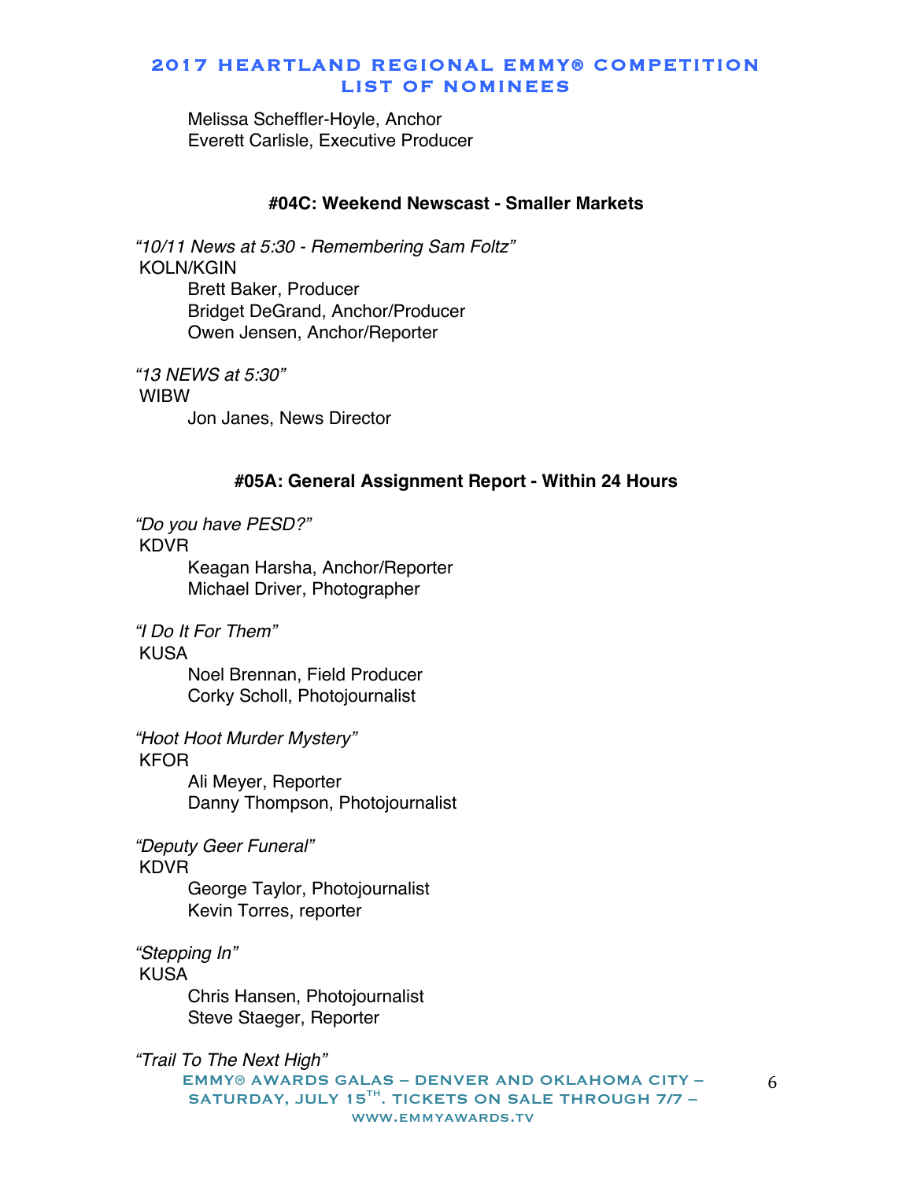Melissa Scheffler-Hoyle, Anchor
Everett Carlisle, Executive Producer

### #04C: Weekend Newscast - Smaller Markets

*"10/11 News at 5:30 - Remembering Sam Foltz"*
KOLN/KGIN
Brett Baker, Producer
Bridget DeGrand, Anchor/Producer
Owen Jensen, Anchor/Reporter

*"13 NEWS at 5:30"*
WIBW
Jon Janes, News Director

### #05A: General Assignment Report - Within 24 Hours

*"Do you have PESD?"*
KDVR
Keagan Harsha, Anchor/Reporter
Michael Driver, Photographer

*"I Do It For Them"*
KUSA
Noel Brennan, Field Producer
Corky Scholl, Photojournalist

*"Hoot Hoot Murder Mystery"*
KFOR
Ali Meyer, Reporter
Danny Thompson, Photojournalist

*"Deputy Geer Funeral"*
KDVR
George Taylor, Photojournalist
Kevin Torres, reporter

*"Stepping In"*
KUSA
Chris Hansen, Photojournalist
Steve Staeger, Reporter

*"Trail To The Next High"*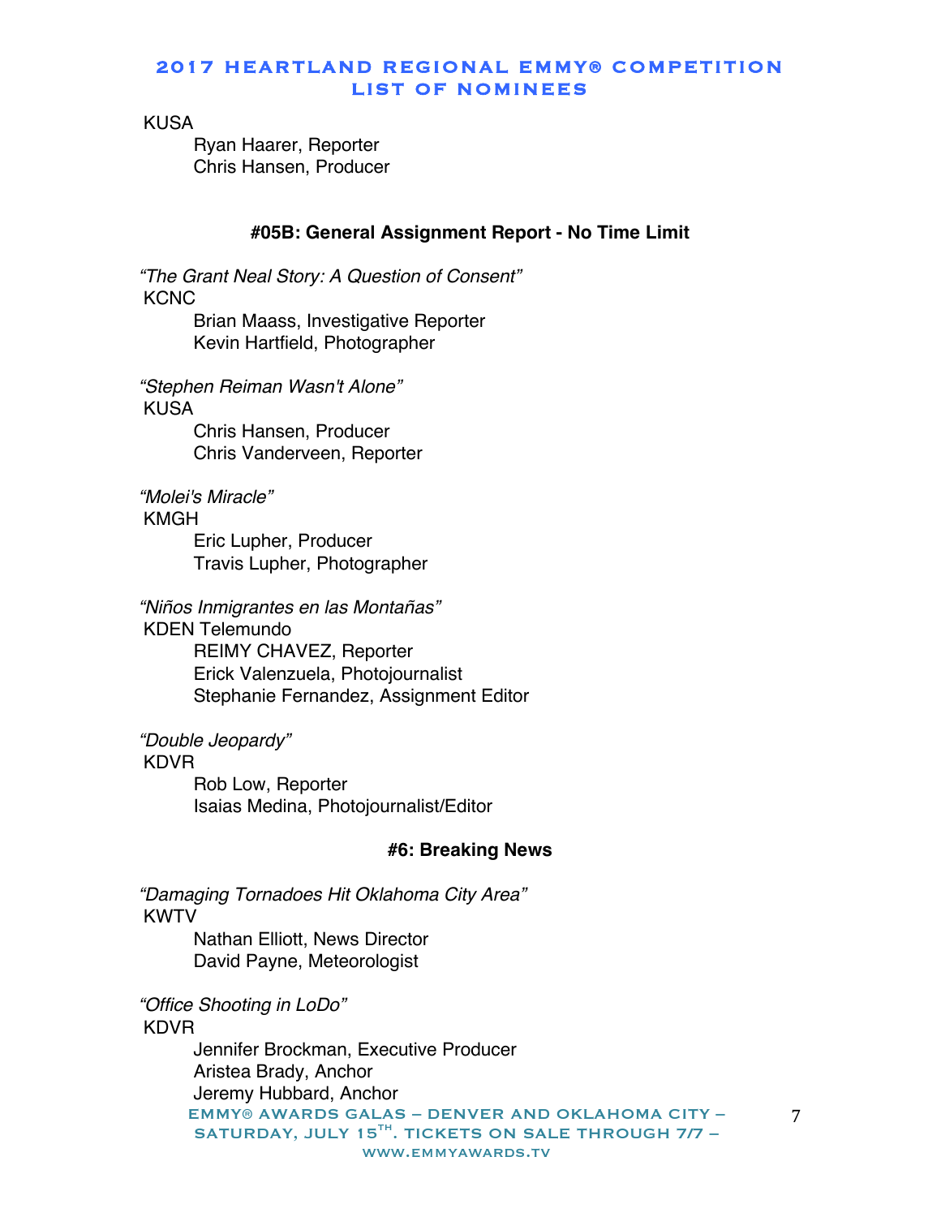KUSA

Ryan Haarer, Reporter
Chris Hansen, Producer

### #05B: General Assignment Report - No Time Limit

*“The Grant Neal Story: A Question of Consent”*
KCNC

Brian Maass, Investigative Reporter
Kevin Hartfield, Photographer

*“Stephen Reiman Wasn't Alone”*
KUSA

Chris Hansen, Producer
Chris Vanderveen, Reporter

*“Molei's Miracle”*
KMGH

Eric Lupher, Producer
Travis Lupher, Photographer

*“Niños Inmigrantes en las Montañas”*
KDEN Telemundo

REIMY CHAVEZ, Reporter
Erick Valenzuela, Photojournalist
Stephanie Fernandez, Assignment Editor

*“Double Jeopardy”*
KDVR

Rob Low, Reporter
Isaias Medina, Photojournalist/Editor

### #6: Breaking News

*“Damaging Tornadoes Hit Oklahoma City Area”*
KWTV

Nathan Elliott, News Director
David Payne, Meteorologist

*“Office Shooting in LoDo”*
KDVR

Jennifer Brockman, Executive Producer
Aristea Brady, Anchor
Jeremy Hubbard, Anchor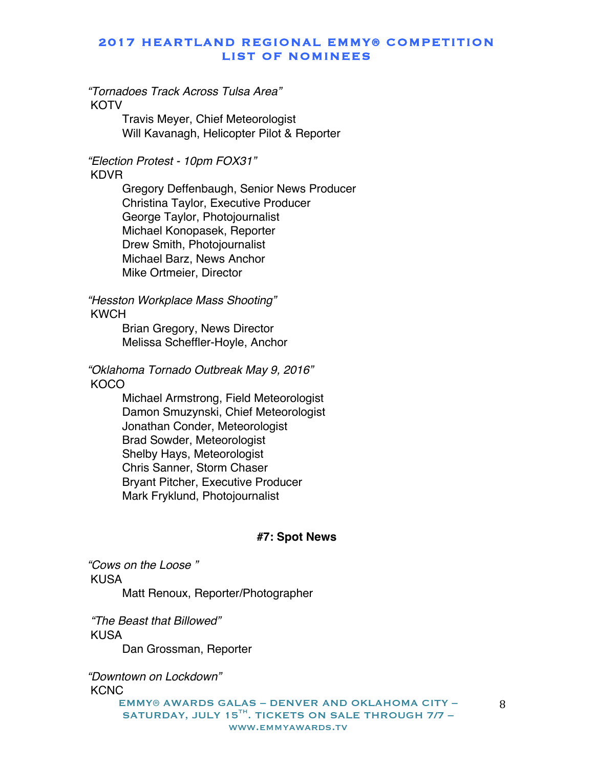*"Tornadoes Track Across Tulsa Area"*
KOTV
- Travis Meyer, Chief Meteorologist
- Will Kavanagh, Helicopter Pilot & Reporter

*"Election Protest - 10pm FOX31"*
KDVR
- Gregory Deffenbaugh, Senior News Producer
- Christina Taylor, Executive Producer
- George Taylor, Photojournalist
- Michael Konopasek, Reporter
- Drew Smith, Photojournalist
- Michael Barz, News Anchor
- Mike Ortmeier, Director

*"Hesston Workplace Mass Shooting"*
KWCH
- Brian Gregory, News Director
- Melissa Scheffler-Hoyle, Anchor

*"Oklahoma Tornado Outbreak May 9, 2016"*
KOCO
- Michael Armstrong, Field Meteorologist
- Damon Smuzynski, Chief Meteorologist
- Jonathan Conder, Meteorologist
- Brad Sowder, Meteorologist
- Shelby Hays, Meteorologist
- Chris Sanner, Storm Chaser
- Bryant Pitcher, Executive Producer
- Mark Fryklund, Photojournalist

## #7: Spot News

*"Cows on the Loose "*
KUSA
- Matt Renoux, Reporter/Photographer

*"The Beast that Billowed"*
KUSA
- Dan Grossman, Reporter

*"Downtown on Lockdown"*
KCNC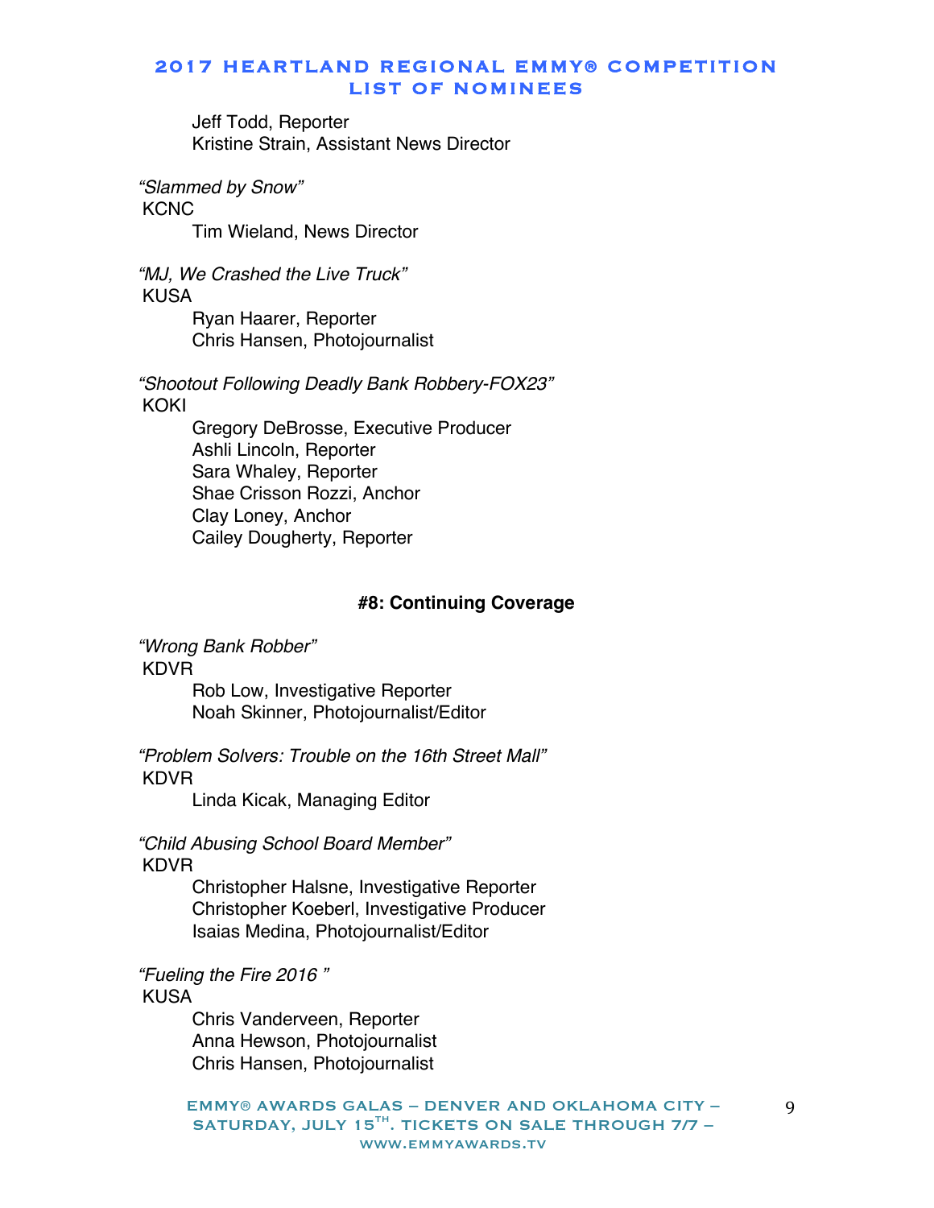Jeff Todd, Reporter
Kristine Strain, Assistant News Director

*"Slammed by Snow"*
KCNC
Tim Wieland, News Director

*"MJ, We Crashed the Live Truck"*
KUSA
Ryan Haarer, Reporter
Chris Hansen, Photojournalist

*"Shootout Following Deadly Bank Robbery-FOX23"*
KOKI
Gregory DeBrosse, Executive Producer
Ashli Lincoln, Reporter
Sara Whaley, Reporter
Shae Crisson Rozzi, Anchor
Clay Loney, Anchor
Cailey Dougherty, Reporter

### #8: Continuing Coverage

*"Wrong Bank Robber"*
KDVR
Rob Low, Investigative Reporter
Noah Skinner, Photojournalist/Editor

*"Problem Solvers: Trouble on the 16th Street Mall"*
KDVR
Linda Kicak, Managing Editor

*"Child Abusing School Board Member"*
KDVR
Christopher Halsne, Investigative Reporter
Christopher Koeberl, Investigative Producer
Isaias Medina, Photojournalist/Editor

*"Fueling the Fire 2016 "*
KUSA
Chris Vanderveen, Reporter
Anna Hewson, Photojournalist
Chris Hansen, Photojournalist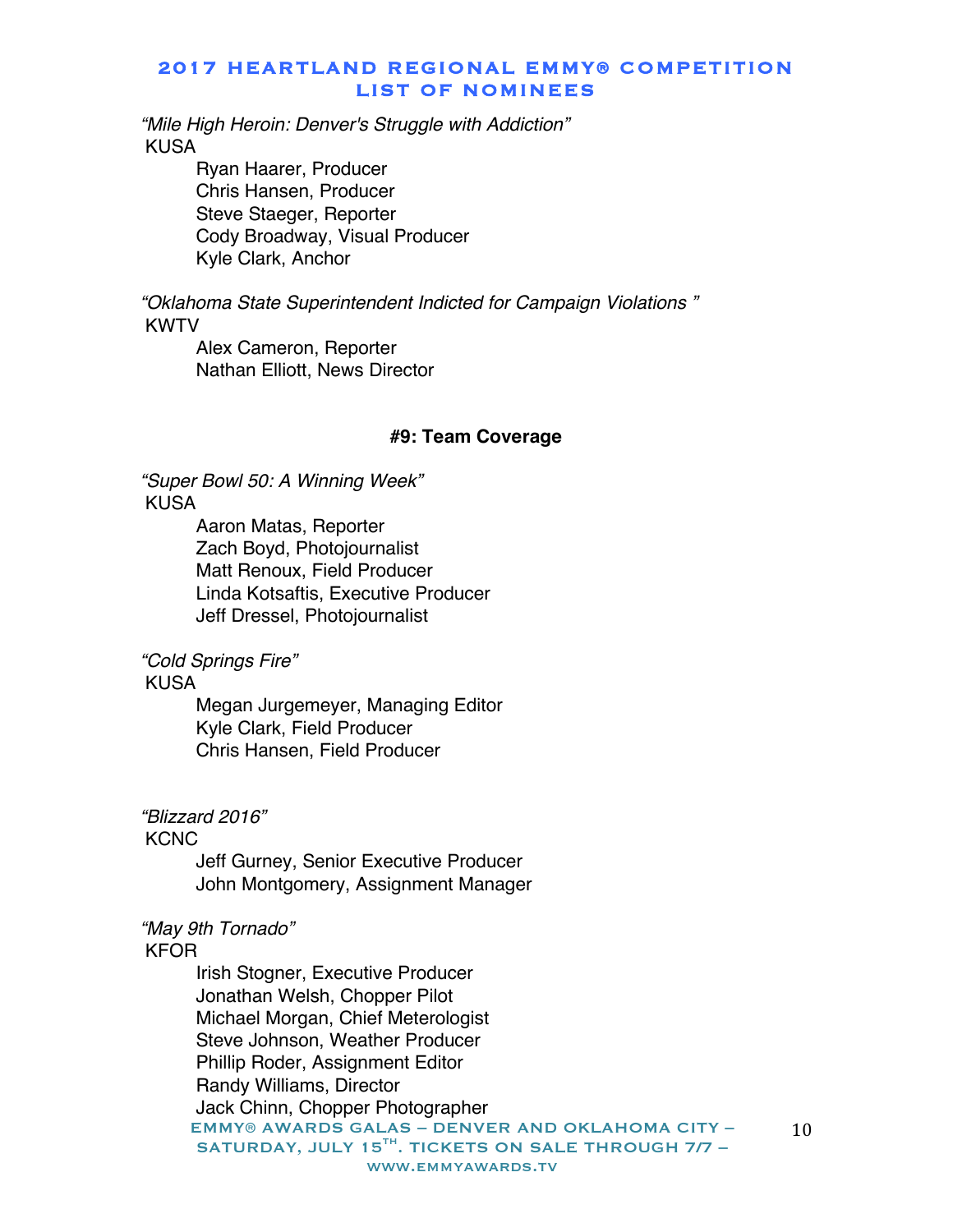*"Mile High Heroin: Denver's Struggle with Addiction"*
KUSA
Ryan Haarer, Producer
Chris Hansen, Producer
Steve Staeger, Reporter
Cody Broadway, Visual Producer
Kyle Clark, Anchor

*"Oklahoma State Superintendent Indicted for Campaign Violations "*
KWTV
Alex Cameron, Reporter
Nathan Elliott, News Director

**#9: Team Coverage**

*"Super Bowl 50: A Winning Week"*
KUSA
Aaron Matas, Reporter
Zach Boyd, Photojournalist
Matt Renoux, Field Producer
Linda Kotsaftis, Executive Producer
Jeff Dressel, Photojournalist

*"Cold Springs Fire"*
KUSA
Megan Jurgemeyer, Managing Editor
Kyle Clark, Field Producer
Chris Hansen, Field Producer

*"Blizzard 2016"*
KCNC
Jeff Gurney, Senior Executive Producer
John Montgomery, Assignment Manager

*"May 9th Tornado"*
KFOR
Irish Stogner, Executive Producer
Jonathan Welsh, Chopper Pilot
Michael Morgan, Chief Meterologist
Steve Johnson, Weather Producer
Phillip Roder, Assignment Editor
Randy Williams, Director
Jack Chinn, Chopper Photographer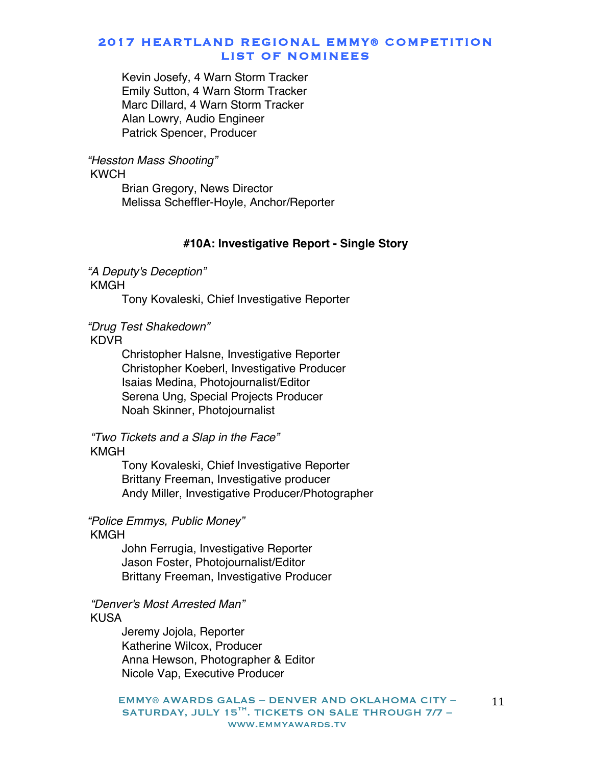Kevin Josefy, 4 Warn Storm Tracker
Emily Sutton, 4 Warn Storm Tracker
Marc Dillard, 4 Warn Storm Tracker
Alan Lowry, Audio Engineer
Patrick Spencer, Producer

*"Hesston Mass Shooting"*
KWCH
Brian Gregory, News Director
Melissa Scheffler-Hoyle, Anchor/Reporter

### #10A: Investigative Report - Single Story

*"A Deputy's Deception"*
KMGH
Tony Kovaleski, Chief Investigative Reporter

*"Drug Test Shakedown"*
KDVR
Christopher Halsne, Investigative Reporter
Christopher Koeberl, Investigative Producer
Isaias Medina, Photojournalist/Editor
Serena Ung, Special Projects Producer
Noah Skinner, Photojournalist

*"Two Tickets and a Slap in the Face"*
KMGH
Tony Kovaleski, Chief Investigative Reporter
Brittany Freeman, Investigative producer
Andy Miller, Investigative Producer/Photographer

*"Police Emmys, Public Money"*
KMGH
John Ferrugia, Investigative Reporter
Jason Foster, Photojournalist/Editor
Brittany Freeman, Investigative Producer

*"Denver's Most Arrested Man"*
KUSA
Jeremy Jojola, Reporter
Katherine Wilcox, Producer
Anna Hewson, Photographer & Editor
Nicole Vap, Executive Producer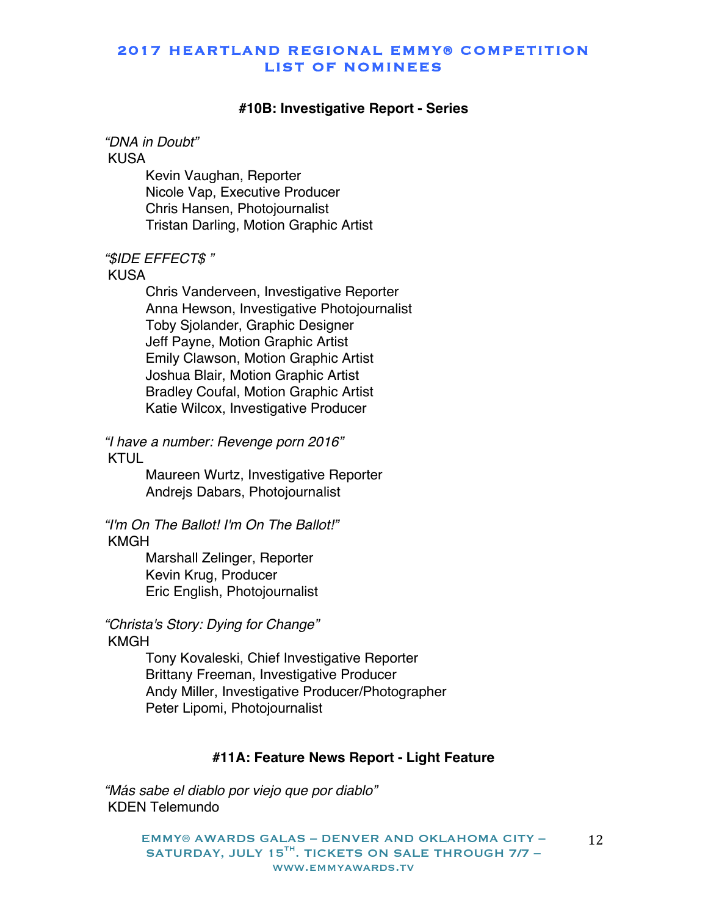#### #10B: Investigative Report - Series

*"DNA in Doubt"*
KUSA
- Kevin Vaughan, Reporter
- Nicole Vap, Executive Producer
- Chris Hansen, Photojournalist
- Tristan Darling, Motion Graphic Artist

*"$IDE EFFECT$ "*
KUSA
- Chris Vanderveen, Investigative Reporter
- Anna Hewson, Investigative Photojournalist
- Toby Sjolander, Graphic Designer
- Jeff Payne, Motion Graphic Artist
- Emily Clawson, Motion Graphic Artist
- Joshua Blair, Motion Graphic Artist
- Bradley Coufal, Motion Graphic Artist
- Katie Wilcox, Investigative Producer

*"I have a number: Revenge porn 2016"*
KTUL
- Maureen Wurtz, Investigative Reporter
- Andrejs Dabars, Photojournalist

*"I'm On The Ballot! I'm On The Ballot!"*
KMGH
- Marshall Zelinger, Reporter
- Kevin Krug, Producer
- Eric English, Photojournalist

*"Christa's Story: Dying for Change"*
KMGH
- Tony Kovaleski, Chief Investigative Reporter
- Brittany Freeman, Investigative Producer
- Andy Miller, Investigative Producer/Photographer
- Peter Lipomi, Photojournalist

#### #11A: Feature News Report - Light Feature

*"Más sabe el diablo por viejo que por diablo"*
KDEN Telemundo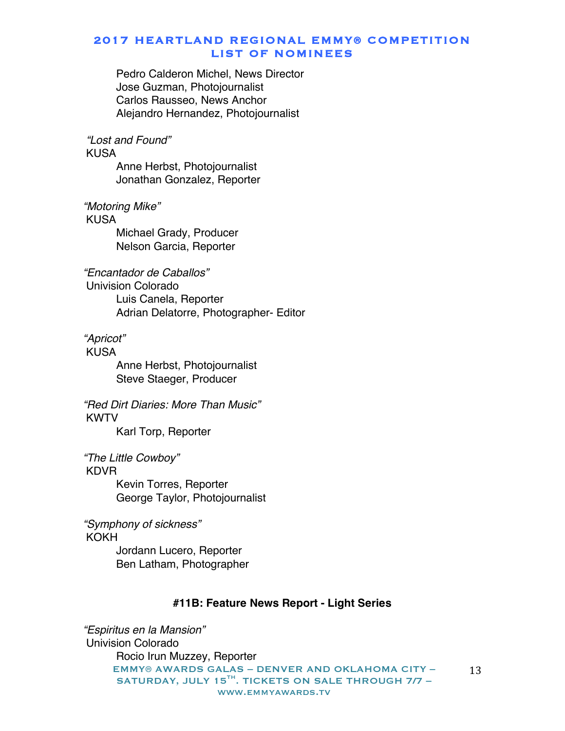Pedro Calderon Michel, News Director
Jose Guzman, Photojournalist
Carlos Rausseo, News Anchor
Alejandro Hernandez, Photojournalist

*"Lost and Found"*
KUSA
Anne Herbst, Photojournalist
Jonathan Gonzalez, Reporter

*"Motoring Mike"*
KUSA
Michael Grady, Producer
Nelson Garcia, Reporter

*"Encantador de Caballos"*
Univision Colorado
Luis Canela, Reporter
Adrian Delatorre, Photographer- Editor

*"Apricot"*
KUSA
Anne Herbst, Photojournalist
Steve Staeger, Producer

*"Red Dirt Diaries: More Than Music"*
KWTV
Karl Torp, Reporter

*"The Little Cowboy"*
KDVR
Kevin Torres, Reporter
George Taylor, Photojournalist

*"Symphony of sickness"*
KOKH
Jordann Lucero, Reporter
Ben Latham, Photographer

**#11B: Feature News Report - Light Series**

*"Espiritus en la Mansion"*
Univision Colorado
Rocio Irun Muzzey, Reporter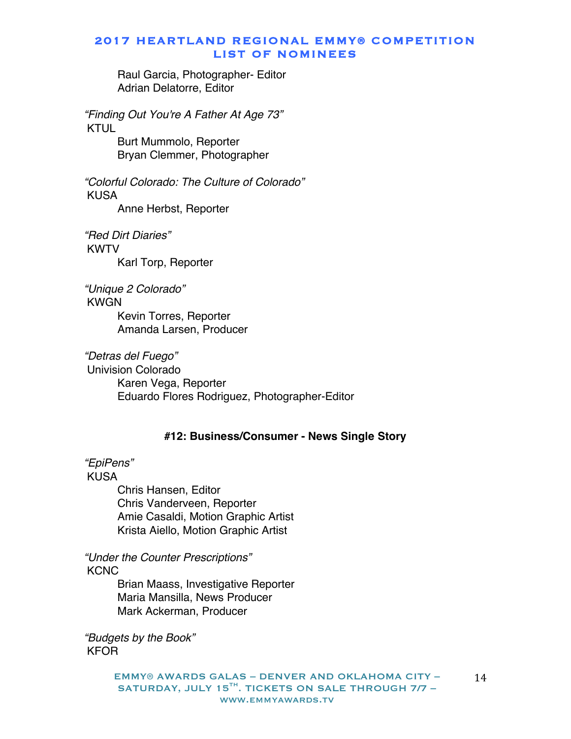Raul Garcia, Photographer- Editor
Adrian Delatorre, Editor

*"Finding Out You're A Father At Age 73"*
KTUL
Burt Mummolo, Reporter
Bryan Clemmer, Photographer

*"Colorful Colorado: The Culture of Colorado"*
KUSA
Anne Herbst, Reporter

*"Red Dirt Diaries"*
KWTV
Karl Torp, Reporter

*"Unique 2 Colorado"*
KWGN
Kevin Torres, Reporter
Amanda Larsen, Producer

*"Detras del Fuego"*
Univision Colorado
Karen Vega, Reporter
Eduardo Flores Rodriguez, Photographer-Editor

## #12: Business/Consumer - News Single Story

*"EpiPens"*
KUSA
Chris Hansen, Editor
Chris Vanderveen, Reporter
Amie Casaldi, Motion Graphic Artist
Krista Aiello, Motion Graphic Artist

*"Under the Counter Prescriptions"*
KCNC
Brian Maass, Investigative Reporter
Maria Mansilla, News Producer
Mark Ackerman, Producer

*"Budgets by the Book"*
KFOR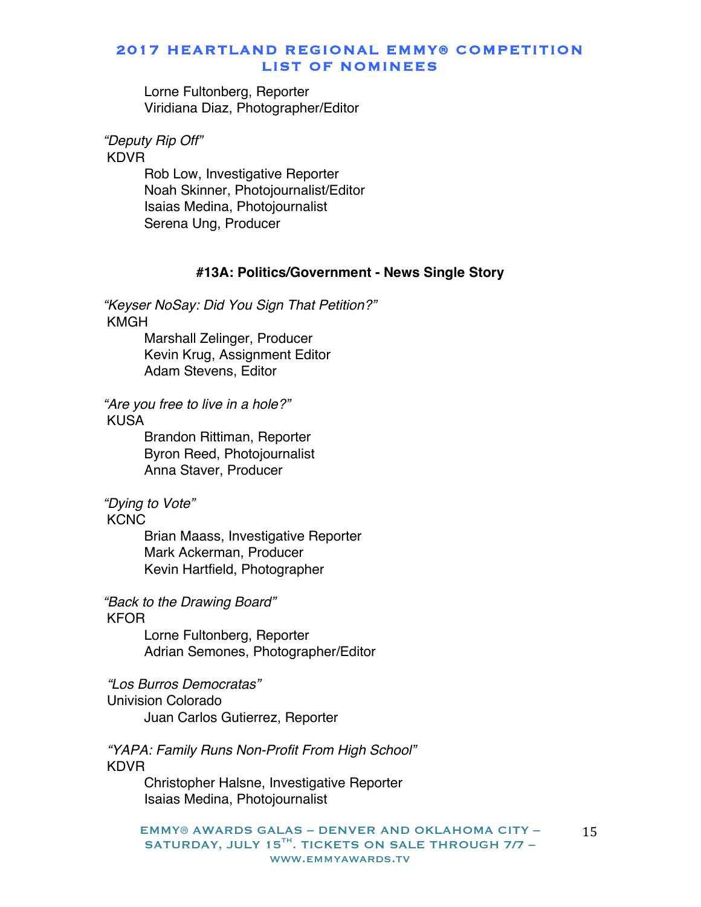Lorne Fultonberg, Reporter
Viridiana Diaz, Photographer/Editor

*"Deputy Rip Off"*
KDVR
Rob Low, Investigative Reporter
Noah Skinner, Photojournalist/Editor
Isaias Medina, Photojournalist
Serena Ung, Producer

### #13A: Politics/Government - News Single Story

*"Keyser NoSay: Did You Sign That Petition?"*
KMGH
Marshall Zelinger, Producer
Kevin Krug, Assignment Editor
Adam Stevens, Editor

*"Are you free to live in a hole?"*
KUSA
Brandon Rittiman, Reporter
Byron Reed, Photojournalist
Anna Staver, Producer

*"Dying to Vote"*
KCNC
Brian Maass, Investigative Reporter
Mark Ackerman, Producer
Kevin Hartfield, Photographer

*"Back to the Drawing Board"*
KFOR
Lorne Fultonberg, Reporter
Adrian Semones, Photographer/Editor

*"Los Burros Democratas"*
Univision Colorado
Juan Carlos Gutierrez, Reporter

*"YAPA: Family Runs Non-Profit From High School"*
KDVR
Christopher Halsne, Investigative Reporter
Isaias Medina, Photojournalist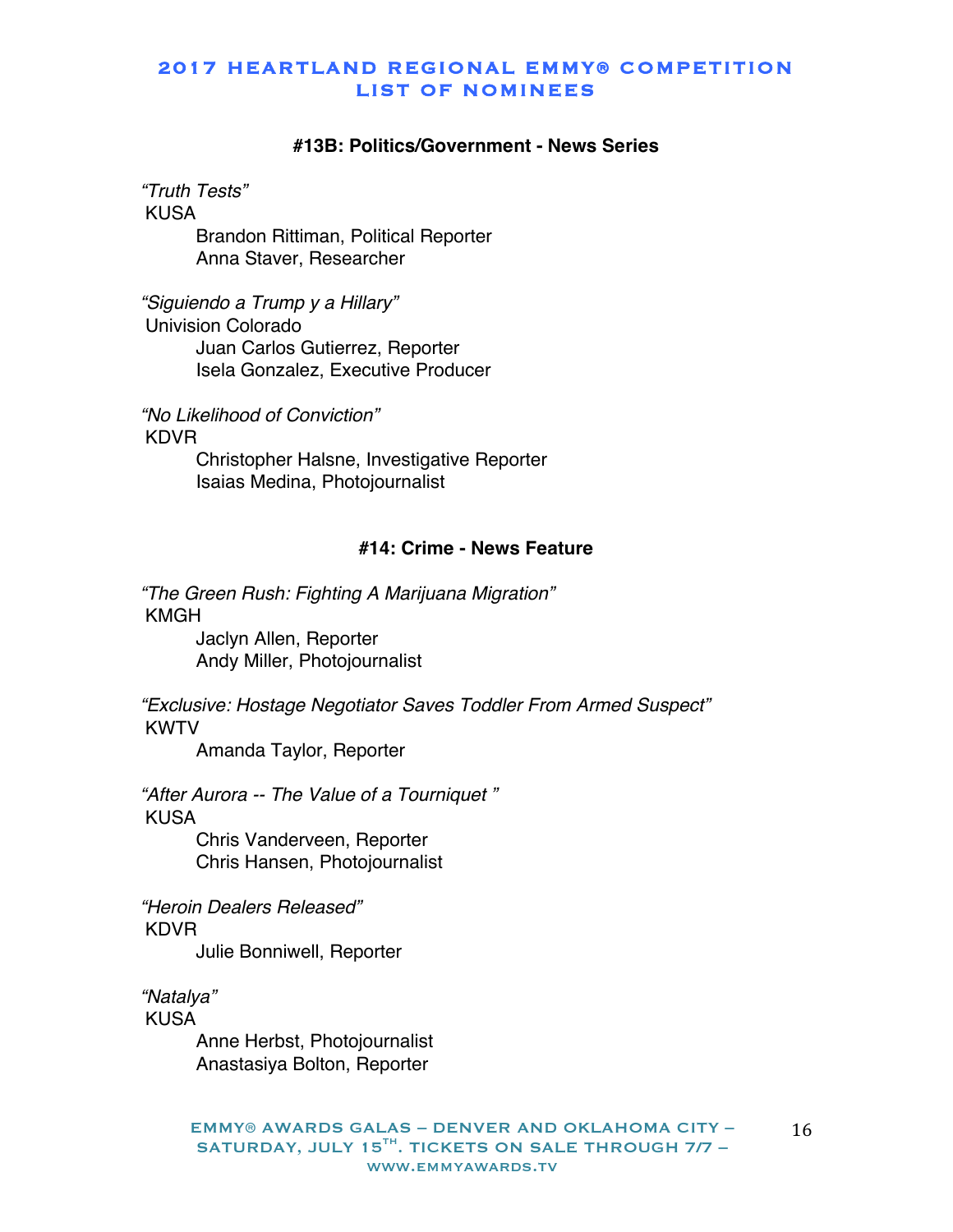#### #13B: Politics/Government - News Series

*"Truth Tests"*
KUSA
Brandon Rittiman, Political Reporter
Anna Staver, Researcher

*"Siguiendo a Trump y a Hillary"*
Univision Colorado
Juan Carlos Gutierrez, Reporter
Isela Gonzalez, Executive Producer

*"No Likelihood of Conviction"*
KDVR
Christopher Halsne, Investigative Reporter
Isaias Medina, Photojournalist

#### #14: Crime - News Feature

*"The Green Rush: Fighting A Marijuana Migration"*
KMGH
Jaclyn Allen, Reporter
Andy Miller, Photojournalist

*"Exclusive: Hostage Negotiator Saves Toddler From Armed Suspect"*
KWTV
Amanda Taylor, Reporter

*"After Aurora -- The Value of a Tourniquet "*
KUSA
Chris Vanderveen, Reporter
Chris Hansen, Photojournalist

*"Heroin Dealers Released"*
KDVR
Julie Bonniwell, Reporter

*"Natalya"*
KUSA
Anne Herbst, Photojournalist
Anastasiya Bolton, Reporter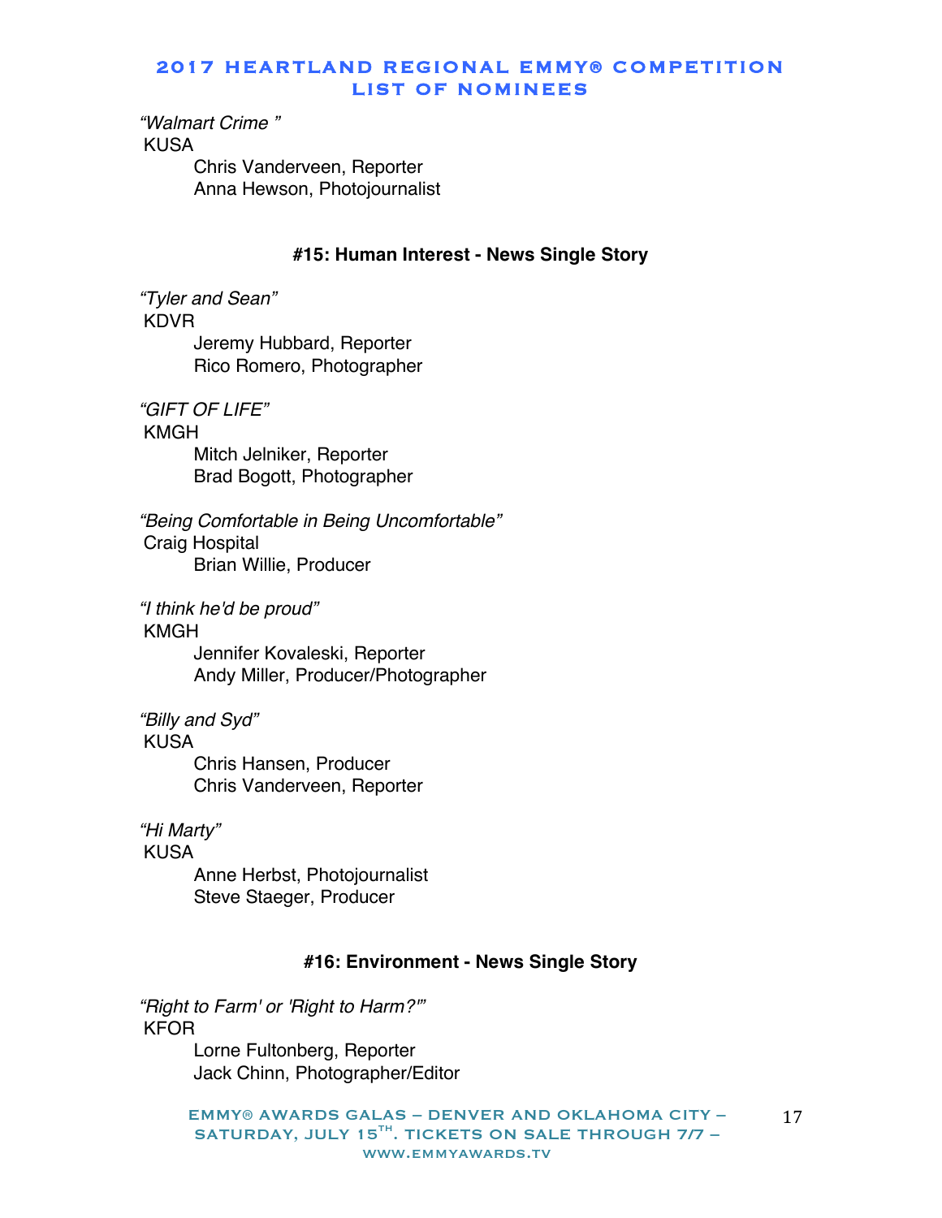*"Walmart Crime "*
KUSA
Chris Vanderveen, Reporter
Anna Hewson, Photojournalist

### #15: Human Interest - News Single Story

*"Tyler and Sean"*
KDVR
Jeremy Hubbard, Reporter
Rico Romero, Photographer

*"GIFT OF LIFE"*
KMGH
Mitch Jelniker, Reporter
Brad Bogott, Photographer

*"Being Comfortable in Being Uncomfortable"*
Craig Hospital
Brian Willie, Producer

*"I think he'd be proud"*
KMGH
Jennifer Kovaleski, Reporter
Andy Miller, Producer/Photographer

*"Billy and Syd"*
KUSA
Chris Hansen, Producer
Chris Vanderveen, Reporter

*"Hi Marty"*
KUSA
Anne Herbst, Photojournalist
Steve Staeger, Producer

### #16: Environment - News Single Story

*"Right to Farm' or 'Right to Harm?'"*
KFOR
Lorne Fultonberg, Reporter
Jack Chinn, Photographer/Editor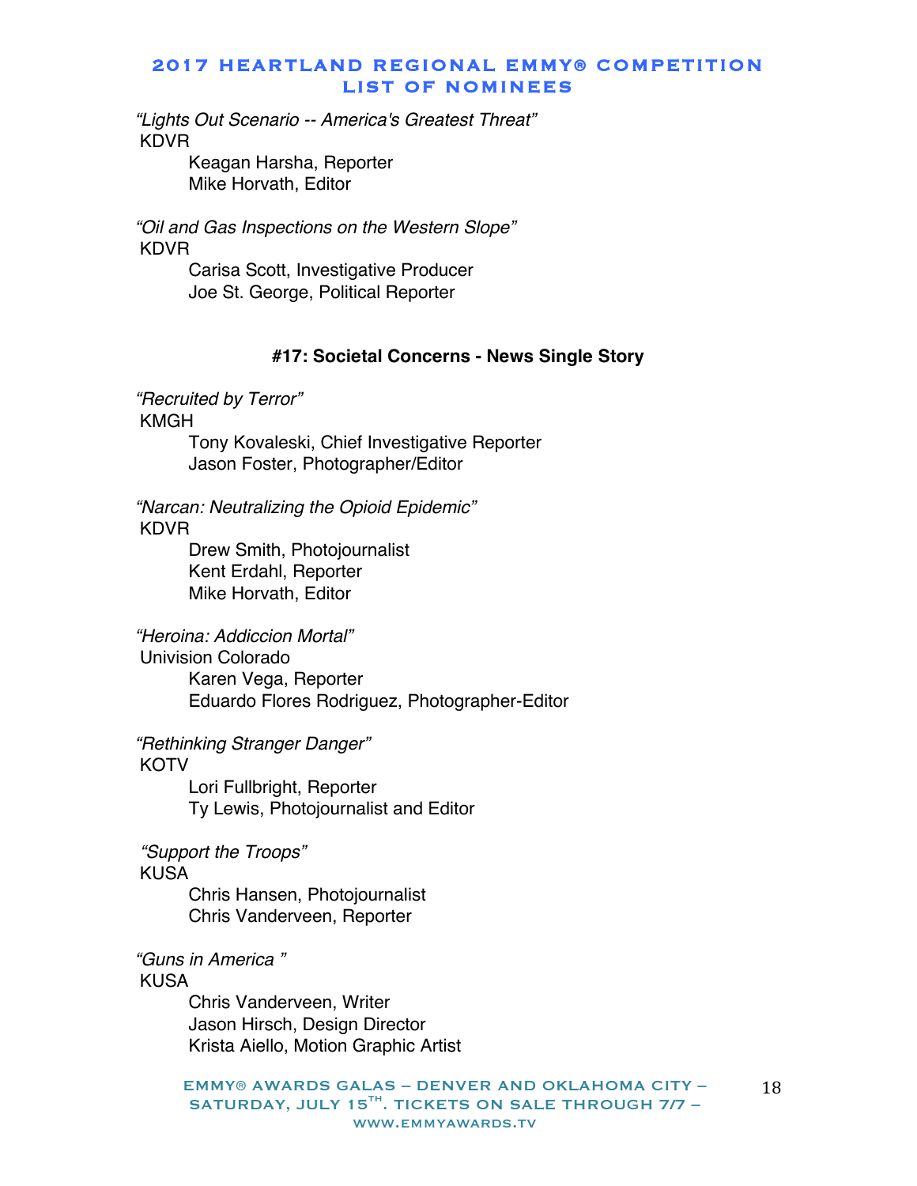*"Lights Out Scenario -- America's Greatest Threat"*
KDVR
Keagan Harsha, Reporter
Mike Horvath, Editor

*"Oil and Gas Inspections on the Western Slope"*
KDVR
Carisa Scott, Investigative Producer
Joe St. George, Political Reporter

### #17: Societal Concerns - News Single Story

*"Recruited by Terror"*
KMGH
Tony Kovaleski, Chief Investigative Reporter
Jason Foster, Photographer/Editor

*"Narcan: Neutralizing the Opioid Epidemic"*
KDVR
Drew Smith, Photojournalist
Kent Erdahl, Reporter
Mike Horvath, Editor

*"Heroina: Addiccion Mortal"*
Univision Colorado
Karen Vega, Reporter
Eduardo Flores Rodriguez, Photographer-Editor

*"Rethinking Stranger Danger"*
KOTV
Lori Fullbright, Reporter
Ty Lewis, Photojournalist and Editor

*"Support the Troops"*
KUSA
Chris Hansen, Photojournalist
Chris Vanderveen, Reporter

*"Guns in America "*
KUSA
Chris Vanderveen, Writer
Jason Hirsch, Design Director
Krista Aiello, Motion Graphic Artist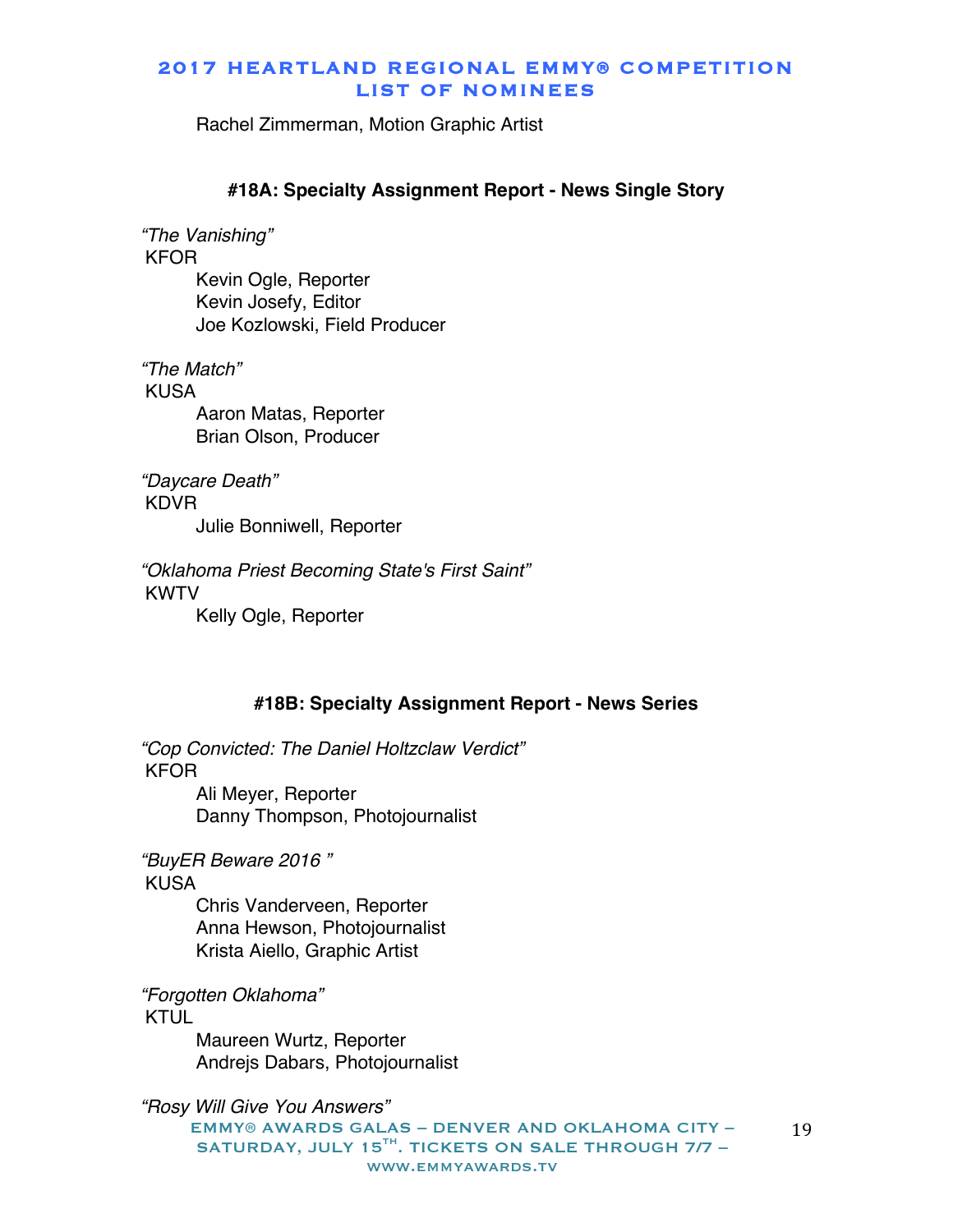Rachel Zimmerman, Motion Graphic Artist

### #18A: Specialty Assignment Report - News Single Story

*"The Vanishing"*
KFOR
Kevin Ogle, Reporter
Kevin Josefy, Editor
Joe Kozlowski, Field Producer

*"The Match"*
KUSA
Aaron Matas, Reporter
Brian Olson, Producer

*"Daycare Death"*
KDVR
Julie Bonniwell, Reporter

*"Oklahoma Priest Becoming State's First Saint"*
KWTV
Kelly Ogle, Reporter

### #18B: Specialty Assignment Report - News Series

*"Cop Convicted: The Daniel Holtzclaw Verdict"*
KFOR
Ali Meyer, Reporter
Danny Thompson, Photojournalist

*"BuyER Beware 2016 "*
KUSA
Chris Vanderveen, Reporter
Anna Hewson, Photojournalist
Krista Aiello, Graphic Artist

*"Forgotten Oklahoma"*
KTUL
Maureen Wurtz, Reporter
Andrejs Dabars, Photojournalist

*"Rosy Will Give You Answers"*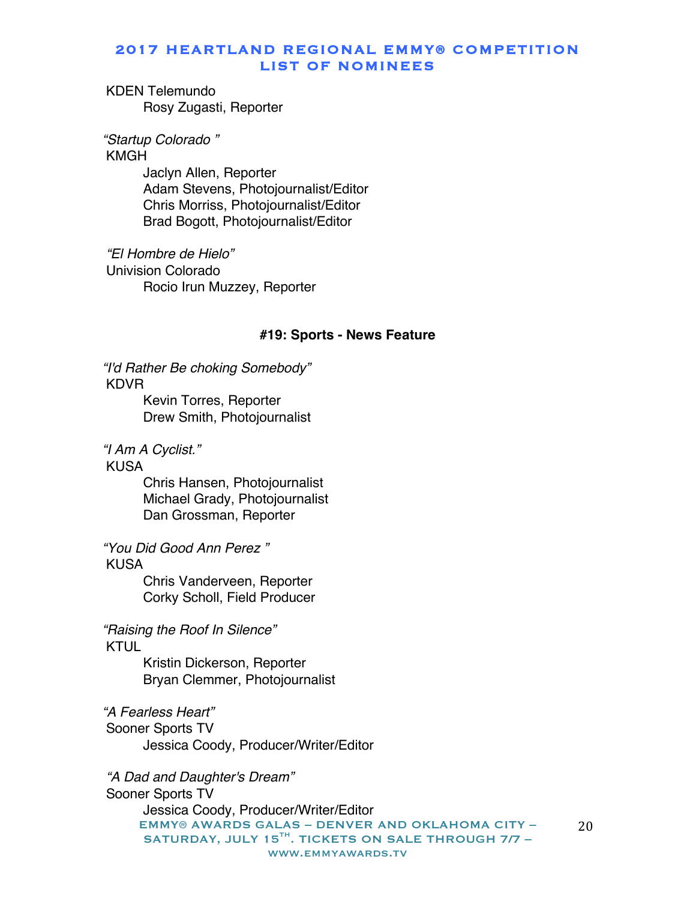KDEN Telemundo

Rosy Zugasti, Reporter

*"Startup Colorado "*

KMGH

Jaclyn Allen, Reporter
Adam Stevens, Photojournalist/Editor
Chris Morriss, Photojournalist/Editor
Brad Bogott, Photojournalist/Editor

*"El Hombre de Hielo"*

Univision Colorado

Rocio Irun Muzzey, Reporter

**#19: Sports - News Feature**

*"I'd Rather Be choking Somebody"*

KDVR

Kevin Torres, Reporter
Drew Smith, Photojournalist

*"I Am A Cyclist."*

KUSA

Chris Hansen, Photojournalist
Michael Grady, Photojournalist
Dan Grossman, Reporter

*"You Did Good Ann Perez "*

KUSA

Chris Vanderveen, Reporter
Corky Scholl, Field Producer

*"Raising the Roof In Silence"*

KTUL

Kristin Dickerson, Reporter
Bryan Clemmer, Photojournalist

*"A Fearless Heart"*

Sooner Sports TV

Jessica Coody, Producer/Writer/Editor

*"A Dad and Daughter's Dream"*

Sooner Sports TV

Jessica Coody, Producer/Writer/Editor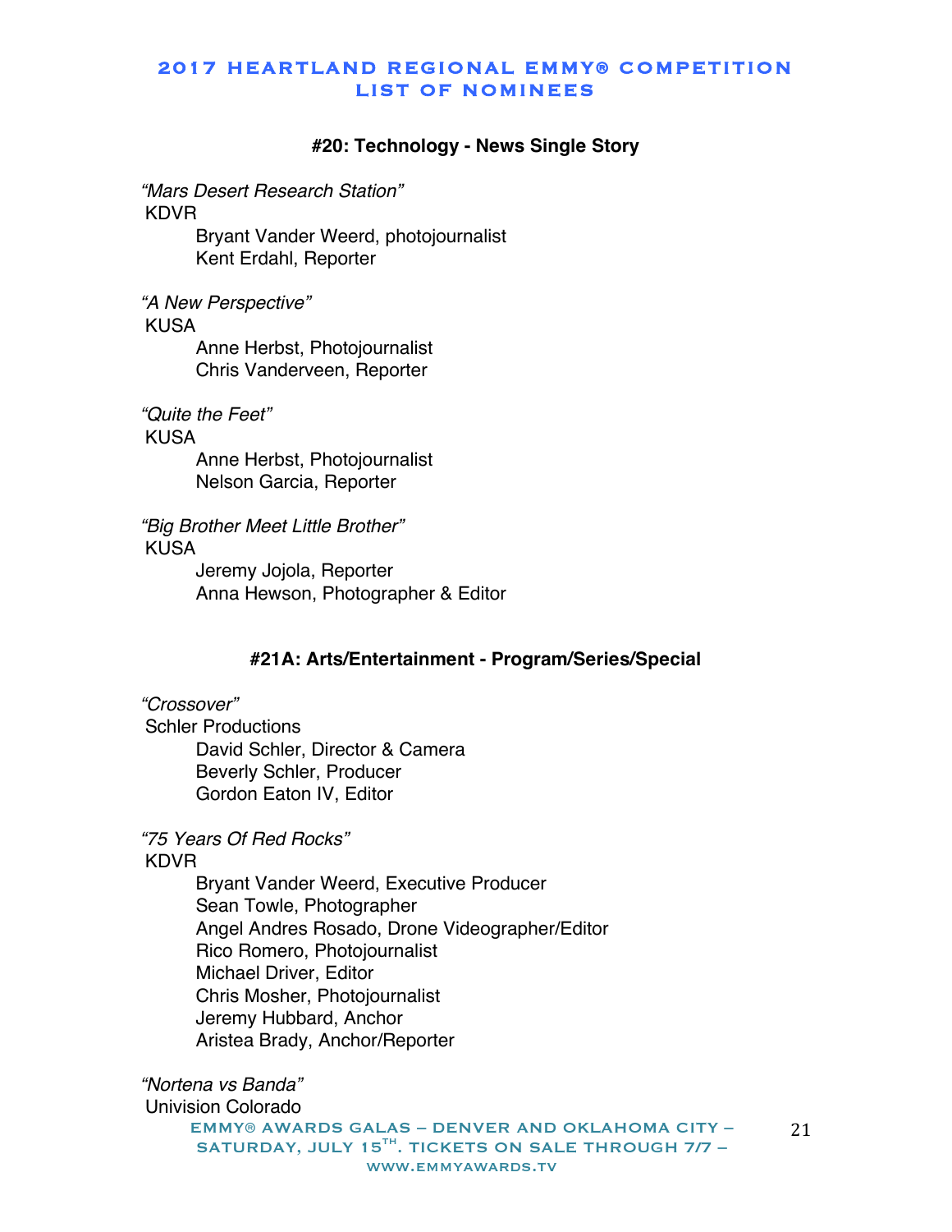#### #20: Technology - News Single Story

*"Mars Desert Research Station"*
KDVR
Bryant Vander Weerd, photojournalist
Kent Erdahl, Reporter

*"A New Perspective"*
KUSA
Anne Herbst, Photojournalist
Chris Vanderveen, Reporter

*"Quite the Feet"*
KUSA
Anne Herbst, Photojournalist
Nelson Garcia, Reporter

*"Big Brother Meet Little Brother"*
KUSA
Jeremy Jojola, Reporter
Anna Hewson, Photographer & Editor

#### #21A: Arts/Entertainment - Program/Series/Special

*"Crossover"*
Schler Productions
David Schler, Director & Camera
Beverly Schler, Producer
Gordon Eaton IV, Editor

*"75 Years Of Red Rocks"*
KDVR
Bryant Vander Weerd, Executive Producer
Sean Towle, Photographer
Angel Andres Rosado, Drone Videographer/Editor
Rico Romero, Photojournalist
Michael Driver, Editor
Chris Mosher, Photojournalist
Jeremy Hubbard, Anchor
Aristea Brady, Anchor/Reporter

*"Nortena vs Banda"*
Univision Colorado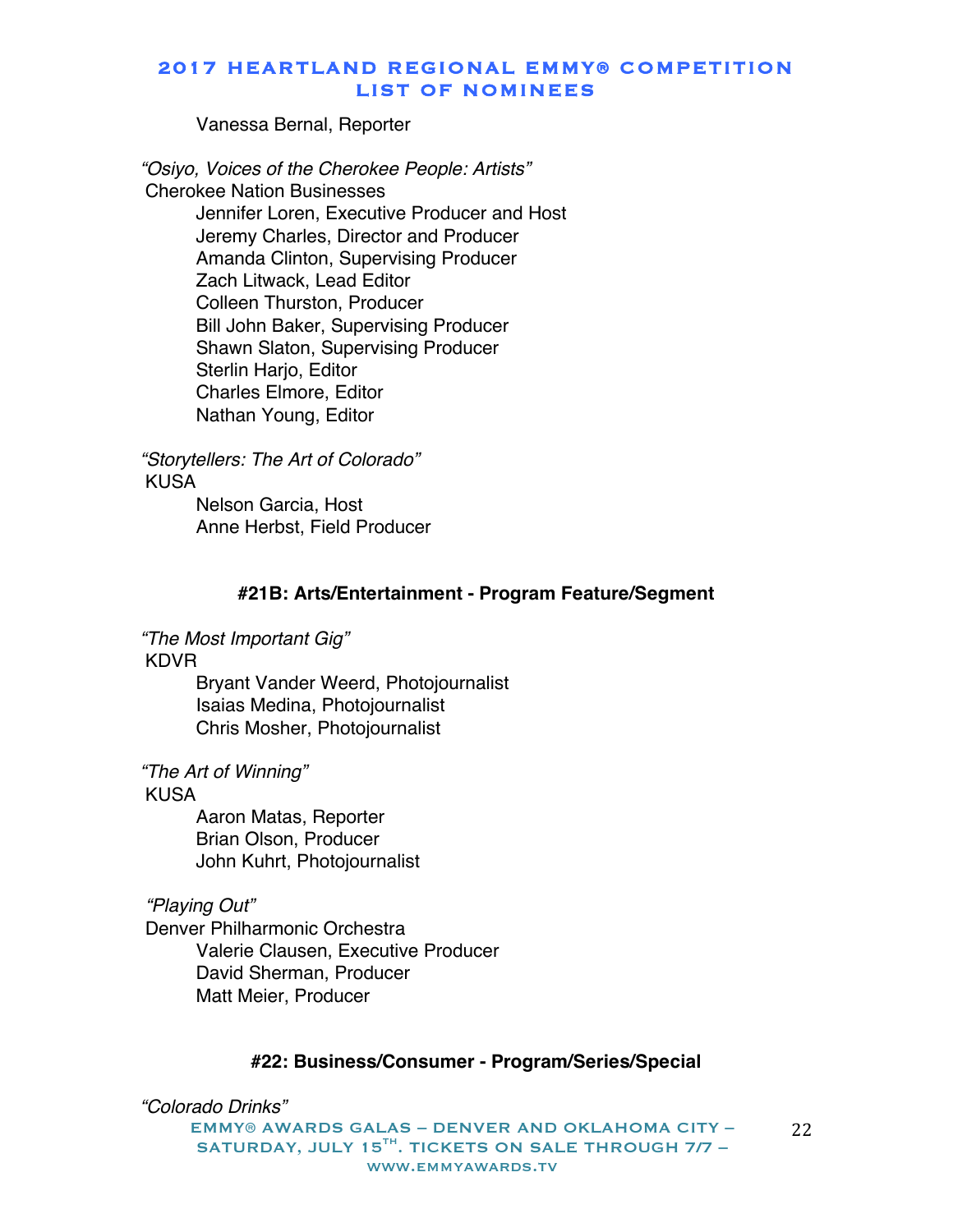Vanessa Bernal, Reporter

*"Osiyo, Voices of the Cherokee People: Artists"*
Cherokee Nation Businesses
- Jennifer Loren, Executive Producer and Host
- Jeremy Charles, Director and Producer
- Amanda Clinton, Supervising Producer
- Zach Litwack, Lead Editor
- Colleen Thurston, Producer
- Bill John Baker, Supervising Producer
- Shawn Slaton, Supervising Producer
- Sterlin Harjo, Editor
- Charles Elmore, Editor
- Nathan Young, Editor

*"Storytellers: The Art of Colorado"*
KUSA
- Nelson Garcia, Host
- Anne Herbst, Field Producer

### #21B: Arts/Entertainment - Program Feature/Segment

*"The Most Important Gig"*
KDVR
- Bryant Vander Weerd, Photojournalist
- Isaias Medina, Photojournalist
- Chris Mosher, Photojournalist

*"The Art of Winning"*
KUSA
- Aaron Matas, Reporter
- Brian Olson, Producer
- John Kuhrt, Photojournalist

*"Playing Out"*
Denver Philharmonic Orchestra
- Valerie Clausen, Executive Producer
- David Sherman, Producer
- Matt Meier, Producer

### #22: Business/Consumer - Program/Series/Special

*"Colorado Drinks"*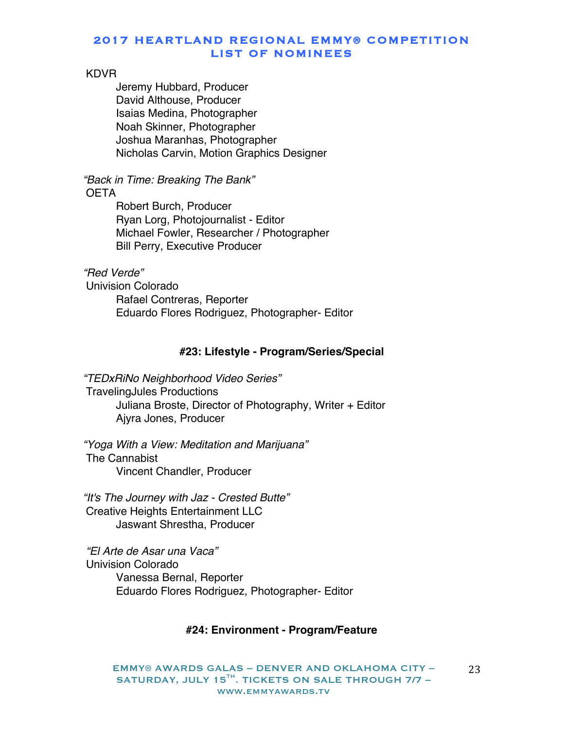KDVR

Jeremy Hubbard, Producer
David Althouse, Producer
Isaias Medina, Photographer
Noah Skinner, Photographer
Joshua Maranhas, Photographer
Nicholas Carvin, Motion Graphics Designer

*"Back in Time: Breaking The Bank"*
OETA

Robert Burch, Producer
Ryan Lorg, Photojournalist - Editor
Michael Fowler, Researcher / Photographer
Bill Perry, Executive Producer

*"Red Verde"*
Univision Colorado

Rafael Contreras, Reporter
Eduardo Flores Rodriguez, Photographer- Editor

### #23: Lifestyle - Program/Series/Special

*"TEDxRiNo Neighborhood Video Series"*
TravelingJules Productions

Juliana Broste, Director of Photography, Writer + Editor
Ajyra Jones, Producer

*"Yoga With a View: Meditation and Marijuana"*
The Cannabist

Vincent Chandler, Producer

*"It's The Journey with Jaz - Crested Butte"*
Creative Heights Entertainment LLC

Jaswant Shrestha, Producer

*"El Arte de Asar una Vaca"*
Univision Colorado

Vanessa Bernal, Reporter
Eduardo Flores Rodriguez, Photographer- Editor

### #24: Environment - Program/Feature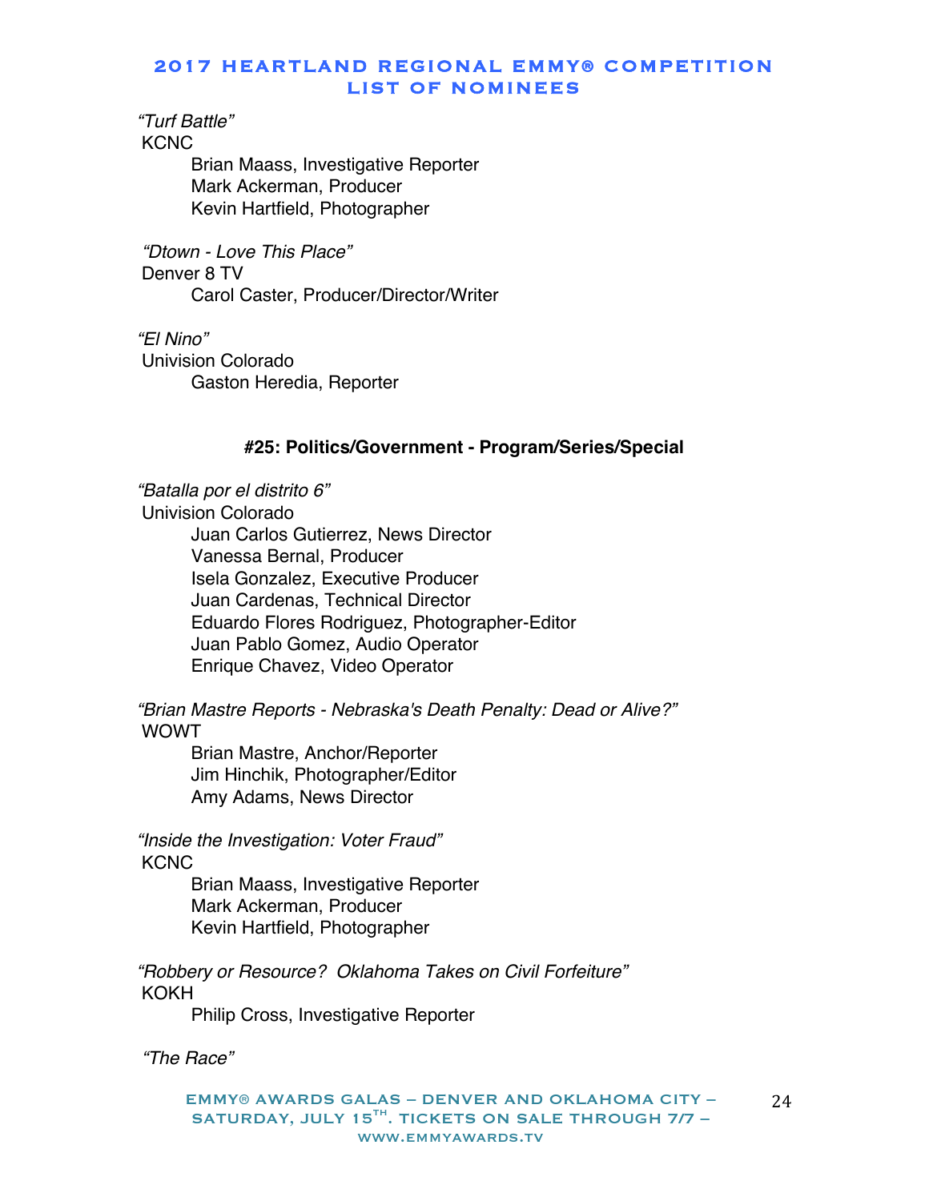*"Turf Battle"*
KCNC
- Brian Maass, Investigative Reporter
- Mark Ackerman, Producer
- Kevin Hartfield, Photographer

*"Dtown - Love This Place"*
Denver 8 TV
- Carol Caster, Producer/Director/Writer

*"El Nino"*
Univision Colorado
- Gaston Heredia, Reporter

### #25: Politics/Government - Program/Series/Special

*"Batalla por el distrito 6"*
Univision Colorado
- Juan Carlos Gutierrez, News Director
- Vanessa Bernal, Producer
- Isela Gonzalez, Executive Producer
- Juan Cardenas, Technical Director
- Eduardo Flores Rodriguez, Photographer-Editor
- Juan Pablo Gomez, Audio Operator
- Enrique Chavez, Video Operator

*"Brian Mastre Reports - Nebraska's Death Penalty: Dead or Alive?"*
WOWT
- Brian Mastre, Anchor/Reporter
- Jim Hinchik, Photographer/Editor
- Amy Adams, News Director

*"Inside the Investigation: Voter Fraud"*
KCNC
- Brian Maass, Investigative Reporter
- Mark Ackerman, Producer
- Kevin Hartfield, Photographer

*"Robbery or Resource? Oklahoma Takes on Civil Forfeiture"*
KOKH
- Philip Cross, Investigative Reporter

*"The Race"*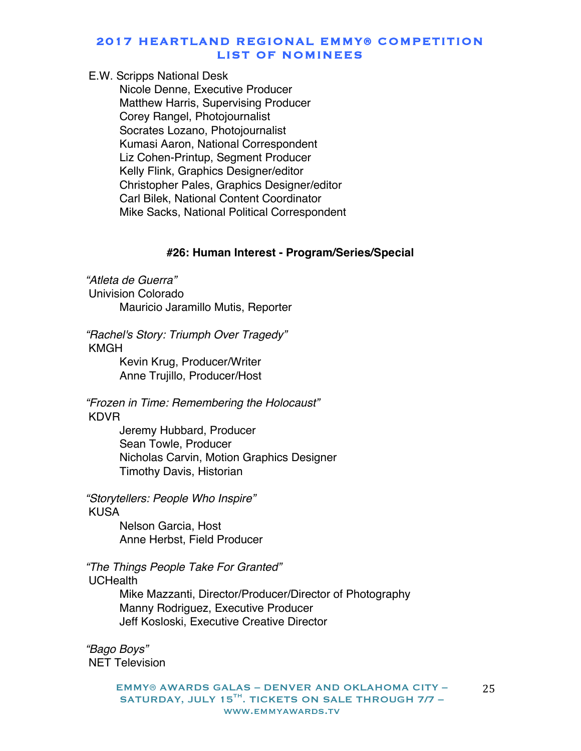E.W. Scripps National Desk

- Nicole Denne, Executive Producer
- Matthew Harris, Supervising Producer
- Corey Rangel, Photojournalist
- Socrates Lozano, Photojournalist
- Kumasi Aaron, National Correspondent
- Liz Cohen-Printup, Segment Producer
- Kelly Flink, Graphics Designer/editor
- Christopher Pales, Graphics Designer/editor
- Carl Bilek, National Content Coordinator
- Mike Sacks, National Political Correspondent

### #26: Human Interest - Program/Series/Special

*"Atleta de Guerra"*
Univision Colorado

- Mauricio Jaramillo Mutis, Reporter

*"Rachel's Story: Triumph Over Tragedy"*
KMGH

- Kevin Krug, Producer/Writer
- Anne Trujillo, Producer/Host

*"Frozen in Time: Remembering the Holocaust"*
KDVR

- Jeremy Hubbard, Producer
- Sean Towle, Producer
- Nicholas Carvin, Motion Graphics Designer
- Timothy Davis, Historian

*"Storytellers: People Who Inspire"*
KUSA

- Nelson Garcia, Host
- Anne Herbst, Field Producer

*"The Things People Take For Granted"*
UCHealth

- Mike Mazzanti, Director/Producer/Director of Photography
- Manny Rodriguez, Executive Producer
- Jeff Kosloski, Executive Creative Director

*"Bago Boys"*
NET Television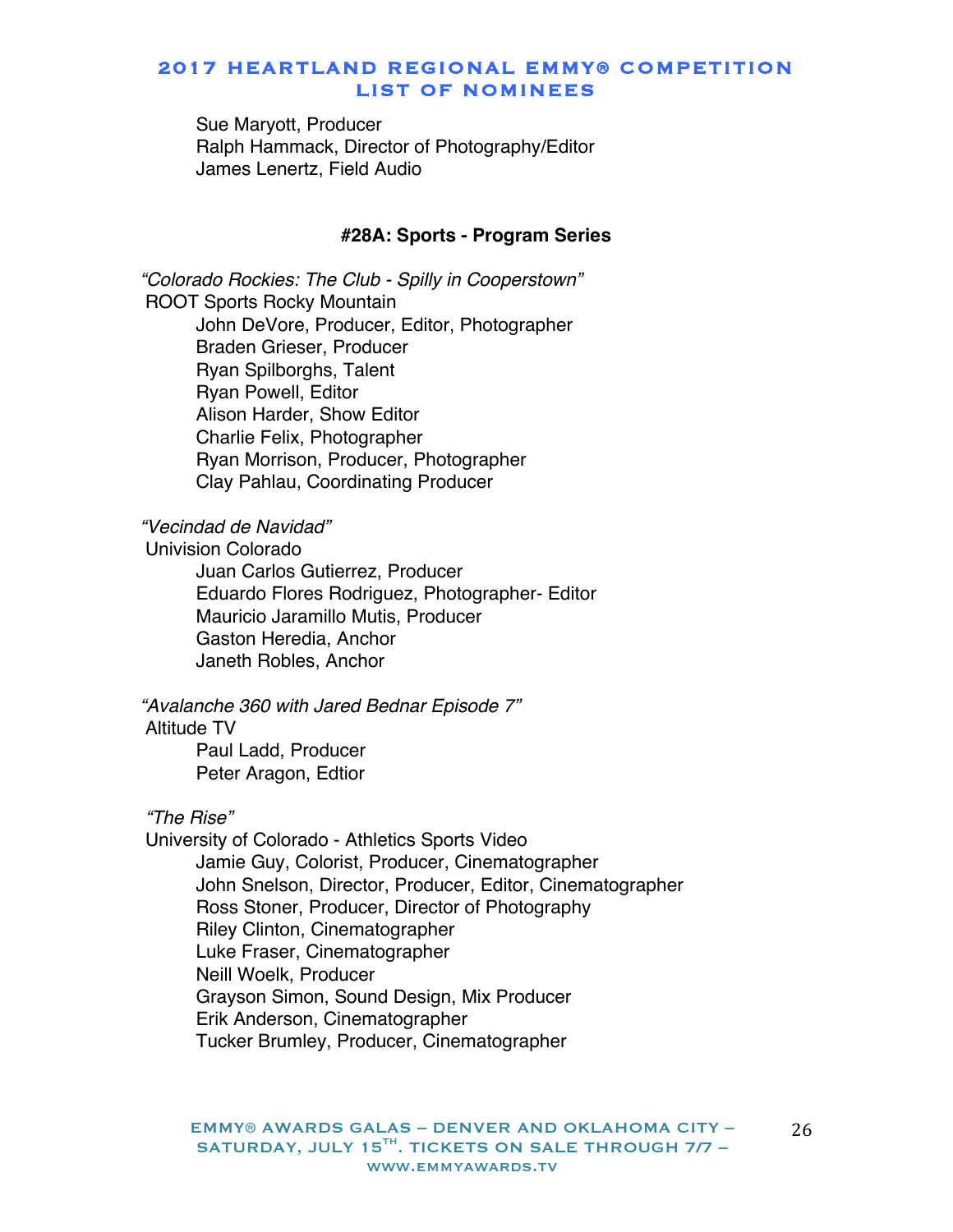Sue Maryott, Producer
Ralph Hammack, Director of Photography/Editor
James Lenertz, Field Audio

### #28A: Sports - Program Series

*"Colorado Rockies: The Club - Spilly in Cooperstown"*
ROOT Sports Rocky Mountain
John DeVore, Producer, Editor, Photographer
Braden Grieser, Producer
Ryan Spilborghs, Talent
Ryan Powell, Editor
Alison Harder, Show Editor
Charlie Felix, Photographer
Ryan Morrison, Producer, Photographer
Clay Pahlau, Coordinating Producer

*"Vecindad de Navidad"*
Univision Colorado
Juan Carlos Gutierrez, Producer
Eduardo Flores Rodriguez, Photographer- Editor
Mauricio Jaramillo Mutis, Producer
Gaston Heredia, Anchor
Janeth Robles, Anchor

*"Avalanche 360 with Jared Bednar Episode 7"*
Altitude TV
Paul Ladd, Producer
Peter Aragon, Edtior

*"The Rise"*
University of Colorado - Athletics Sports Video
Jamie Guy, Colorist, Producer, Cinematographer
John Snelson, Director, Producer, Editor, Cinematographer
Ross Stoner, Producer, Director of Photography
Riley Clinton, Cinematographer
Luke Fraser, Cinematographer
Neill Woelk, Producer
Grayson Simon, Sound Design, Mix Producer
Erik Anderson, Cinematographer
Tucker Brumley, Producer, Cinematographer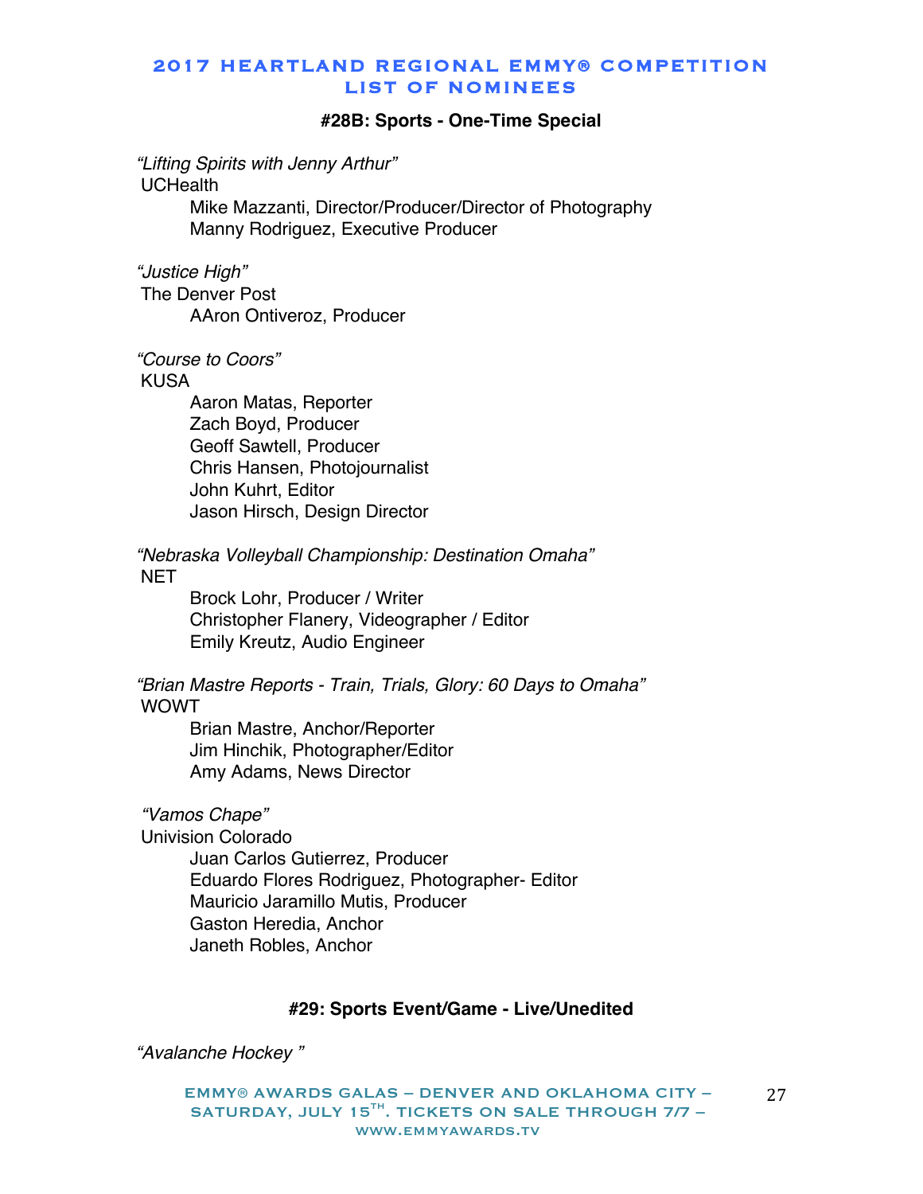## #28B: Sports - One-Time Special

*"Lifting Spirits with Jenny Arthur"*
UCHealth
Mike Mazzanti, Director/Producer/Director of Photography
Manny Rodriguez, Executive Producer

*"Justice High"*
The Denver Post
AAron Ontiveroz, Producer

*"Course to Coors"*
KUSA
Aaron Matas, Reporter
Zach Boyd, Producer
Geoff Sawtell, Producer
Chris Hansen, Photojournalist
John Kuhrt, Editor
Jason Hirsch, Design Director

*"Nebraska Volleyball Championship: Destination Omaha"*
NET
Brock Lohr, Producer / Writer
Christopher Flanery, Videographer / Editor
Emily Kreutz, Audio Engineer

*"Brian Mastre Reports - Train, Trials, Glory: 60 Days to Omaha"*
WOWT
Brian Mastre, Anchor/Reporter
Jim Hinchik, Photographer/Editor
Amy Adams, News Director

*"Vamos Chape"*
Univision Colorado
Juan Carlos Gutierrez, Producer
Eduardo Flores Rodriguez, Photographer- Editor
Mauricio Jaramillo Mutis, Producer
Gaston Heredia, Anchor
Janeth Robles, Anchor

## #29: Sports Event/Game - Live/Unedited

*"Avalanche Hockey "*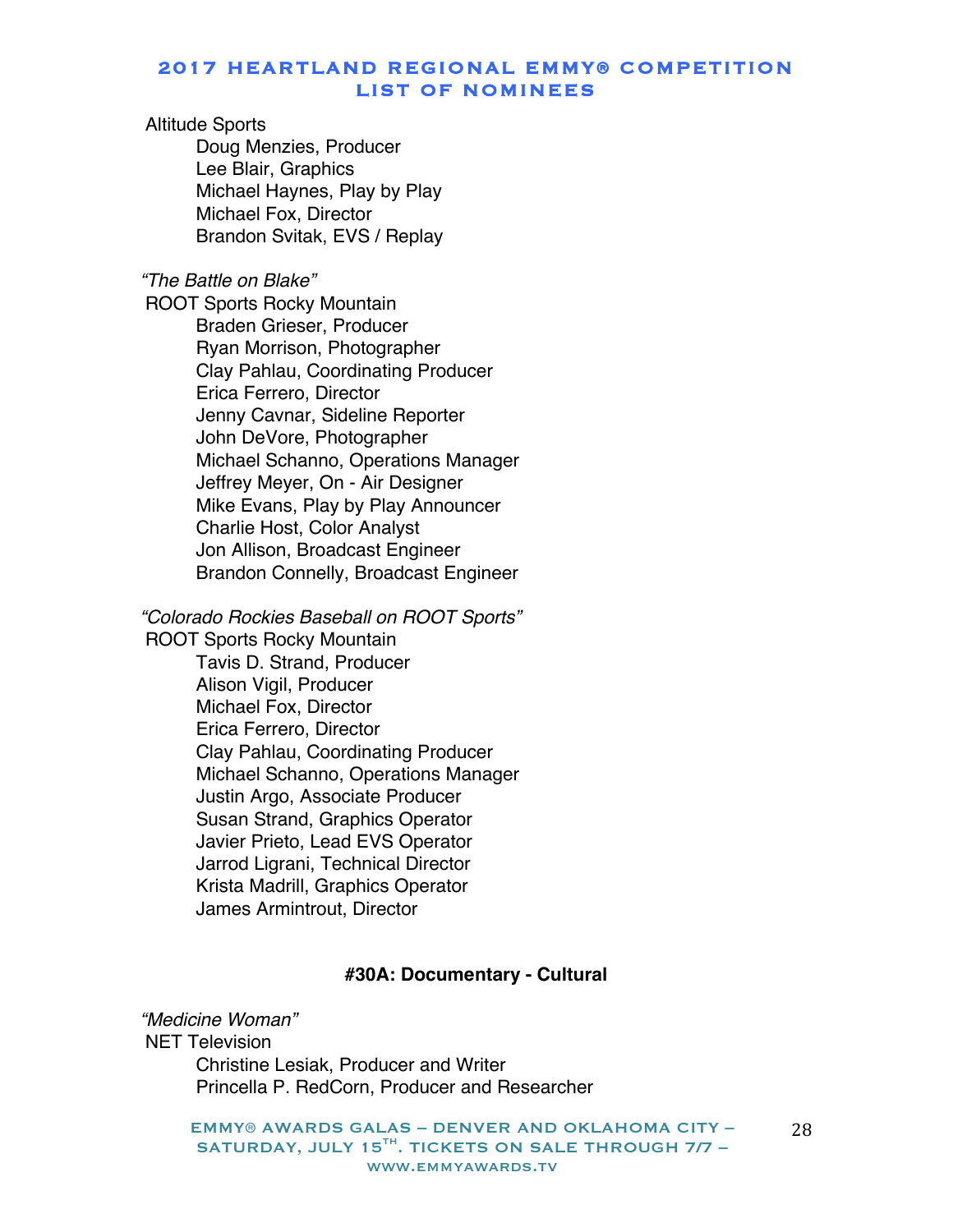Altitude Sports
- Doug Menzies, Producer
- Lee Blair, Graphics
- Michael Haynes, Play by Play
- Michael Fox, Director
- Brandon Svitak, EVS / Replay

*"The Battle on Blake"*
ROOT Sports Rocky Mountain
- Braden Grieser, Producer
- Ryan Morrison, Photographer
- Clay Pahlau, Coordinating Producer
- Erica Ferrero, Director
- Jenny Cavnar, Sideline Reporter
- John DeVore, Photographer
- Michael Schanno, Operations Manager
- Jeffrey Meyer, On - Air Designer
- Mike Evans, Play by Play Announcer
- Charlie Host, Color Analyst
- Jon Allison, Broadcast Engineer
- Brandon Connelly, Broadcast Engineer

*"Colorado Rockies Baseball on ROOT Sports"*
ROOT Sports Rocky Mountain
- Tavis D. Strand, Producer
- Alison Vigil, Producer
- Michael Fox, Director
- Erica Ferrero, Director
- Clay Pahlau, Coordinating Producer
- Michael Schanno, Operations Manager
- Justin Argo, Associate Producer
- Susan Strand, Graphics Operator
- Javier Prieto, Lead EVS Operator
- Jarrod Ligrani, Technical Director
- Krista Madrill, Graphics Operator
- James Armintrout, Director

## #30A: Documentary - Cultural

*"Medicine Woman"*
NET Television
- Christine Lesiak, Producer and Writer
- Princella P. RedCorn, Producer and Researcher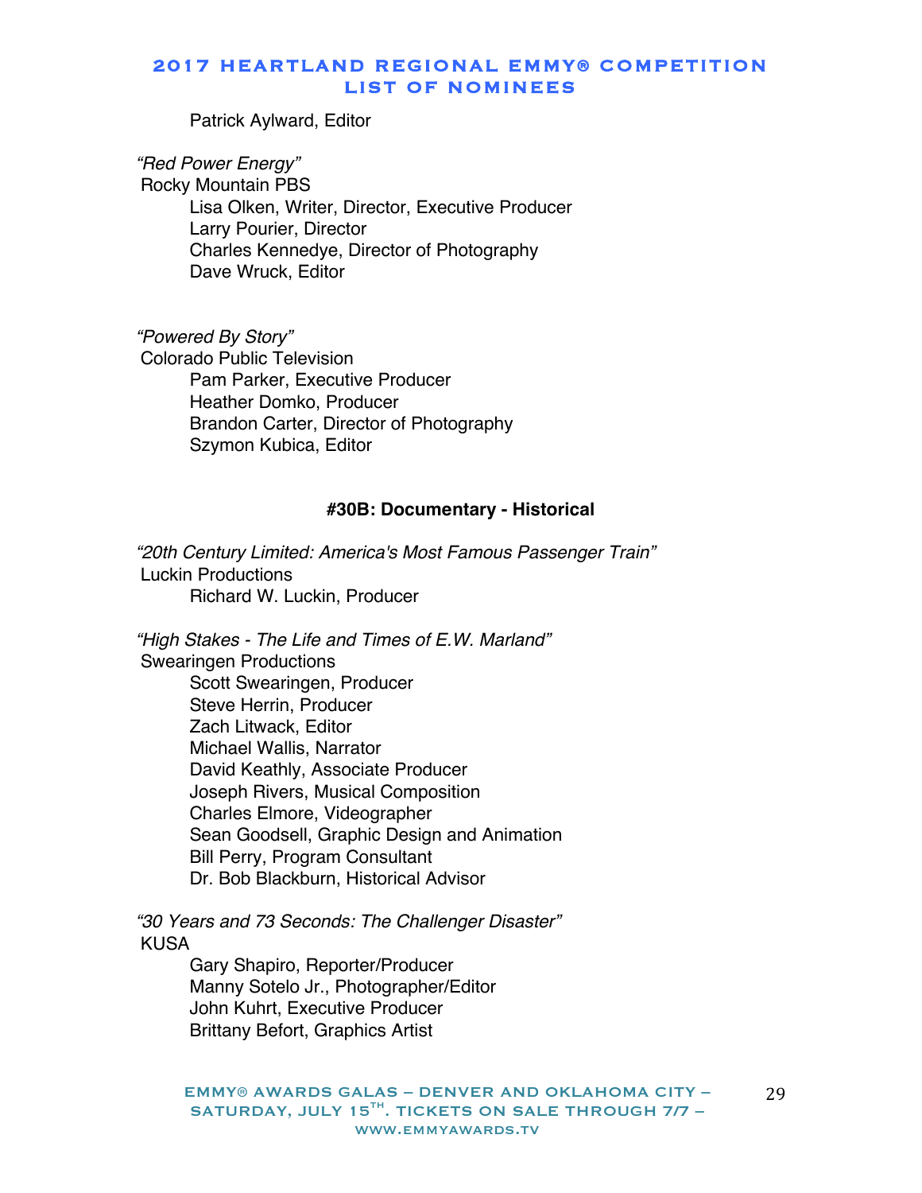Patrick Aylward, Editor

*"Red Power Energy"*
Rocky Mountain PBS
Lisa Olken, Writer, Director, Executive Producer
Larry Pourier, Director
Charles Kennedye, Director of Photography
Dave Wruck, Editor

*"Powered By Story"*
Colorado Public Television
Pam Parker, Executive Producer
Heather Domko, Producer
Brandon Carter, Director of Photography
Szymon Kubica, Editor

### #30B: Documentary - Historical

*"20th Century Limited: America's Most Famous Passenger Train"*
Luckin Productions
Richard W. Luckin, Producer

*"High Stakes - The Life and Times of E.W. Marland"*
Swearingen Productions
Scott Swearingen, Producer
Steve Herrin, Producer
Zach Litwack, Editor
Michael Wallis, Narrator
David Keathly, Associate Producer
Joseph Rivers, Musical Composition
Charles Elmore, Videographer
Sean Goodsell, Graphic Design and Animation
Bill Perry, Program Consultant
Dr. Bob Blackburn, Historical Advisor

*"30 Years and 73 Seconds: The Challenger Disaster"*
KUSA
Gary Shapiro, Reporter/Producer
Manny Sotelo Jr., Photographer/Editor
John Kuhrt, Executive Producer
Brittany Befort, Graphics Artist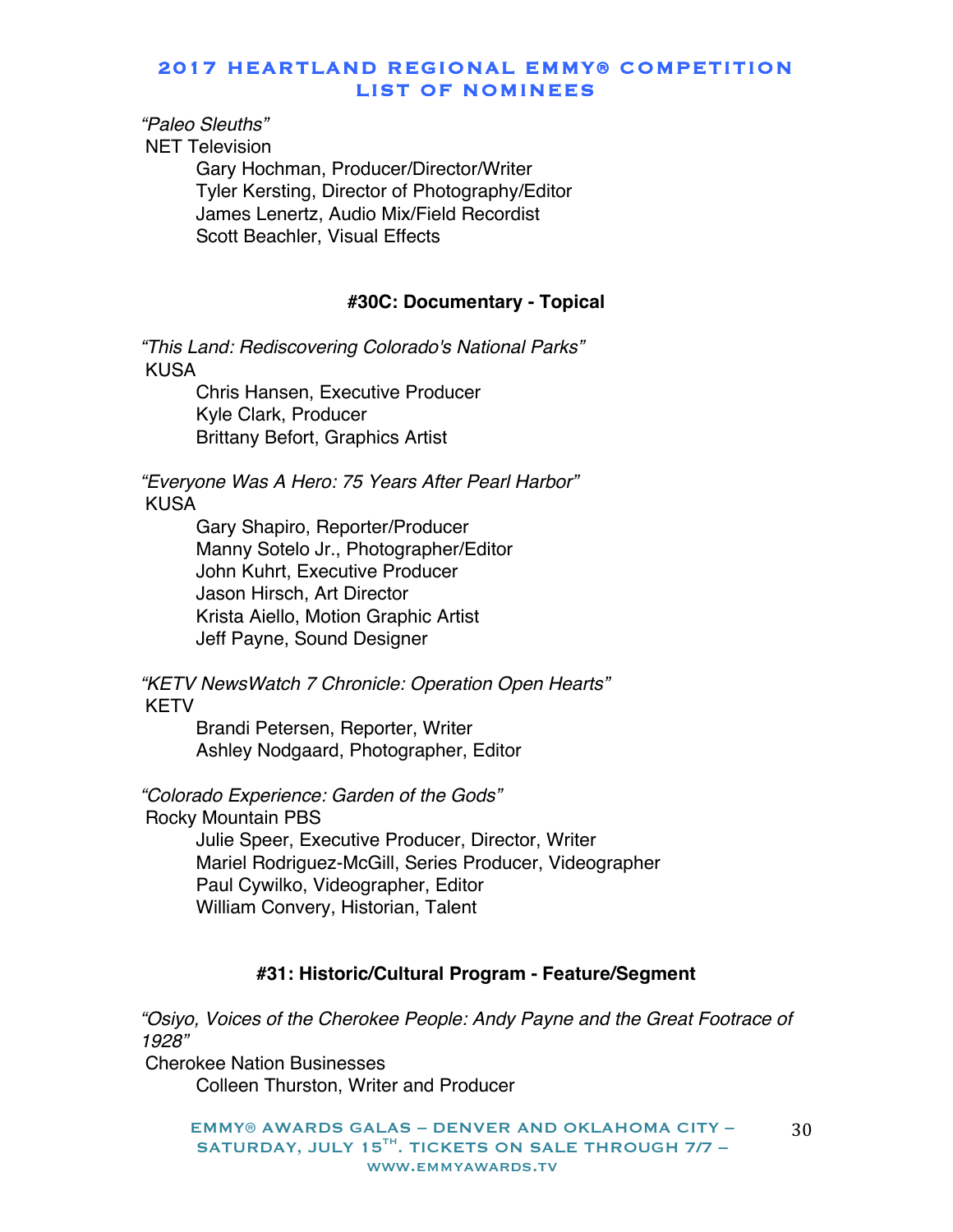*"Paleo Sleuths"*
NET Television
Gary Hochman, Producer/Director/Writer
Tyler Kersting, Director of Photography/Editor
James Lenertz, Audio Mix/Field Recordist
Scott Beachler, Visual Effects

### #30C: Documentary - Topical

*"This Land: Rediscovering Colorado's National Parks"*
KUSA
Chris Hansen, Executive Producer
Kyle Clark, Producer
Brittany Befort, Graphics Artist

*"Everyone Was A Hero: 75 Years After Pearl Harbor"*
KUSA
Gary Shapiro, Reporter/Producer
Manny Sotelo Jr., Photographer/Editor
John Kuhrt, Executive Producer
Jason Hirsch, Art Director
Krista Aiello, Motion Graphic Artist
Jeff Payne, Sound Designer

*"KETV NewsWatch 7 Chronicle: Operation Open Hearts"*
KETV
Brandi Petersen, Reporter, Writer
Ashley Nodgaard, Photographer, Editor

*"Colorado Experience: Garden of the Gods"*
Rocky Mountain PBS
Julie Speer, Executive Producer, Director, Writer
Mariel Rodriguez-McGill, Series Producer, Videographer
Paul Cywilko, Videographer, Editor
William Convery, Historian, Talent

### #31: Historic/Cultural Program - Feature/Segment

*"Osiyo, Voices of the Cherokee People: Andy Payne and the Great Footrace of 1928"*
Cherokee Nation Businesses
Colleen Thurston, Writer and Producer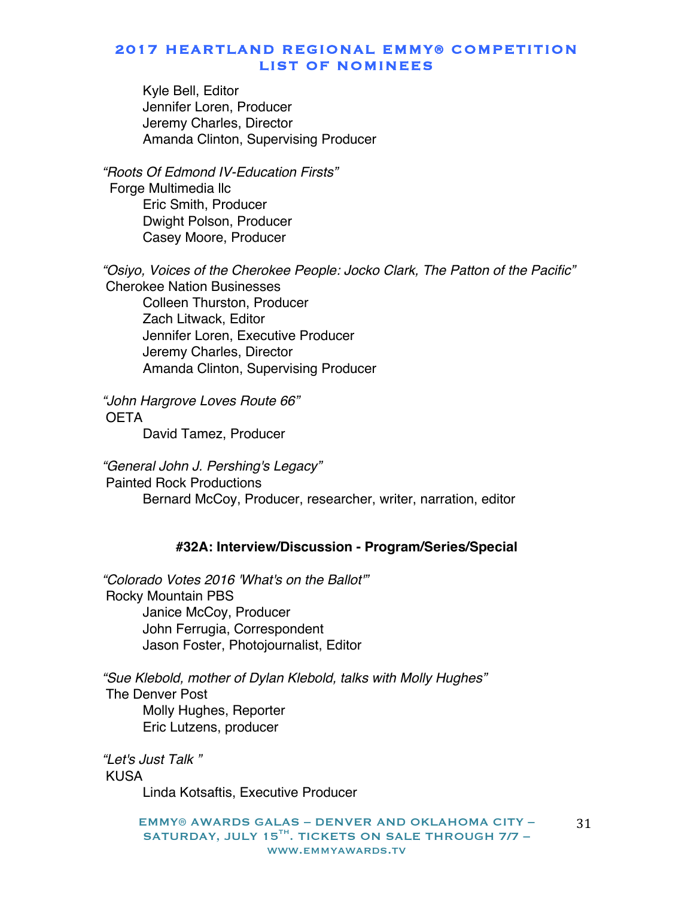Kyle Bell, Editor
Jennifer Loren, Producer
Jeremy Charles, Director
Amanda Clinton, Supervising Producer

*"Roots Of Edmond IV-Education Firsts"*
Forge Multimedia llc
Eric Smith, Producer
Dwight Polson, Producer
Casey Moore, Producer

*"Osiyo, Voices of the Cherokee People: Jocko Clark, The Patton of the Pacific"*
Cherokee Nation Businesses
Colleen Thurston, Producer
Zach Litwack, Editor
Jennifer Loren, Executive Producer
Jeremy Charles, Director
Amanda Clinton, Supervising Producer

*"John Hargrove Loves Route 66"*
OETA
David Tamez, Producer

*"General John J. Pershing's Legacy"*
Painted Rock Productions
Bernard McCoy, Producer, researcher, writer, narration, editor

### #32A: Interview/Discussion - Program/Series/Special

*"Colorado Votes 2016 'What's on the Ballot'"*
Rocky Mountain PBS
Janice McCoy, Producer
John Ferrugia, Correspondent
Jason Foster, Photojournalist, Editor

*"Sue Klebold, mother of Dylan Klebold, talks with Molly Hughes"*
The Denver Post
Molly Hughes, Reporter
Eric Lutzens, producer

*"Let's Just Talk "*
KUSA
Linda Kotsaftis, Executive Producer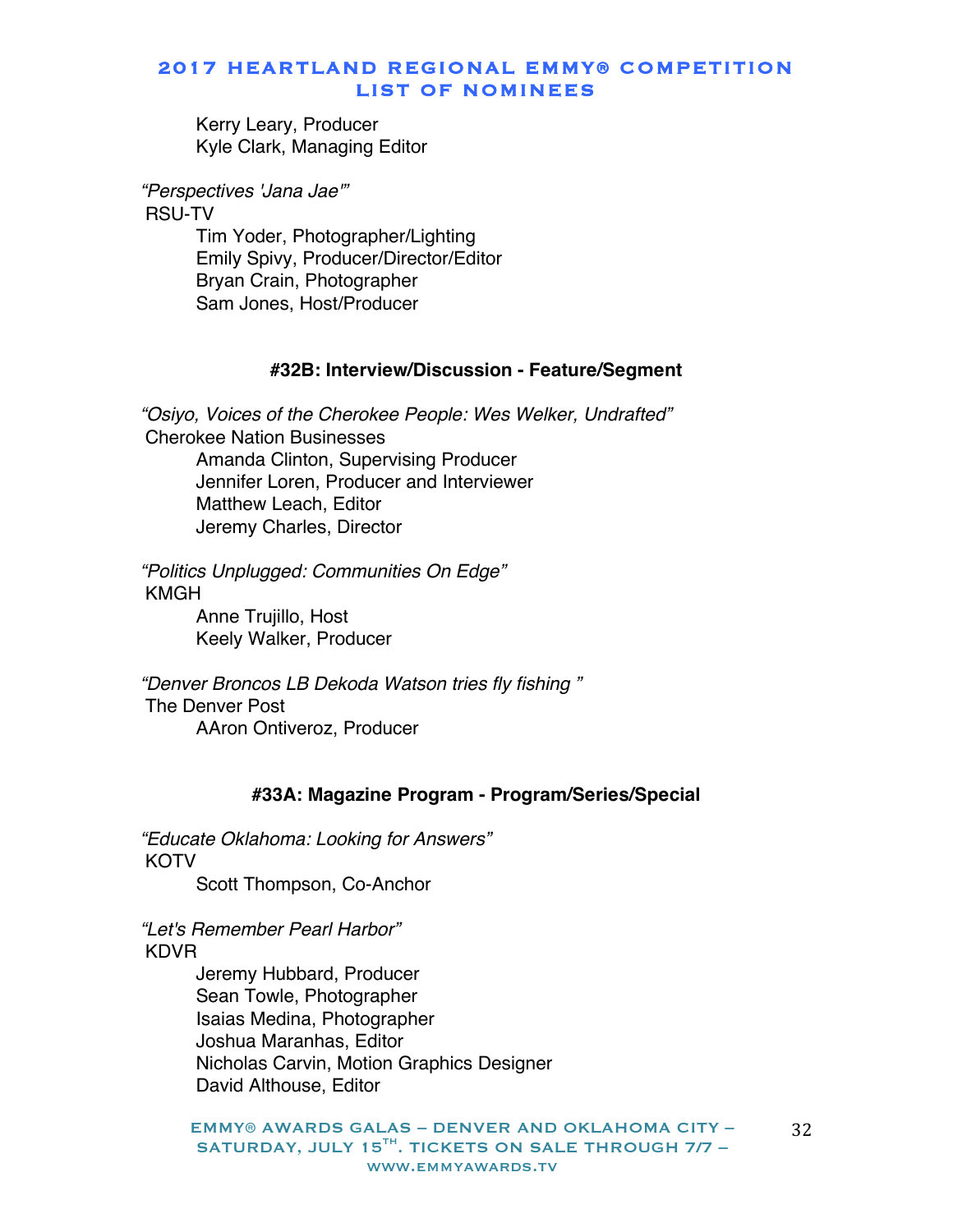Kerry Leary, Producer
Kyle Clark, Managing Editor

*"Perspectives 'Jana Jae'"*
RSU-TV
Tim Yoder, Photographer/Lighting
Emily Spivy, Producer/Director/Editor
Bryan Crain, Photographer
Sam Jones, Host/Producer

### #32B: Interview/Discussion - Feature/Segment

*"Osiyo, Voices of the Cherokee People: Wes Welker, Undrafted"*
Cherokee Nation Businesses
Amanda Clinton, Supervising Producer
Jennifer Loren, Producer and Interviewer
Matthew Leach, Editor
Jeremy Charles, Director

*"Politics Unplugged: Communities On Edge"*
KMGH
Anne Trujillo, Host
Keely Walker, Producer

*"Denver Broncos LB Dekoda Watson tries fly fishing "*
The Denver Post
AAron Ontiveroz, Producer

### #33A: Magazine Program - Program/Series/Special

*"Educate Oklahoma: Looking for Answers"*
KOTV
Scott Thompson, Co-Anchor

*"Let's Remember Pearl Harbor"*
KDVR
Jeremy Hubbard, Producer
Sean Towle, Photographer
Isaias Medina, Photographer
Joshua Maranhas, Editor
Nicholas Carvin, Motion Graphics Designer
David Althouse, Editor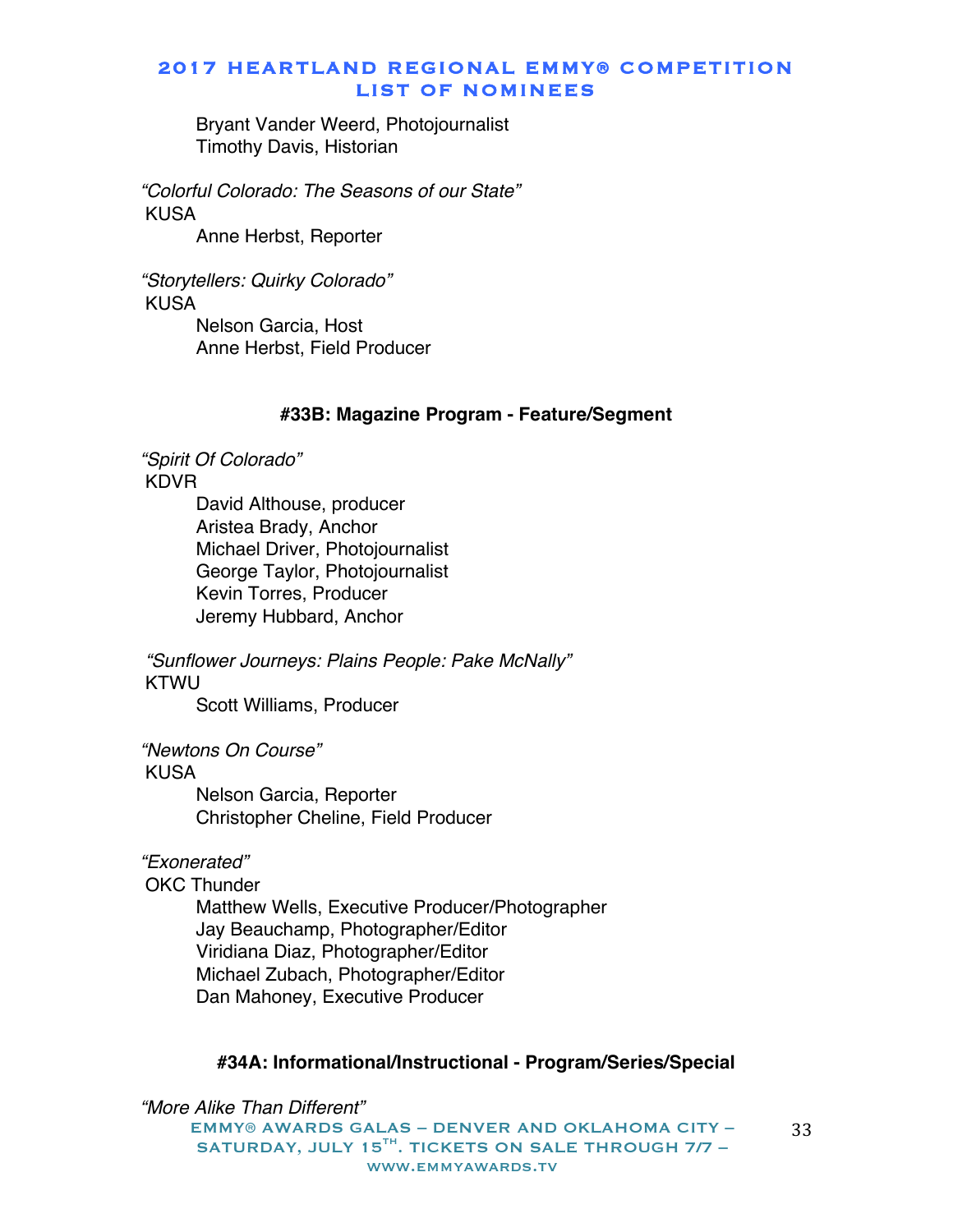Bryant Vander Weerd, Photojournalist
Timothy Davis, Historian

*"Colorful Colorado: The Seasons of our State"*
KUSA
Anne Herbst, Reporter

*"Storytellers: Quirky Colorado"*
KUSA
Nelson Garcia, Host
Anne Herbst, Field Producer

**#33B: Magazine Program - Feature/Segment**

*"Spirit Of Colorado"*
KDVR
David Althouse, producer
Aristea Brady, Anchor
Michael Driver, Photojournalist
George Taylor, Photojournalist
Kevin Torres, Producer
Jeremy Hubbard, Anchor

*"Sunflower Journeys: Plains People: Pake McNally"*
KTWU
Scott Williams, Producer

*"Newtons On Course"*
KUSA
Nelson Garcia, Reporter
Christopher Cheline, Field Producer

*"Exonerated"*
OKC Thunder
Matthew Wells, Executive Producer/Photographer
Jay Beauchamp, Photographer/Editor
Viridiana Diaz, Photographer/Editor
Michael Zubach, Photographer/Editor
Dan Mahoney, Executive Producer

**#34A: Informational/Instructional - Program/Series/Special**

*"More Alike Than Different"*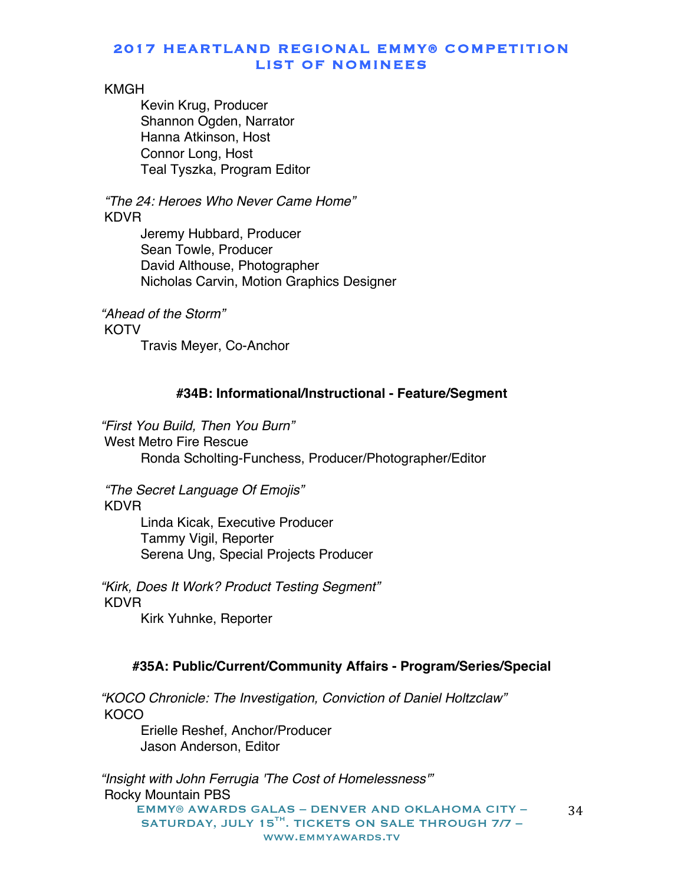KMGH

Kevin Krug, Producer
Shannon Ogden, Narrator
Hanna Atkinson, Host
Connor Long, Host
Teal Tyszka, Program Editor

*"The 24: Heroes Who Never Came Home"*
KDVR

Jeremy Hubbard, Producer
Sean Towle, Producer
David Althouse, Photographer
Nicholas Carvin, Motion Graphics Designer

*"Ahead of the Storm"*
KOTV

Travis Meyer, Co-Anchor

### #34B: Informational/Instructional - Feature/Segment

*"First You Build, Then You Burn"*
West Metro Fire Rescue

Ronda Scholting-Funchess, Producer/Photographer/Editor

*"The Secret Language Of Emojis"*
KDVR

Linda Kicak, Executive Producer
Tammy Vigil, Reporter
Serena Ung, Special Projects Producer

*"Kirk, Does It Work? Product Testing Segment"*
KDVR

Kirk Yuhnke, Reporter

### #35A: Public/Current/Community Affairs - Program/Series/Special

*"KOCO Chronicle: The Investigation, Conviction of Daniel Holtzclaw"*
KOCO

Erielle Reshef, Anchor/Producer
Jason Anderson, Editor

*"Insight with John Ferrugia 'The Cost of Homelessness'"*
Rocky Mountain PBS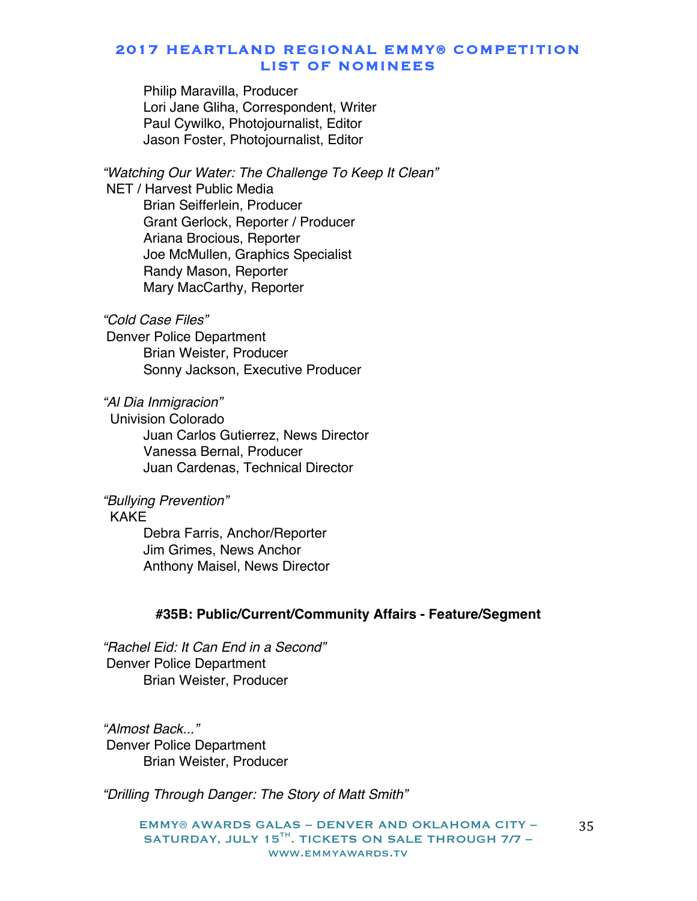Philip Maravilla, Producer
Lori Jane Gliha, Correspondent, Writer
Paul Cywilko, Photojournalist, Editor
Jason Foster, Photojournalist, Editor

*"Watching Our Water: The Challenge To Keep It Clean"*
NET / Harvest Public Media
Brian Seifferlein, Producer
Grant Gerlock, Reporter / Producer
Ariana Brocious, Reporter
Joe McMullen, Graphics Specialist
Randy Mason, Reporter
Mary MacCarthy, Reporter

*"Cold Case Files"*
Denver Police Department
Brian Weister, Producer
Sonny Jackson, Executive Producer

*"Al Dia Inmigracion"*
Univision Colorado
Juan Carlos Gutierrez, News Director
Vanessa Bernal, Producer
Juan Cardenas, Technical Director

*"Bullying Prevention"*
KAKE
Debra Farris, Anchor/Reporter
Jim Grimes, News Anchor
Anthony Maisel, News Director

**#35B: Public/Current/Community Affairs - Feature/Segment**

*"Rachel Eid: It Can End in a Second"*
Denver Police Department
Brian Weister, Producer

*"Almost Back..."*
Denver Police Department
Brian Weister, Producer

*"Drilling Through Danger: The Story of Matt Smith"*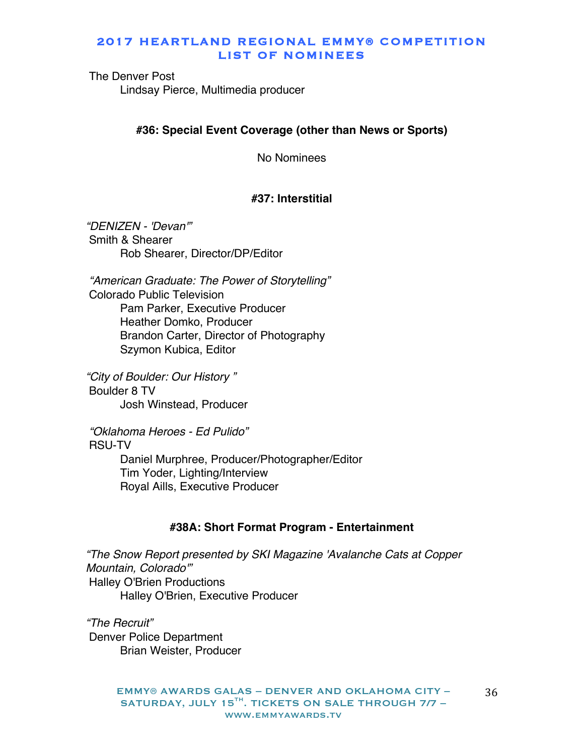The Denver Post
Lindsay Pierce, Multimedia producer

### #36: Special Event Coverage (other than News or Sports)

No Nominees

### #37: Interstitial

*"DENIZEN - 'Devan'"*
Smith & Shearer
Rob Shearer, Director/DP/Editor

*"American Graduate: The Power of Storytelling"*
Colorado Public Television
Pam Parker, Executive Producer
Heather Domko, Producer
Brandon Carter, Director of Photography
Szymon Kubica, Editor

*"City of Boulder: Our History "*
Boulder 8 TV
Josh Winstead, Producer

*"Oklahoma Heroes - Ed Pulido"*
RSU-TV
Daniel Murphree, Producer/Photographer/Editor
Tim Yoder, Lighting/Interview
Royal Aills, Executive Producer

### #38A: Short Format Program - Entertainment

*"The Snow Report presented by SKI Magazine 'Avalanche Cats at Copper Mountain, Colorado'"*
Halley O'Brien Productions
Halley O'Brien, Executive Producer

*"The Recruit"*
Denver Police Department
Brian Weister, Producer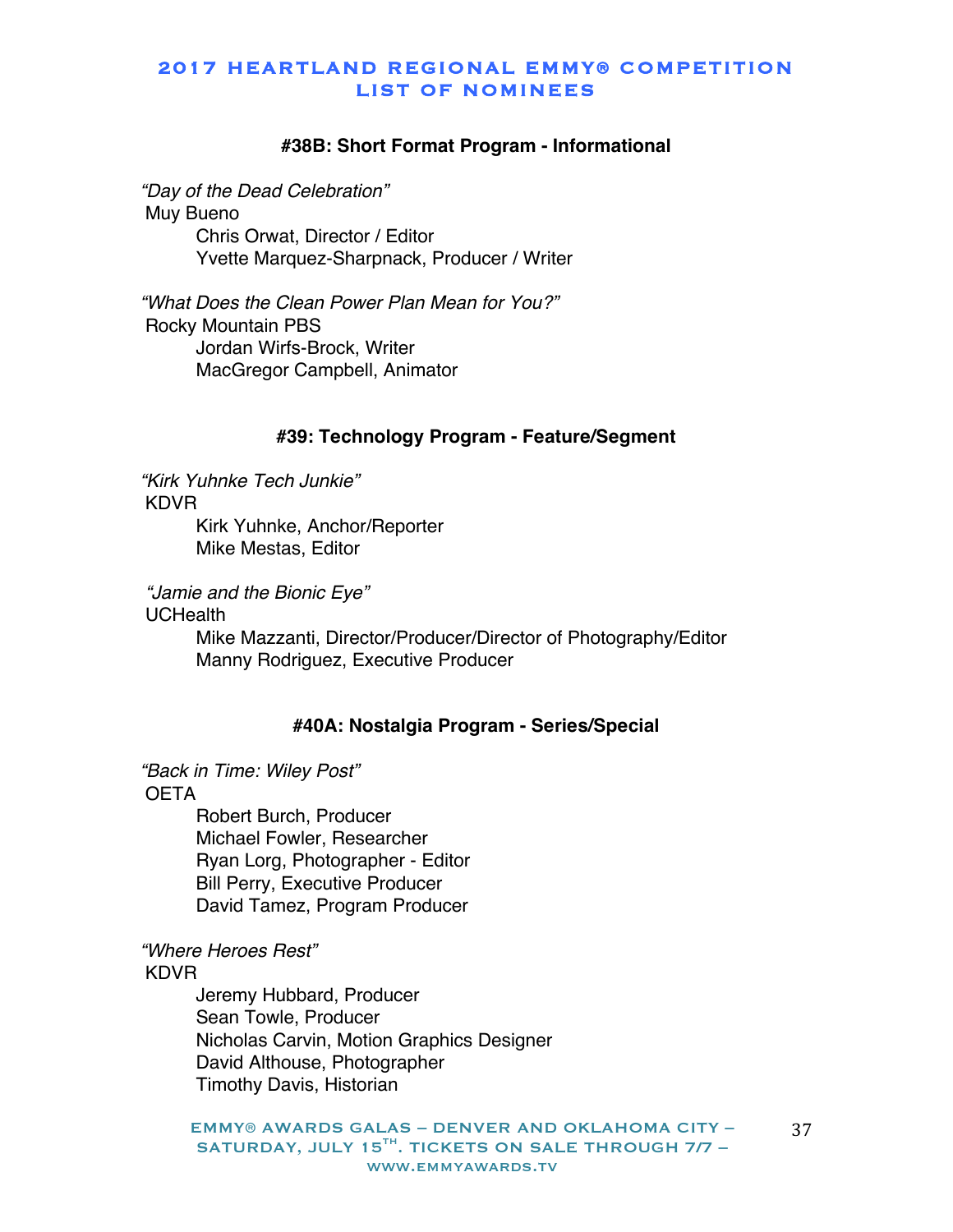### #38B: Short Format Program - Informational

*"Day of the Dead Celebration"*
Muy Bueno
Chris Orwat, Director / Editor
Yvette Marquez-Sharpnack, Producer / Writer

*"What Does the Clean Power Plan Mean for You?"*
Rocky Mountain PBS
Jordan Wirfs-Brock, Writer
MacGregor Campbell, Animator

### #39: Technology Program - Feature/Segment

*"Kirk Yuhnke Tech Junkie"*
KDVR
Kirk Yuhnke, Anchor/Reporter
Mike Mestas, Editor

*"Jamie and the Bionic Eye"*
UCHealth
Mike Mazzanti, Director/Producer/Director of Photography/Editor
Manny Rodriguez, Executive Producer

### #40A: Nostalgia Program - Series/Special

*"Back in Time: Wiley Post"*
OETA
Robert Burch, Producer
Michael Fowler, Researcher
Ryan Lorg, Photographer - Editor
Bill Perry, Executive Producer
David Tamez, Program Producer

*"Where Heroes Rest"*
KDVR
Jeremy Hubbard, Producer
Sean Towle, Producer
Nicholas Carvin, Motion Graphics Designer
David Althouse, Photographer
Timothy Davis, Historian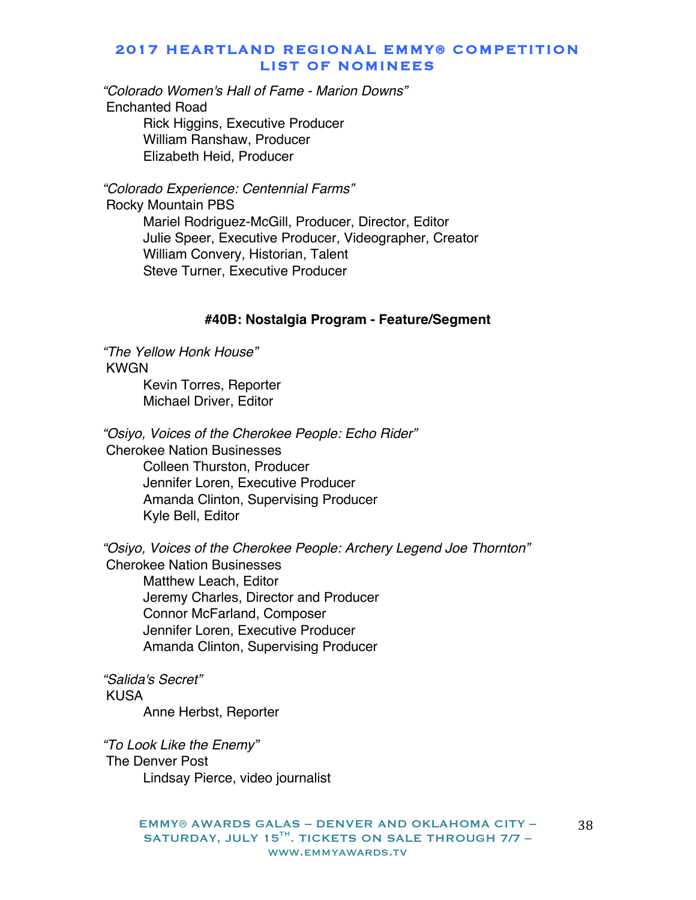*“Colorado Women's Hall of Fame - Marion Downs”*
Enchanted Road
Rick Higgins, Executive Producer
William Ranshaw, Producer
Elizabeth Heid, Producer

*“Colorado Experience: Centennial Farms”*
Rocky Mountain PBS
Mariel Rodriguez-McGill, Producer, Director, Editor
Julie Speer, Executive Producer, Videographer, Creator
William Convery, Historian, Talent
Steve Turner, Executive Producer

**#40B: Nostalgia Program - Feature/Segment**

*“The Yellow Honk House”*
KWGN
Kevin Torres, Reporter
Michael Driver, Editor

*“Osiyo, Voices of the Cherokee People: Echo Rider”*
Cherokee Nation Businesses
Colleen Thurston, Producer
Jennifer Loren, Executive Producer
Amanda Clinton, Supervising Producer
Kyle Bell, Editor

*“Osiyo, Voices of the Cherokee People: Archery Legend Joe Thornton”*
Cherokee Nation Businesses
Matthew Leach, Editor
Jeremy Charles, Director and Producer
Connor McFarland, Composer
Jennifer Loren, Executive Producer
Amanda Clinton, Supervising Producer

*“Salida's Secret”*
KUSA
Anne Herbst, Reporter

*“To Look Like the Enemy”*
The Denver Post
Lindsay Pierce, video journalist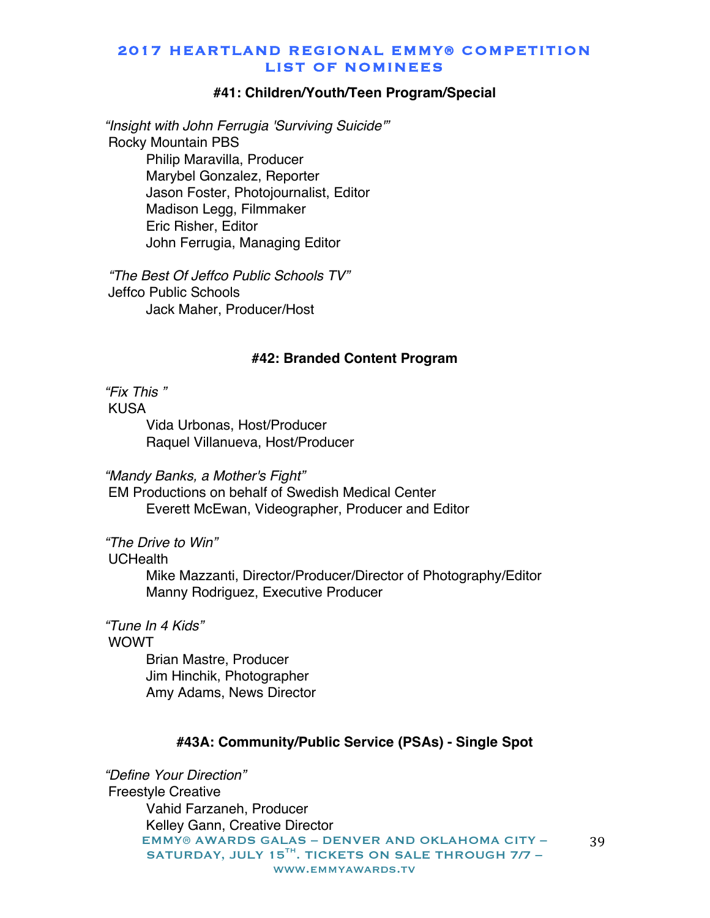### #41: Children/Youth/Teen Program/Special

*"Insight with John Ferrugia 'Surviving Suicide'"*
Rocky Mountain PBS
- Philip Maravilla, Producer
- Marybel Gonzalez, Reporter
- Jason Foster, Photojournalist, Editor
- Madison Legg, Filmmaker
- Eric Risher, Editor
- John Ferrugia, Managing Editor

*"The Best Of Jeffco Public Schools TV"*
Jeffco Public Schools
- Jack Maher, Producer/Host

### #42: Branded Content Program

*"Fix This "*
KUSA
- Vida Urbonas, Host/Producer
- Raquel Villanueva, Host/Producer

*"Mandy Banks, a Mother's Fight"*
EM Productions on behalf of Swedish Medical Center
- Everett McEwan, Videographer, Producer and Editor

*"The Drive to Win"*
UCHealth
- Mike Mazzanti, Director/Producer/Director of Photography/Editor
- Manny Rodriguez, Executive Producer

*"Tune In 4 Kids"*
WOWT
- Brian Mastre, Producer
- Jim Hinchik, Photographer
- Amy Adams, News Director

### #43A: Community/Public Service (PSAs) - Single Spot

*"Define Your Direction"*
Freestyle Creative
- Vahid Farzaneh, Producer
- Kelley Gann, Creative Director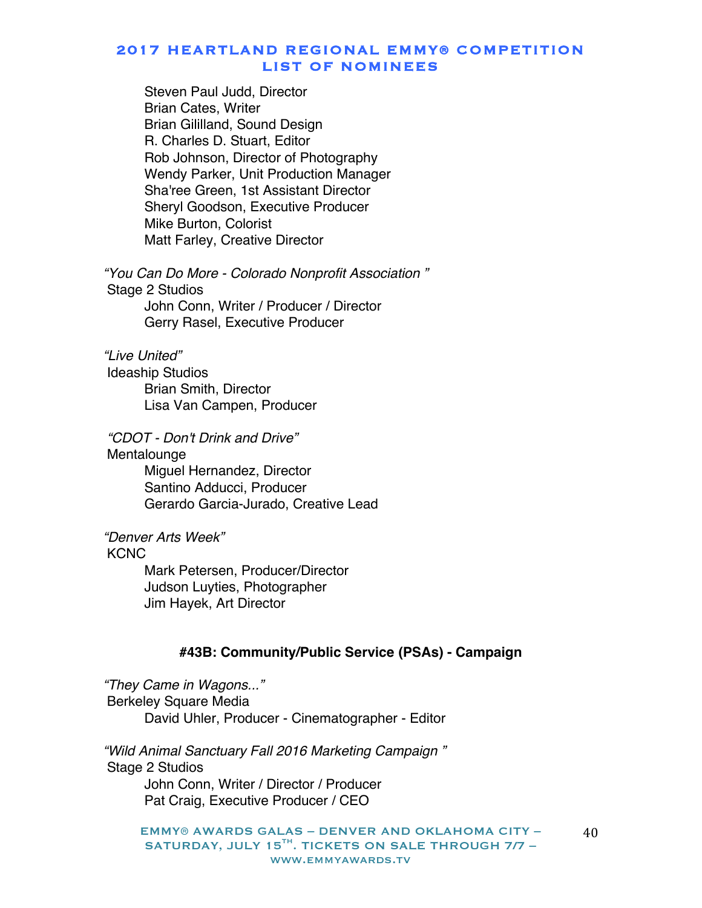Steven Paul Judd, Director
Brian Cates, Writer
Brian Gililland, Sound Design
R. Charles D. Stuart, Editor
Rob Johnson, Director of Photography
Wendy Parker, Unit Production Manager
Sha'ree Green, 1st Assistant Director
Sheryl Goodson, Executive Producer
Mike Burton, Colorist
Matt Farley, Creative Director

*"You Can Do More - Colorado Nonprofit Association "*
Stage 2 Studios
John Conn, Writer / Producer / Director
Gerry Rasel, Executive Producer

*"Live United"*
Ideaship Studios
Brian Smith, Director
Lisa Van Campen, Producer

*"CDOT - Don't Drink and Drive"*
Mentalounge
Miguel Hernandez, Director
Santino Adducci, Producer
Gerardo Garcia-Jurado, Creative Lead

*"Denver Arts Week"*
KCNC
Mark Petersen, Producer/Director
Judson Luyties, Photographer
Jim Hayek, Art Director

**#43B: Community/Public Service (PSAs) - Campaign**

*"They Came in Wagons..."*
Berkeley Square Media
David Uhler, Producer - Cinematographer - Editor

*"Wild Animal Sanctuary Fall 2016 Marketing Campaign "*
Stage 2 Studios
John Conn, Writer / Director / Producer
Pat Craig, Executive Producer / CEO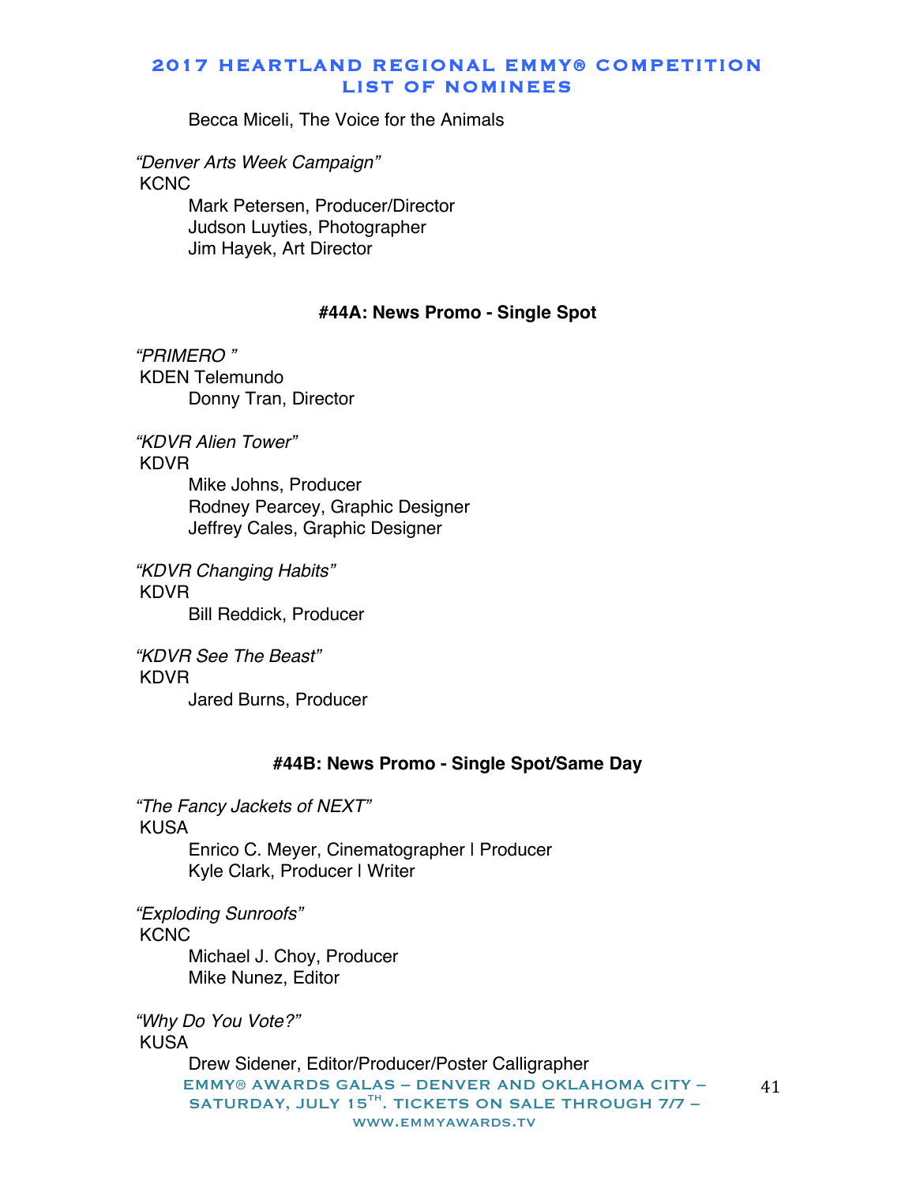Becca Miceli, The Voice for the Animals

*"Denver Arts Week Campaign"*
KCNC
Mark Petersen, Producer/Director
Judson Luyties, Photographer
Jim Hayek, Art Director

### #44A: News Promo - Single Spot

*"PRIMERO "*
KDEN Telemundo
Donny Tran, Director

*"KDVR Alien Tower"*
KDVR
Mike Johns, Producer
Rodney Pearcey, Graphic Designer
Jeffrey Cales, Graphic Designer

*"KDVR Changing Habits"*
KDVR
Bill Reddick, Producer

*"KDVR See The Beast"*
KDVR
Jared Burns, Producer

### #44B: News Promo - Single Spot/Same Day

*"The Fancy Jackets of NEXT"*
KUSA
Enrico C. Meyer, Cinematographer | Producer
Kyle Clark, Producer | Writer

*"Exploding Sunroofs"*
KCNC
Michael J. Choy, Producer
Mike Nunez, Editor

*"Why Do You Vote?"*
KUSA
Drew Sidener, Editor/Producer/Poster Calligrapher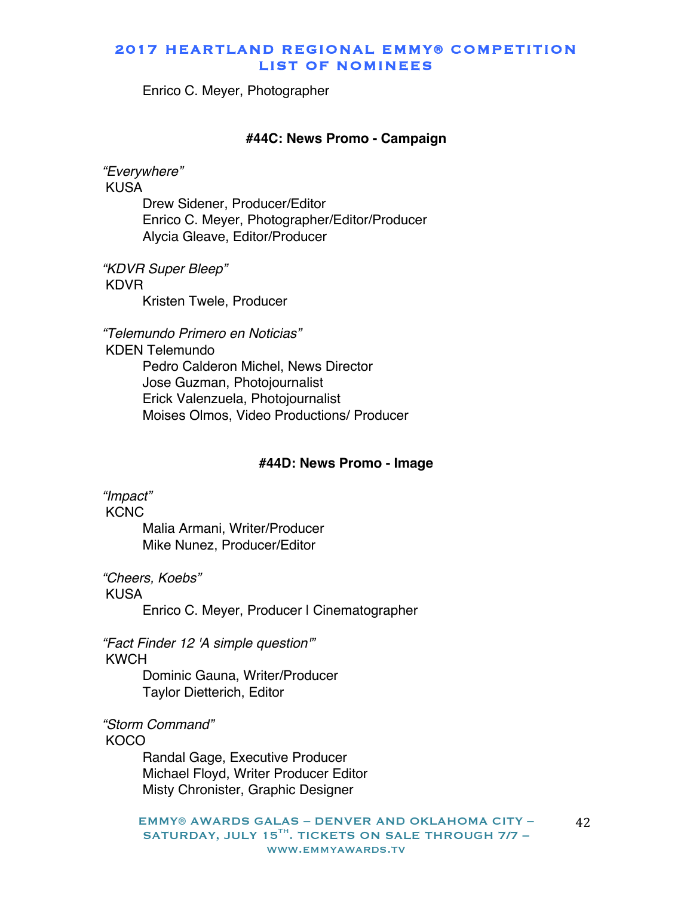Enrico C. Meyer, Photographer

### #44C: News Promo - Campaign

*"Everywhere"*
KUSA
Drew Sidener, Producer/Editor
Enrico C. Meyer, Photographer/Editor/Producer
Alycia Gleave, Editor/Producer

*"KDVR Super Bleep"*
KDVR
Kristen Twele, Producer

*"Telemundo Primero en Noticias"*
KDEN Telemundo
Pedro Calderon Michel, News Director
Jose Guzman, Photojournalist
Erick Valenzuela, Photojournalist
Moises Olmos, Video Productions/ Producer

### #44D: News Promo - Image

*"Impact"*
KCNC
Malia Armani, Writer/Producer
Mike Nunez, Producer/Editor

*"Cheers, Koebs"*
KUSA
Enrico C. Meyer, Producer | Cinematographer

*"Fact Finder 12 'A simple question'"*
KWCH
Dominic Gauna, Writer/Producer
Taylor Dietterich, Editor

*"Storm Command"*
KOCO
Randal Gage, Executive Producer
Michael Floyd, Writer Producer Editor
Misty Chronister, Graphic Designer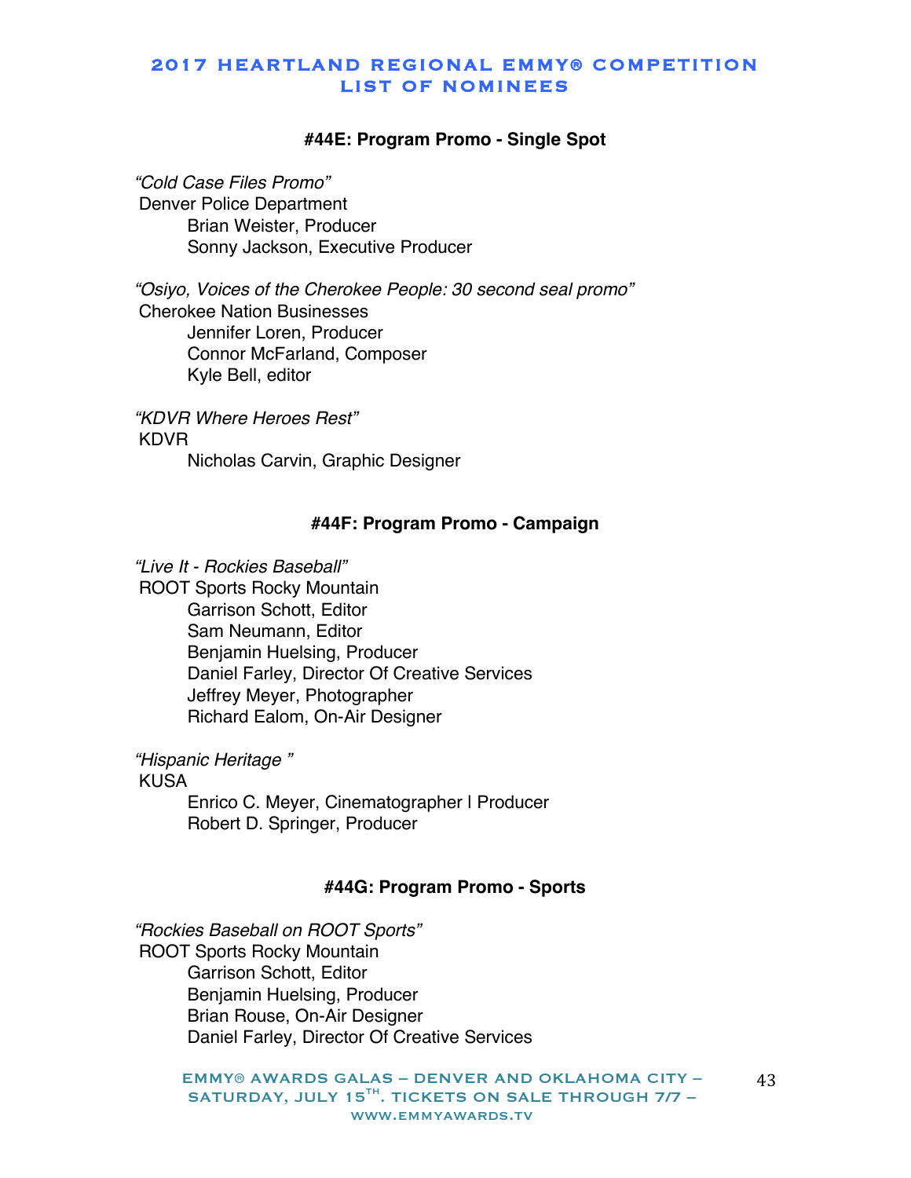# 2017 HEARTLAND REGIONAL EMMY® COMPETITION
# LIST OF NOMINEES

### #44E: Program Promo - Single Spot

*"Cold Case Files Promo"*
Denver Police Department
Brian Weister, Producer
Sonny Jackson, Executive Producer

*"Osiyo, Voices of the Cherokee People: 30 second seal promo"*
Cherokee Nation Businesses
Jennifer Loren, Producer
Connor McFarland, Composer
Kyle Bell, editor

*"KDVR Where Heroes Rest"*
KDVR
Nicholas Carvin, Graphic Designer

### #44F: Program Promo - Campaign

*"Live It - Rockies Baseball"*
ROOT Sports Rocky Mountain
Garrison Schott, Editor
Sam Neumann, Editor
Benjamin Huelsing, Producer
Daniel Farley, Director Of Creative Services
Jeffrey Meyer, Photographer
Richard Ealom, On-Air Designer

*"Hispanic Heritage "*
KUSA
Enrico C. Meyer, Cinematographer | Producer
Robert D. Springer, Producer

### #44G: Program Promo - Sports

*"Rockies Baseball on ROOT Sports"*
ROOT Sports Rocky Mountain
Garrison Schott, Editor
Benjamin Huelsing, Producer
Brian Rouse, On-Air Designer
Daniel Farley, Director Of Creative Services

EMMY® AWARDS GALAS – DENVER AND OKLAHOMA CITY – SATURDAY, JULY 15TH. TICKETS ON SALE THROUGH 7/7 – WWW.EMMYAWARDS.TV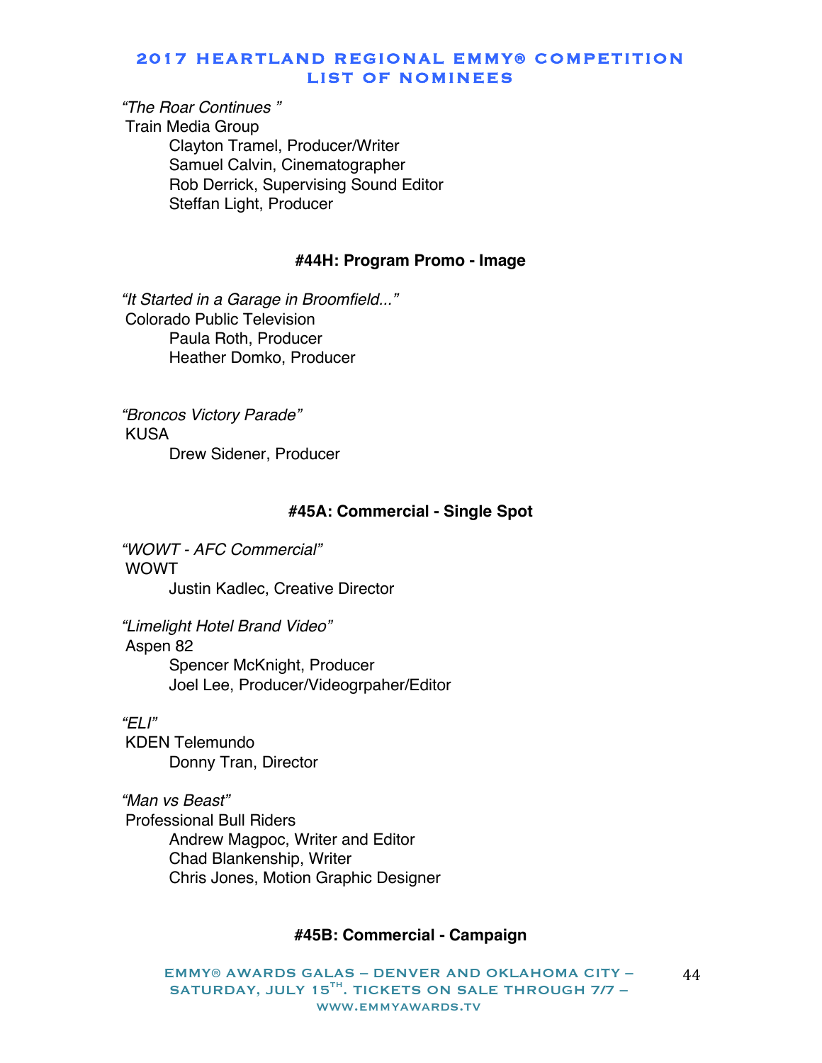*"The Roar Continues "*
Train Media Group
Clayton Tramel, Producer/Writer
Samuel Calvin, Cinematographer
Rob Derrick, Supervising Sound Editor
Steffan Light, Producer

### #44H: Program Promo - Image

*"It Started in a Garage in Broomfield..."*
Colorado Public Television
Paula Roth, Producer
Heather Domko, Producer

*"Broncos Victory Parade"*
KUSA
Drew Sidener, Producer

### #45A: Commercial - Single Spot

*"WOWT - AFC Commercial"*
WOWT
Justin Kadlec, Creative Director

*"Limelight Hotel Brand Video"*
Aspen 82
Spencer McKnight, Producer
Joel Lee, Producer/Videogrpaher/Editor

*"ELI"*
KDEN Telemundo
Donny Tran, Director

*"Man vs Beast"*
Professional Bull Riders
Andrew Magpoc, Writer and Editor
Chad Blankenship, Writer
Chris Jones, Motion Graphic Designer

### #45B: Commercial - Campaign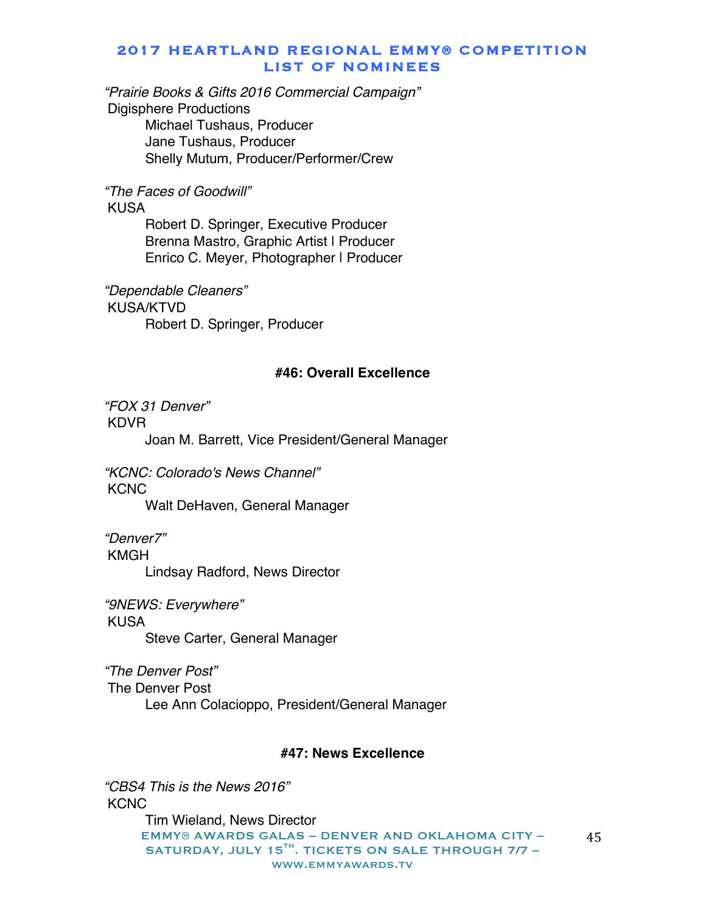*"Prairie Books & Gifts 2016 Commercial Campaign"*
Digisphere Productions
Michael Tushaus, Producer
Jane Tushaus, Producer
Shelly Mutum, Producer/Performer/Crew

*"The Faces of Goodwill"*
KUSA
Robert D. Springer, Executive Producer
Brenna Mastro, Graphic Artist l Producer
Enrico C. Meyer, Photographer l Producer

*"Dependable Cleaners"*
KUSA/KTVD
Robert D. Springer, Producer

### #46: Overall Excellence

*"FOX 31 Denver"*
KDVR
Joan M. Barrett, Vice President/General Manager

*"KCNC: Colorado's News Channel"*
KCNC
Walt DeHaven, General Manager

*"Denver7"*
KMGH
Lindsay Radford, News Director

*"9NEWS: Everywhere"*
KUSA
Steve Carter, General Manager

*"The Denver Post"*
The Denver Post
Lee Ann Colacioppo, President/General Manager

### #47: News Excellence

*"CBS4 This is the News 2016"*
KCNC
Tim Wieland, News Director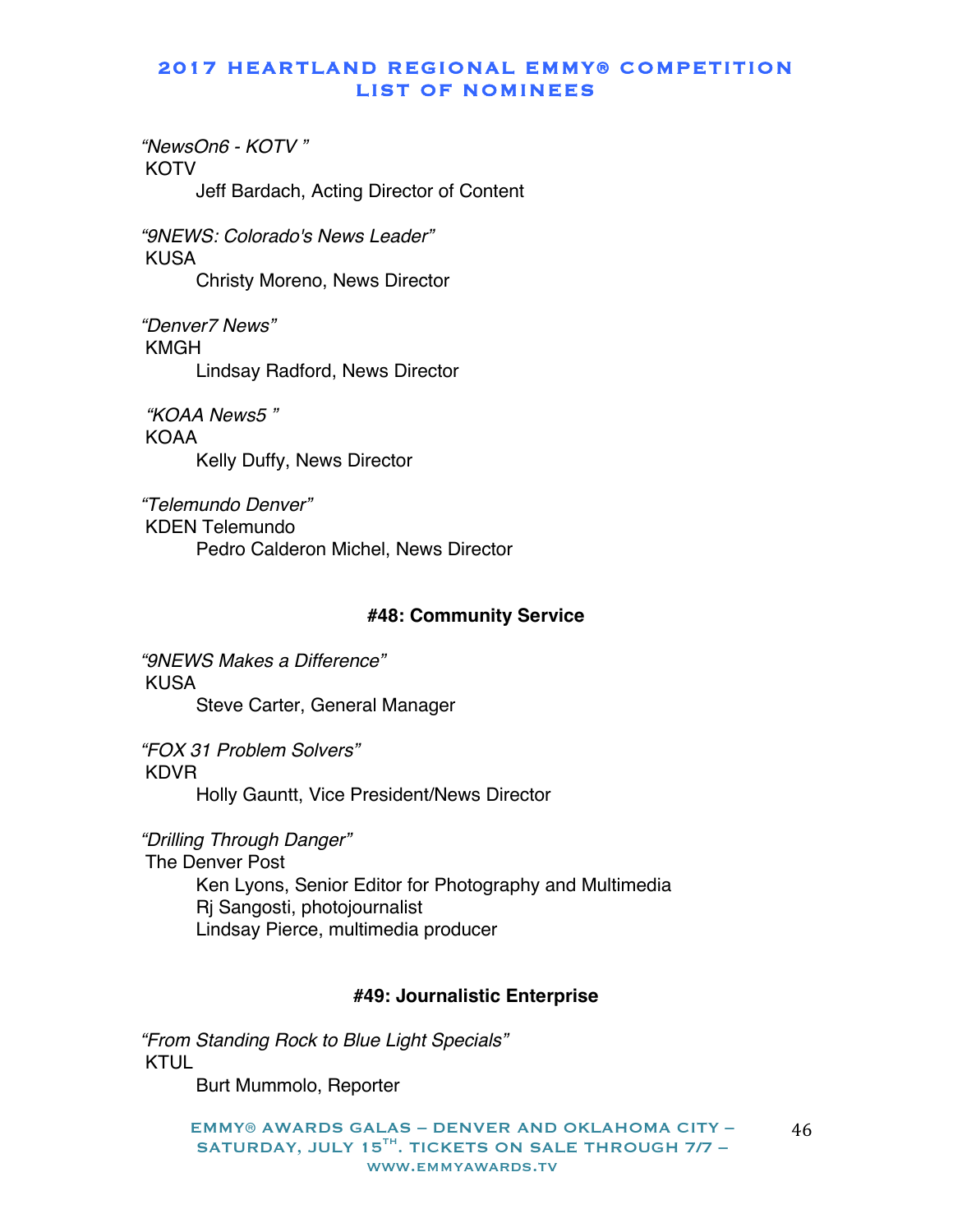*"NewsOn6 - KOTV "*
KOTV
Jeff Bardach, Acting Director of Content

*"9NEWS: Colorado's News Leader"*
KUSA
Christy Moreno, News Director

*"Denver7 News"*
KMGH
Lindsay Radford, News Director

*"KOAA News5 "*
KOAA
Kelly Duffy, News Director

*"Telemundo Denver"*
KDEN Telemundo
Pedro Calderon Michel, News Director

### #48: Community Service

*"9NEWS Makes a Difference"*
KUSA
Steve Carter, General Manager

*"FOX 31 Problem Solvers"*
KDVR
Holly Gauntt, Vice President/News Director

*"Drilling Through Danger"*
The Denver Post
Ken Lyons, Senior Editor for Photography and Multimedia
Rj Sangosti, photojournalist
Lindsay Pierce, multimedia producer

### #49: Journalistic Enterprise

*"From Standing Rock to Blue Light Specials"*
KTUL
Burt Mummolo, Reporter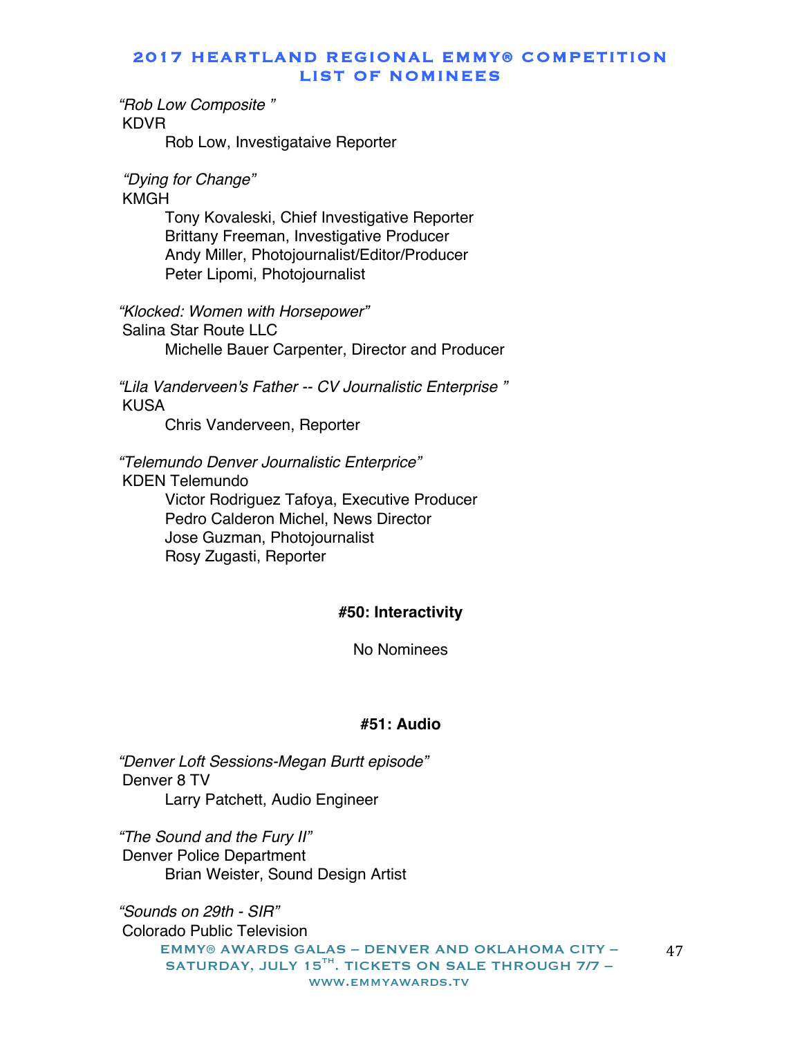*"Rob Low Composite "*
KDVR
Rob Low, Investigataive Reporter

*"Dying for Change"*
KMGH
Tony Kovaleski, Chief Investigative Reporter
Brittany Freeman, Investigative Producer
Andy Miller, Photojournalist/Editor/Producer
Peter Lipomi, Photojournalist

*"Klocked: Women with Horsepower"*
Salina Star Route LLC
Michelle Bauer Carpenter, Director and Producer

*"Lila Vanderveen's Father -- CV Journalistic Enterprise "*
KUSA
Chris Vanderveen, Reporter

*"Telemundo Denver Journalistic Enterprice"*
KDEN Telemundo
Victor Rodriguez Tafoya, Executive Producer
Pedro Calderon Michel, News Director
Jose Guzman, Photojournalist
Rosy Zugasti, Reporter

**#50: Interactivity**

No Nominees

**#51: Audio**

*"Denver Loft Sessions-Megan Burtt episode"*
Denver 8 TV
Larry Patchett, Audio Engineer

*"The Sound and the Fury II"*
Denver Police Department
Brian Weister, Sound Design Artist

*"Sounds on 29th - SIR"*
Colorado Public Television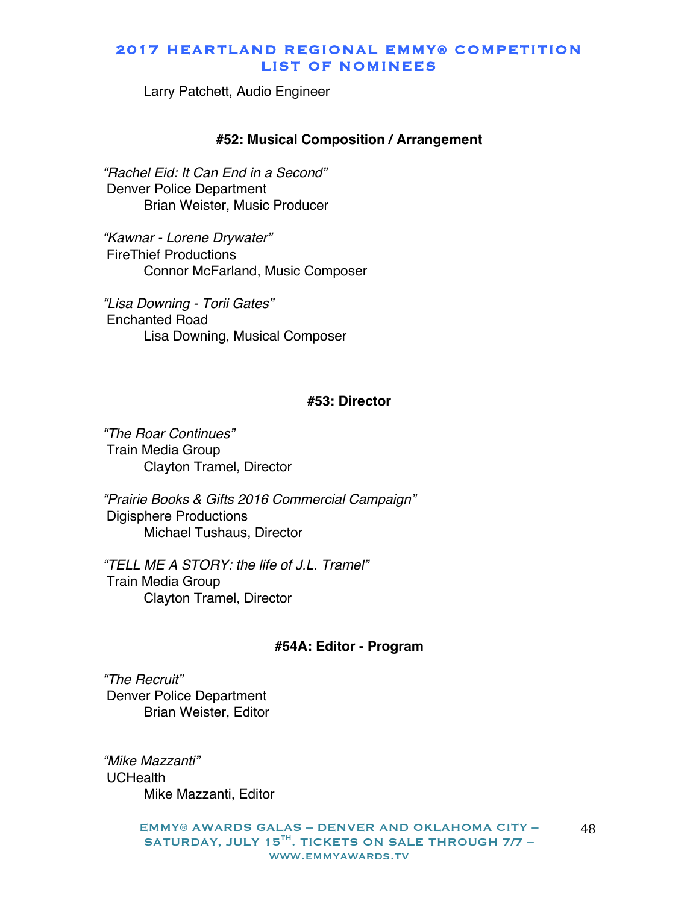Larry Patchett, Audio Engineer

**#52: Musical Composition / Arrangement**

*"Rachel Eid: It Can End in a Second"*
Denver Police Department
Brian Weister, Music Producer

*"Kawnar - Lorene Drywater"*
FireThief Productions
Connor McFarland, Music Composer

*"Lisa Downing - Torii Gates"*
Enchanted Road
Lisa Downing, Musical Composer

**#53: Director**

*"The Roar Continues"*
Train Media Group
Clayton Tramel, Director

*"Prairie Books & Gifts 2016 Commercial Campaign"*
Digisphere Productions
Michael Tushaus, Director

*"TELL ME A STORY: the life of J.L. Tramel"*
Train Media Group
Clayton Tramel, Director

**#54A: Editor - Program**

*"The Recruit"*
Denver Police Department
Brian Weister, Editor

*"Mike Mazzanti"*
UCHealth
Mike Mazzanti, Editor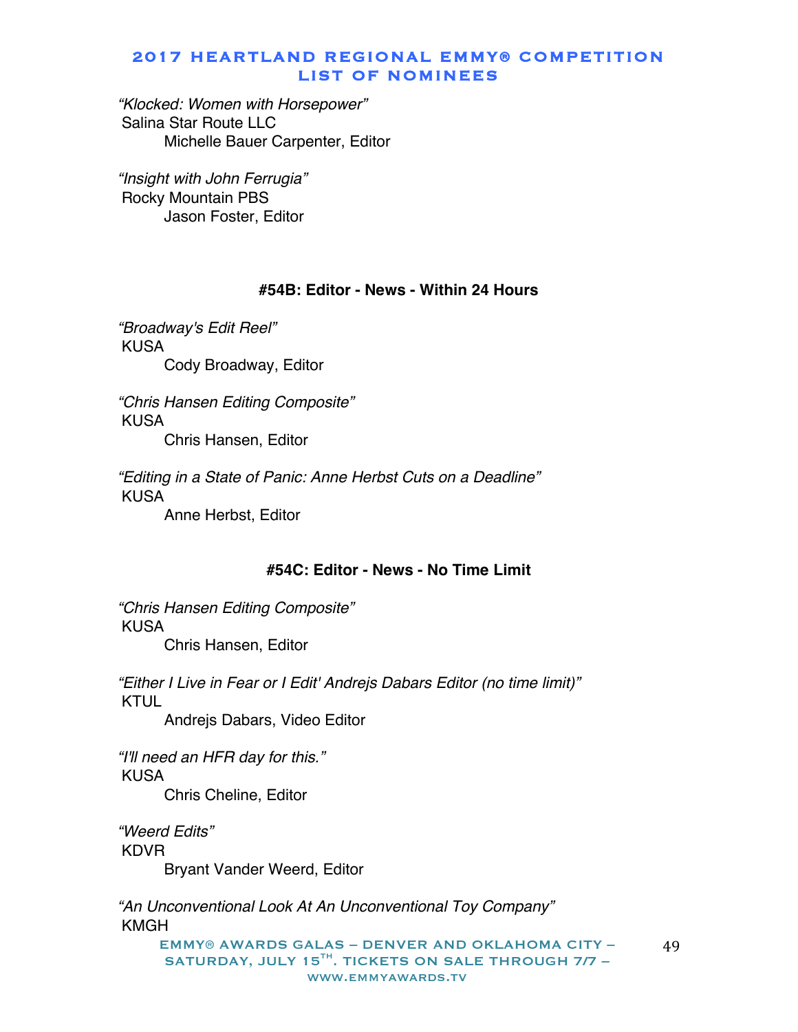*"Klocked: Women with Horsepower"*
Salina Star Route LLC
Michelle Bauer Carpenter, Editor

*"Insight with John Ferrugia"*
Rocky Mountain PBS
Jason Foster, Editor

### #54B: Editor - News - Within 24 Hours

*"Broadway's Edit Reel"*
KUSA
Cody Broadway, Editor

*"Chris Hansen Editing Composite"*
KUSA
Chris Hansen, Editor

*"Editing in a State of Panic: Anne Herbst Cuts on a Deadline"*
KUSA
Anne Herbst, Editor

### #54C: Editor - News - No Time Limit

*"Chris Hansen Editing Composite"*
KUSA
Chris Hansen, Editor

*"Either I Live in Fear or I Edit' Andrejs Dabars Editor (no time limit)"*
KTUL
Andrejs Dabars, Video Editor

*"I'll need an HFR day for this."*
KUSA
Chris Cheline, Editor

*"Weerd Edits"*
KDVR
Bryant Vander Weerd, Editor

*"An Unconventional Look At An Unconventional Toy Company"*
KMGH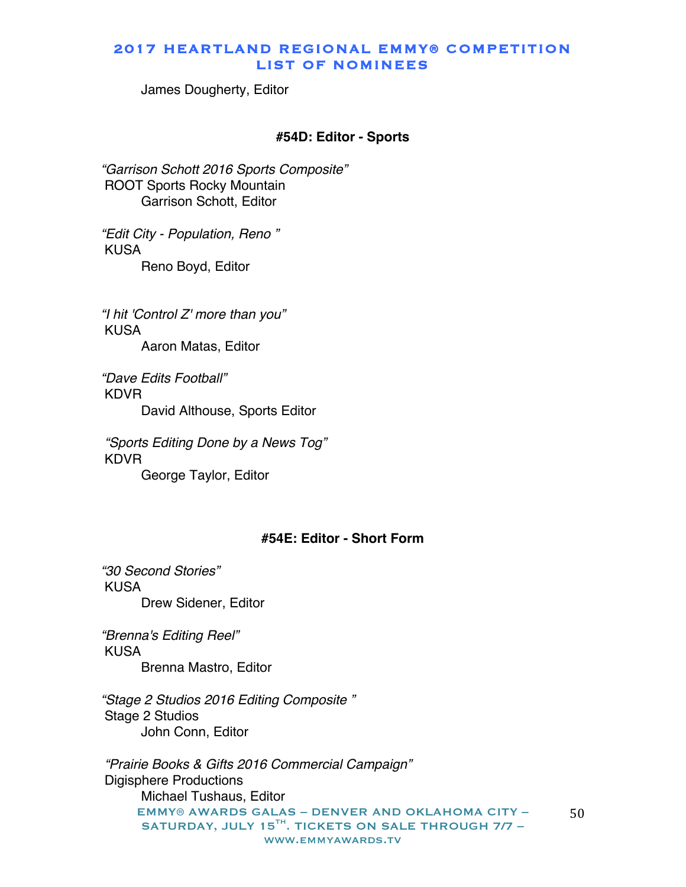James Dougherty, Editor

### #54D: Editor - Sports

*"Garrison Schott 2016 Sports Composite"*
ROOT Sports Rocky Mountain
Garrison Schott, Editor

*"Edit City - Population, Reno "*
KUSA
Reno Boyd, Editor

*"I hit 'Control Z' more than you"*
KUSA
Aaron Matas, Editor

*"Dave Edits Football"*
KDVR
David Althouse, Sports Editor

*"Sports Editing Done by a News Tog"*
KDVR
George Taylor, Editor

### #54E: Editor - Short Form

*"30 Second Stories"*
KUSA
Drew Sidener, Editor

*"Brenna's Editing Reel"*
KUSA
Brenna Mastro, Editor

*"Stage 2 Studios 2016 Editing Composite "*
Stage 2 Studios
John Conn, Editor

*"Prairie Books & Gifts 2016 Commercial Campaign"*
Digisphere Productions
Michael Tushaus, Editor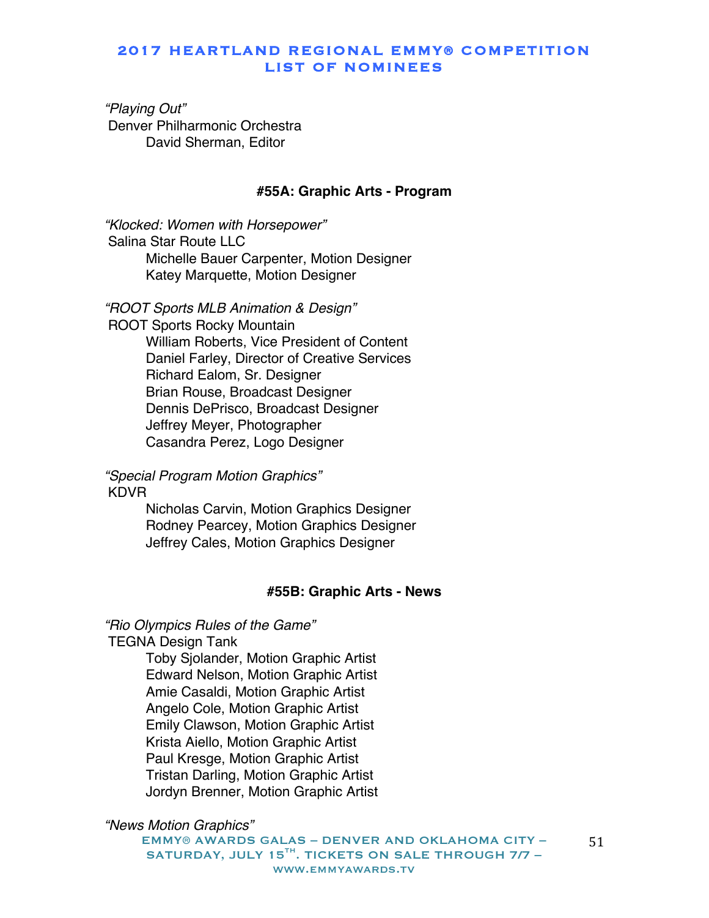*"Playing Out"*
Denver Philharmonic Orchestra
David Sherman, Editor

### #55A: Graphic Arts - Program

*"Klocked: Women with Horsepower"*
Salina Star Route LLC
Michelle Bauer Carpenter, Motion Designer
Katey Marquette, Motion Designer

*"ROOT Sports MLB Animation & Design"*
ROOT Sports Rocky Mountain
William Roberts, Vice President of Content
Daniel Farley, Director of Creative Services
Richard Ealom, Sr. Designer
Brian Rouse, Broadcast Designer
Dennis DePrisco, Broadcast Designer
Jeffrey Meyer, Photographer
Casandra Perez, Logo Designer

*"Special Program Motion Graphics"*
KDVR
Nicholas Carvin, Motion Graphics Designer
Rodney Pearcey, Motion Graphics Designer
Jeffrey Cales, Motion Graphics Designer

### #55B: Graphic Arts - News

*"Rio Olympics Rules of the Game"*
TEGNA Design Tank
Toby Sjolander, Motion Graphic Artist
Edward Nelson, Motion Graphic Artist
Amie Casaldi, Motion Graphic Artist
Angelo Cole, Motion Graphic Artist
Emily Clawson, Motion Graphic Artist
Krista Aiello, Motion Graphic Artist
Paul Kresge, Motion Graphic Artist
Tristan Darling, Motion Graphic Artist
Jordyn Brenner, Motion Graphic Artist

*"News Motion Graphics"*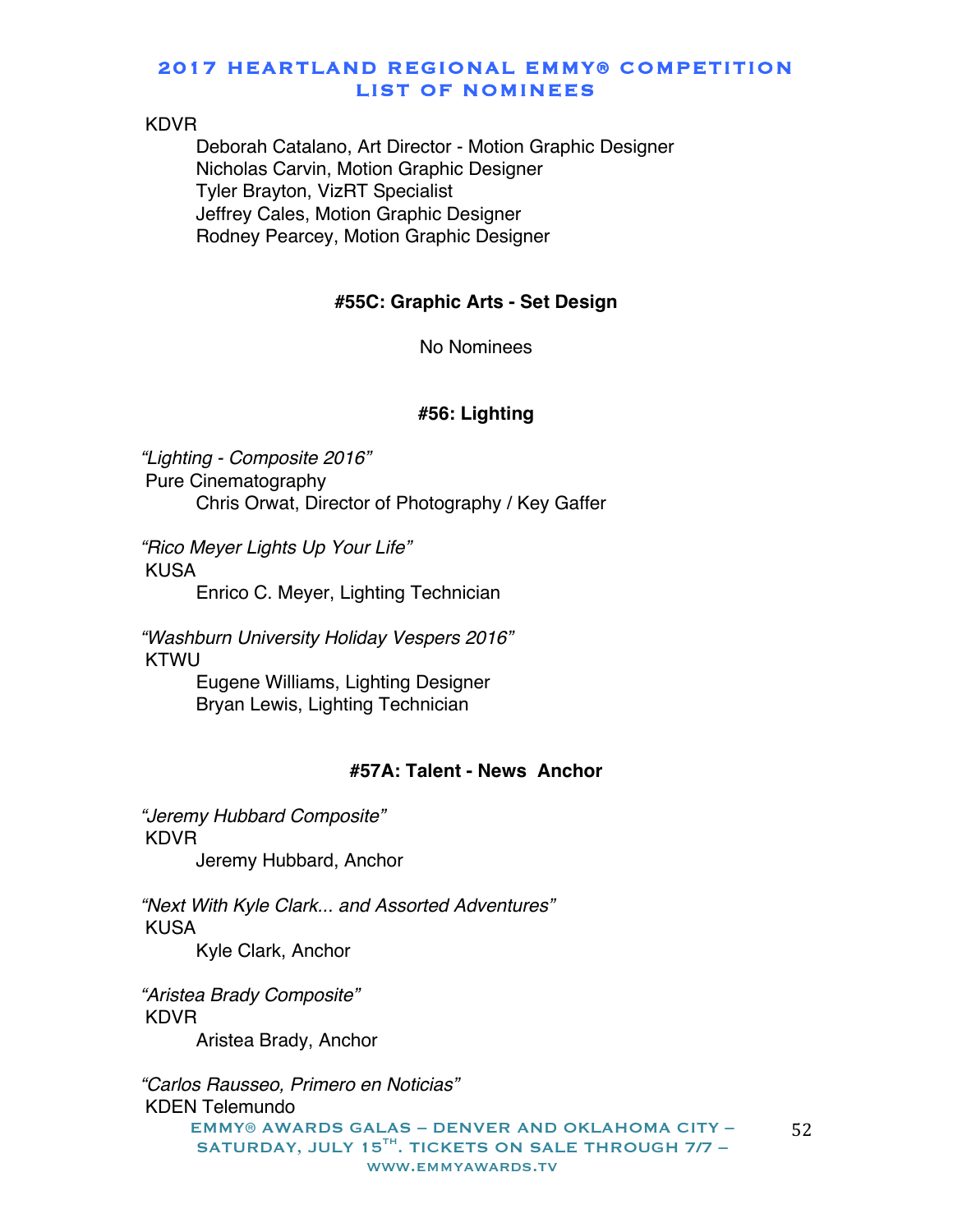KDVR

Deborah Catalano, Art Director - Motion Graphic Designer
Nicholas Carvin, Motion Graphic Designer
Tyler Brayton, VizRT Specialist
Jeffrey Cales, Motion Graphic Designer
Rodney Pearcey, Motion Graphic Designer

### #55C: Graphic Arts - Set Design

No Nominees

### #56: Lighting

*"Lighting - Composite 2016"*
Pure Cinematography
Chris Orwat, Director of Photography / Key Gaffer

*"Rico Meyer Lights Up Your Life"*
KUSA
Enrico C. Meyer, Lighting Technician

*"Washburn University Holiday Vespers 2016"*
KTWU
Eugene Williams, Lighting Designer
Bryan Lewis, Lighting Technician

### #57A: Talent - News Anchor

*"Jeremy Hubbard Composite"*
KDVR
Jeremy Hubbard, Anchor

*"Next With Kyle Clark... and Assorted Adventures"*
KUSA
Kyle Clark, Anchor

*"Aristea Brady Composite"*
KDVR
Aristea Brady, Anchor

*"Carlos Rausseo, Primero en Noticias"*
KDEN Telemundo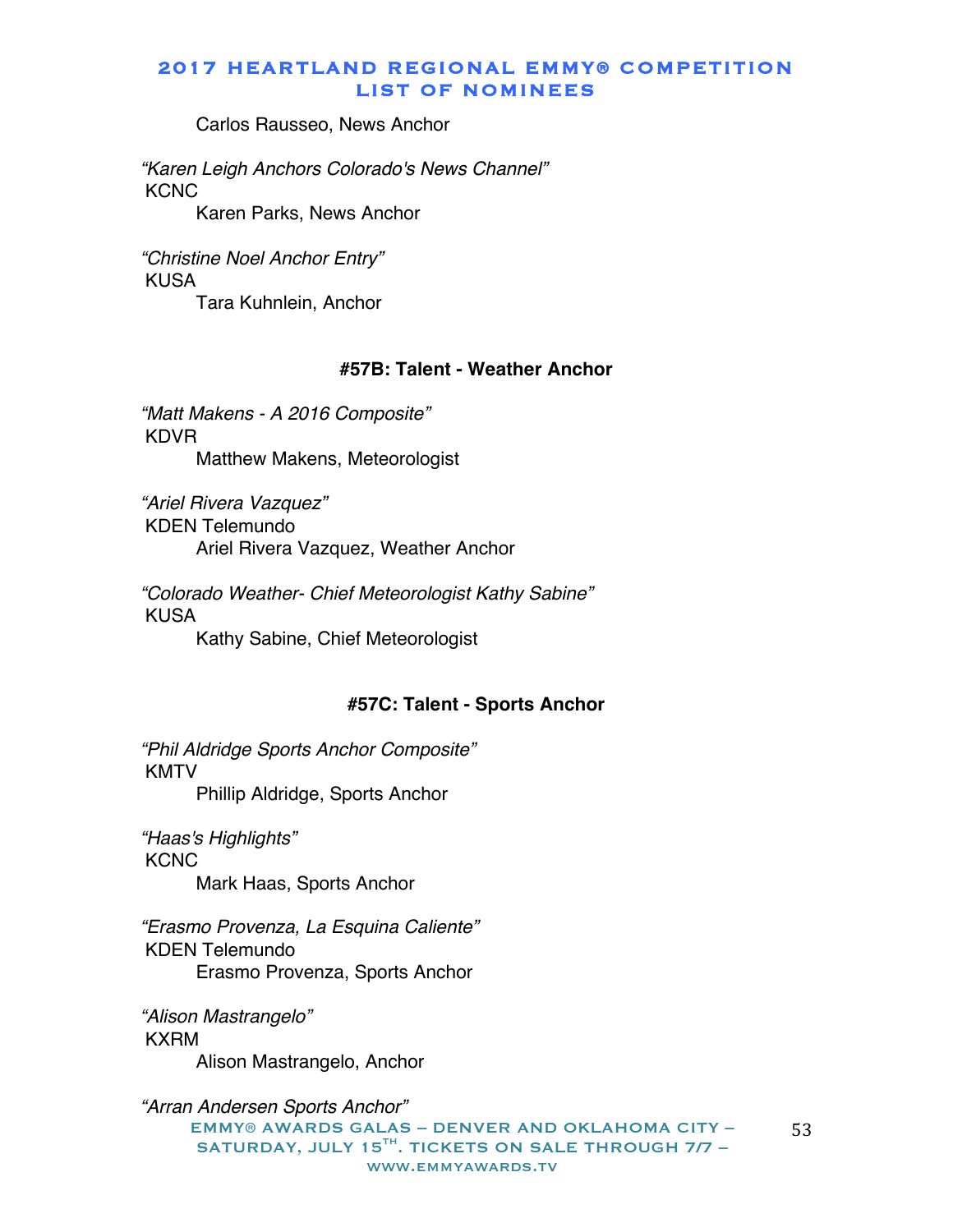Carlos Rausseo, News Anchor

*"Karen Leigh Anchors Colorado's News Channel"*
KCNC
Karen Parks, News Anchor

*"Christine Noel Anchor Entry"*
KUSA
Tara Kuhnlein, Anchor

### #57B: Talent - Weather Anchor

*"Matt Makens - A 2016 Composite"*
KDVR
Matthew Makens, Meteorologist

*"Ariel Rivera Vazquez"*
KDEN Telemundo
Ariel Rivera Vazquez, Weather Anchor

*"Colorado Weather- Chief Meteorologist Kathy Sabine"*
KUSA
Kathy Sabine, Chief Meteorologist

### #57C: Talent - Sports Anchor

*"Phil Aldridge Sports Anchor Composite"*
KMTV
Phillip Aldridge, Sports Anchor

*"Haas's Highlights"*
KCNC
Mark Haas, Sports Anchor

*"Erasmo Provenza, La Esquina Caliente"*
KDEN Telemundo
Erasmo Provenza, Sports Anchor

*"Alison Mastrangelo"*
KXRM
Alison Mastrangelo, Anchor

*"Arran Andersen Sports Anchor"*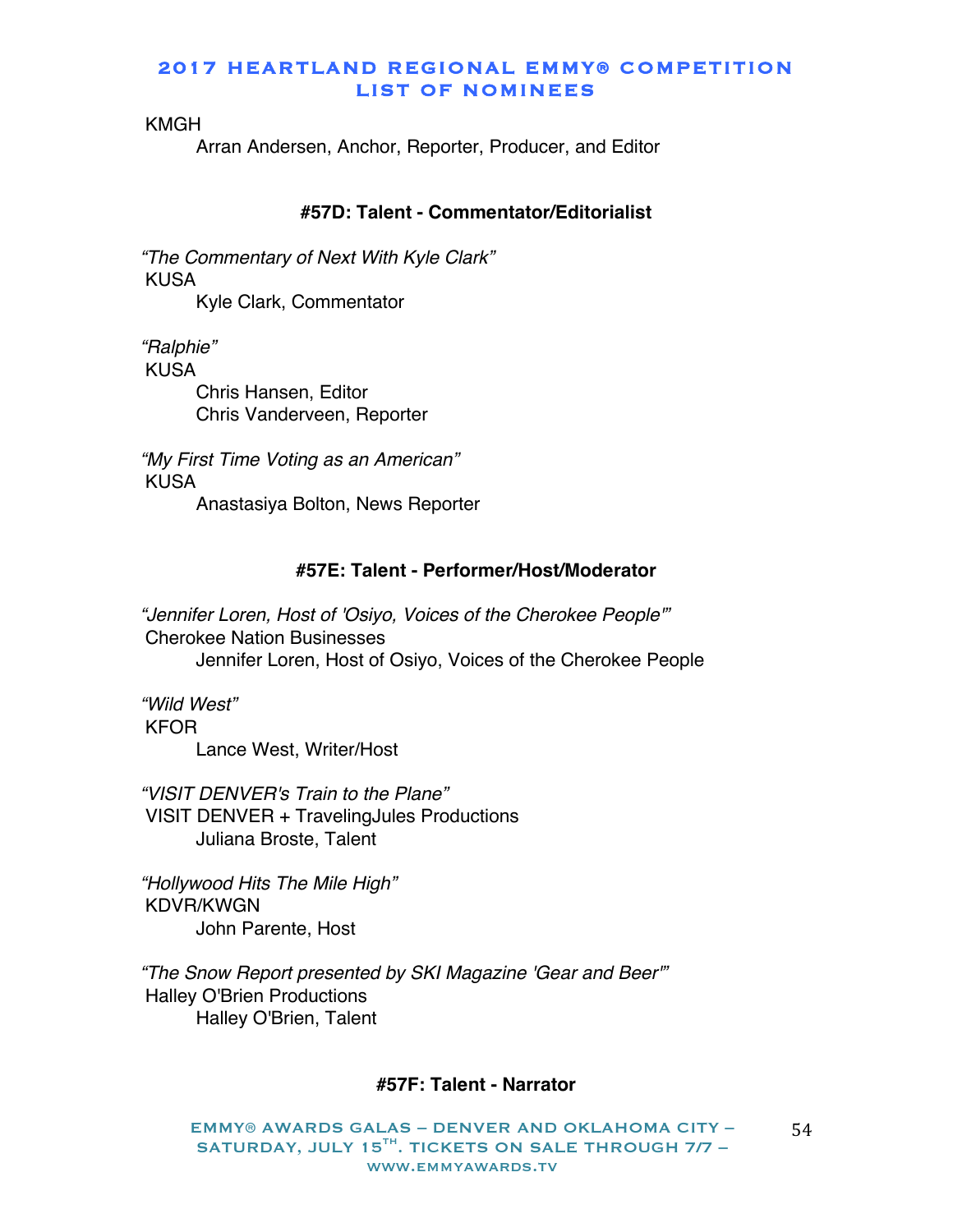KMGH
Arran Andersen, Anchor, Reporter, Producer, and Editor

### #57D: Talent - Commentator/Editorialist

*"The Commentary of Next With Kyle Clark"*
KUSA
Kyle Clark, Commentator

*"Ralphie"*
KUSA
Chris Hansen, Editor
Chris Vanderveen, Reporter

*"My First Time Voting as an American"*
KUSA
Anastasiya Bolton, News Reporter

### #57E: Talent - Performer/Host/Moderator

*"Jennifer Loren, Host of 'Osiyo, Voices of the Cherokee People'"*
Cherokee Nation Businesses
Jennifer Loren, Host of Osiyo, Voices of the Cherokee People

*"Wild West"*
KFOR
Lance West, Writer/Host

*"VISIT DENVER's Train to the Plane"*
VISIT DENVER + TravelingJules Productions
Juliana Broste, Talent

*"Hollywood Hits The Mile High"*
KDVR/KWGN
John Parente, Host

*"The Snow Report presented by SKI Magazine 'Gear and Beer'"*
Halley O'Brien Productions
Halley O'Brien, Talent

### #57F: Talent - Narrator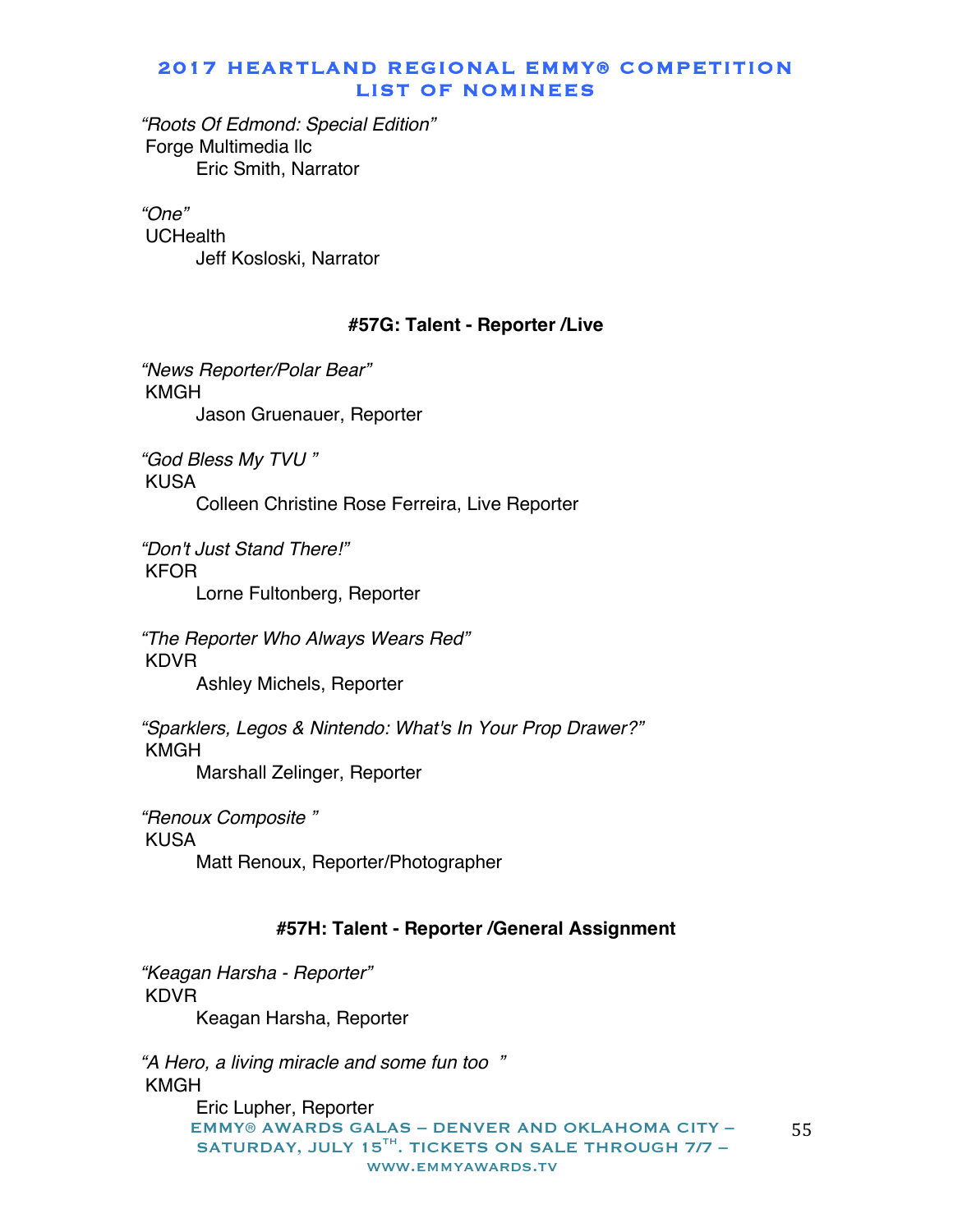*"Roots Of Edmond: Special Edition"*
Forge Multimedia llc
Eric Smith, Narrator

*"One"*
UCHealth
Jeff Kosloski, Narrator

### #57G: Talent - Reporter /Live

*"News Reporter/Polar Bear"*
KMGH
Jason Gruenauer, Reporter

*"God Bless My TVU "*
KUSA
Colleen Christine Rose Ferreira, Live Reporter

*"Don't Just Stand There!"*
KFOR
Lorne Fultonberg, Reporter

*"The Reporter Who Always Wears Red"*
KDVR
Ashley Michels, Reporter

*"Sparklers, Legos & Nintendo: What's In Your Prop Drawer?"*
KMGH
Marshall Zelinger, Reporter

*"Renoux Composite "*
KUSA
Matt Renoux, Reporter/Photographer

### #57H: Talent - Reporter /General Assignment

*"Keagan Harsha - Reporter"*
KDVR
Keagan Harsha, Reporter

*"A Hero, a living miracle and some fun too "*
KMGH
Eric Lupher, Reporter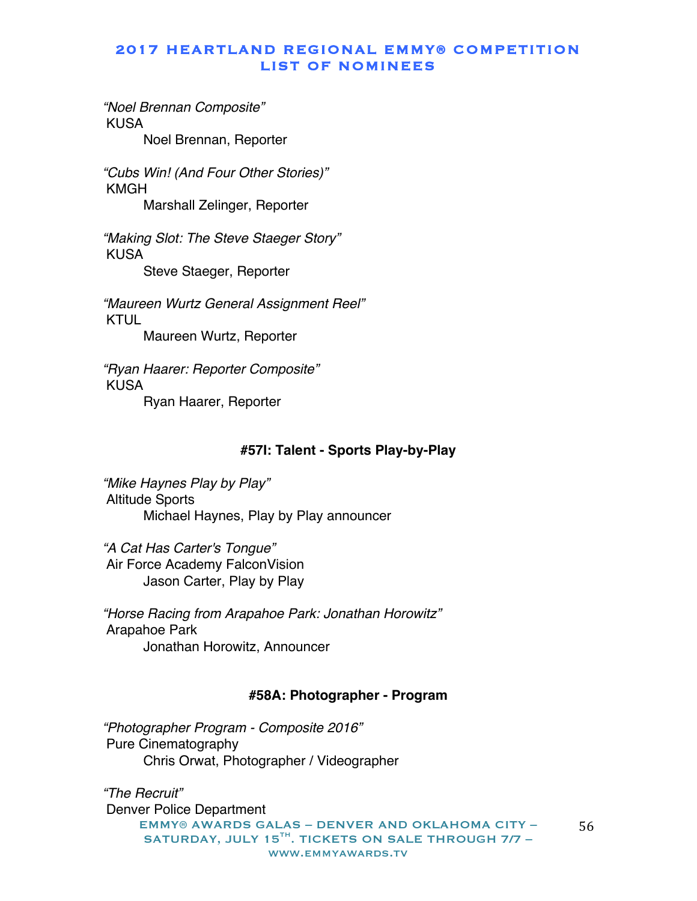*"Noel Brennan Composite"*
KUSA
Noel Brennan, Reporter

*"Cubs Win! (And Four Other Stories)"*
KMGH
Marshall Zelinger, Reporter

*"Making Slot: The Steve Staeger Story"*
KUSA
Steve Staeger, Reporter

*"Maureen Wurtz General Assignment Reel"*
KTUL
Maureen Wurtz, Reporter

*"Ryan Haarer: Reporter Composite"*
KUSA
Ryan Haarer, Reporter

**#57I: Talent - Sports Play-by-Play**

*"Mike Haynes Play by Play"*
Altitude Sports
Michael Haynes, Play by Play announcer

*"A Cat Has Carter's Tongue"*
Air Force Academy FalconVision
Jason Carter, Play by Play

*"Horse Racing from Arapahoe Park: Jonathan Horowitz"*
Arapahoe Park
Jonathan Horowitz, Announcer

**#58A: Photographer - Program**

*"Photographer Program - Composite 2016"*
Pure Cinematography
Chris Orwat, Photographer / Videographer

*"The Recruit"*
Denver Police Department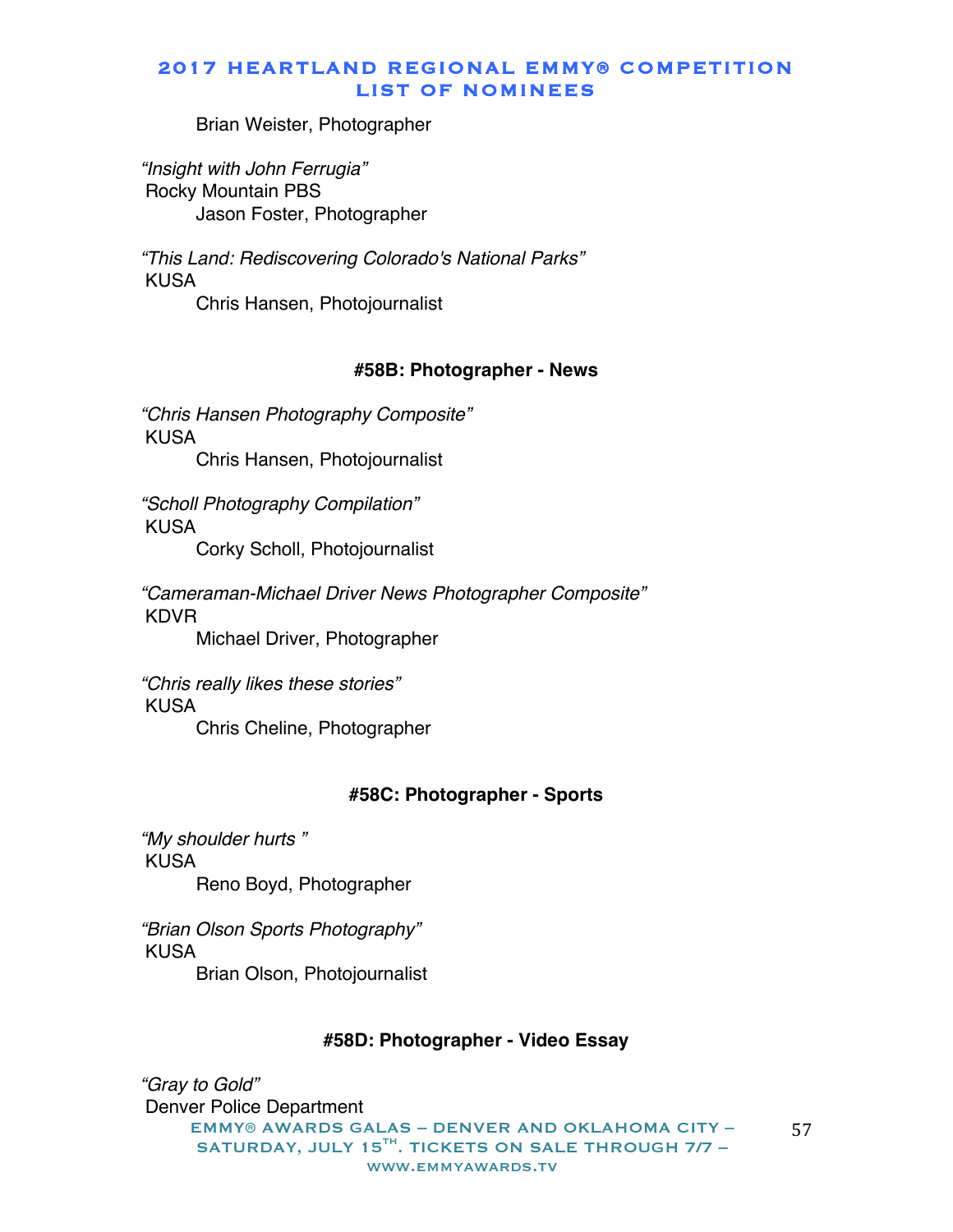Brian Weister, Photographer

*"Insight with John Ferrugia"*
Rocky Mountain PBS
Jason Foster, Photographer

*"This Land: Rediscovering Colorado's National Parks"*
KUSA
Chris Hansen, Photojournalist

### #58B: Photographer - News

*"Chris Hansen Photography Composite"*
KUSA
Chris Hansen, Photojournalist

*"Scholl Photography Compilation"*
KUSA
Corky Scholl, Photojournalist

*"Cameraman-Michael Driver News Photographer Composite"*
KDVR
Michael Driver, Photographer

*"Chris really likes these stories"*
KUSA
Chris Cheline, Photographer

### #58C: Photographer - Sports

*"My shoulder hurts "*
KUSA
Reno Boyd, Photographer

*"Brian Olson Sports Photography"*
KUSA
Brian Olson, Photojournalist

### #58D: Photographer - Video Essay

*"Gray to Gold"*
Denver Police Department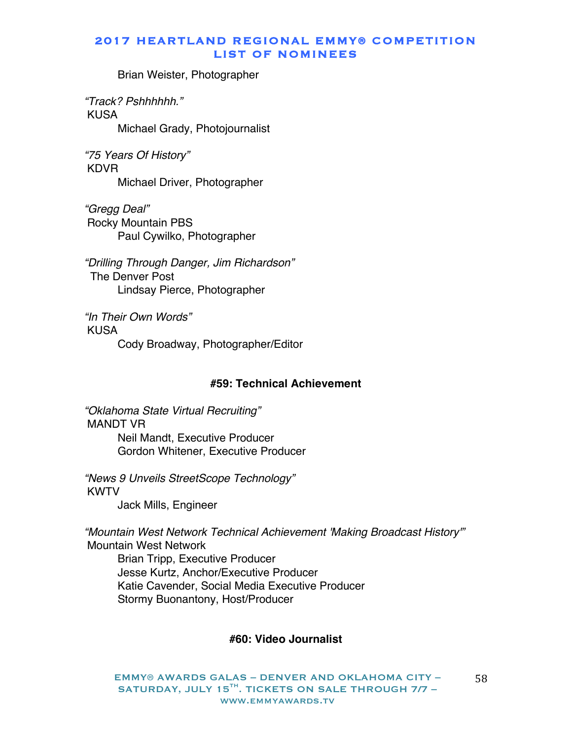Brian Weister, Photographer

*"Track? Pshhhhhh."*
KUSA
Michael Grady, Photojournalist

*"75 Years Of History"*
KDVR
Michael Driver, Photographer

*"Gregg Deal"*
Rocky Mountain PBS
Paul Cywilko, Photographer

*"Drilling Through Danger, Jim Richardson"*
The Denver Post
Lindsay Pierce, Photographer

*"In Their Own Words"*
KUSA
Cody Broadway, Photographer/Editor

### #59: Technical Achievement

*"Oklahoma State Virtual Recruiting"*
MANDT VR
Neil Mandt, Executive Producer
Gordon Whitener, Executive Producer

*"News 9 Unveils StreetScope Technology"*
KWTV
Jack Mills, Engineer

*"Mountain West Network Technical Achievement 'Making Broadcast History'"*
Mountain West Network
Brian Tripp, Executive Producer
Jesse Kurtz, Anchor/Executive Producer
Katie Cavender, Social Media Executive Producer
Stormy Buonantony, Host/Producer

### #60: Video Journalist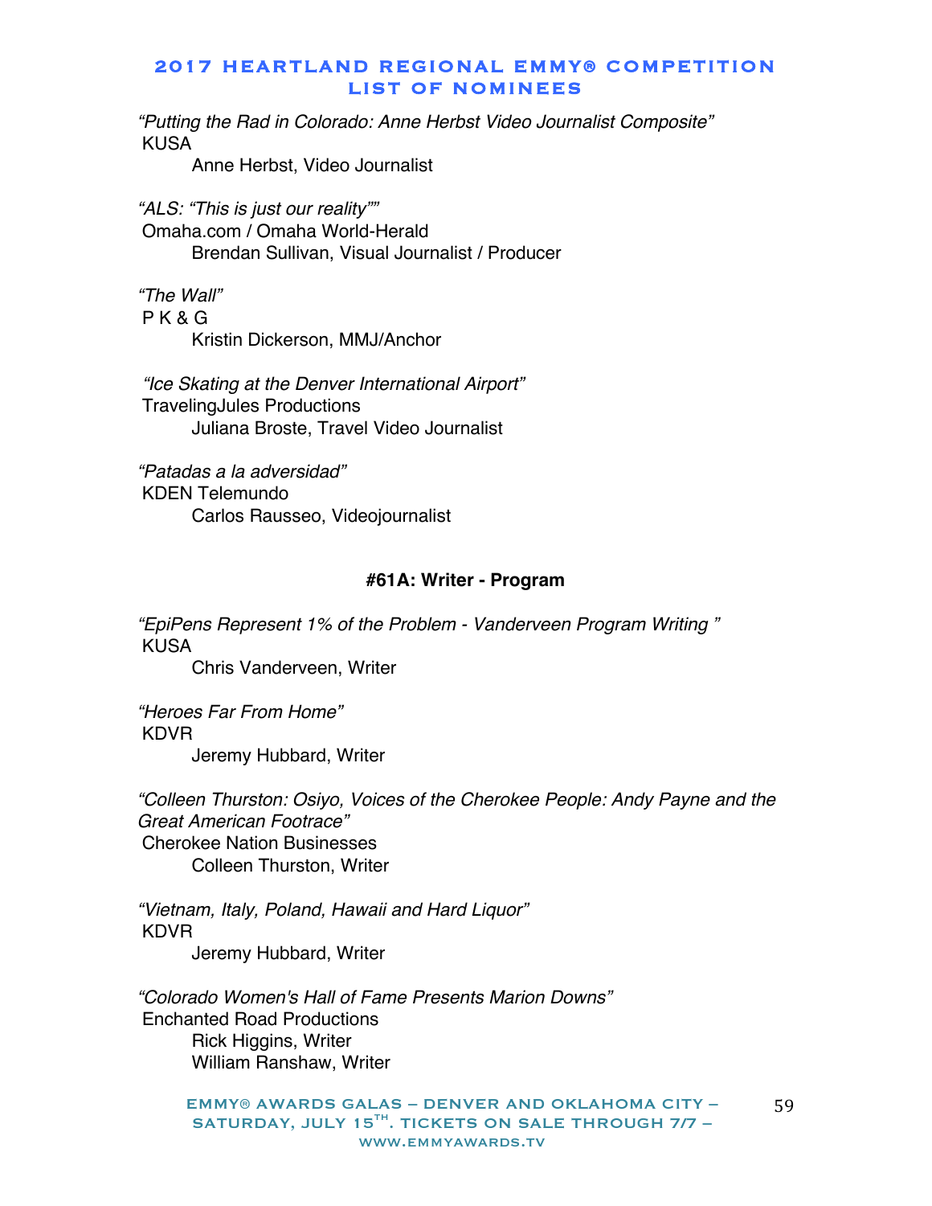*"Putting the Rad in Colorado: Anne Herbst Video Journalist Composite"*
KUSA
Anne Herbst, Video Journalist

*"ALS: "This is just our reality""*
Omaha.com / Omaha World-Herald
Brendan Sullivan, Visual Journalist / Producer

*"The Wall"*
P K & G
Kristin Dickerson, MMJ/Anchor

*"Ice Skating at the Denver International Airport"*
TravelingJules Productions
Juliana Broste, Travel Video Journalist

*"Patadas a la adversidad"*
KDEN Telemundo
Carlos Rausseo, Videojournalist

**#61A: Writer - Program**

*"EpiPens Represent 1% of the Problem - Vanderveen Program Writing "*
KUSA
Chris Vanderveen, Writer

*"Heroes Far From Home"*
KDVR
Jeremy Hubbard, Writer

*"Colleen Thurston: Osiyo, Voices of the Cherokee People: Andy Payne and the Great American Footrace"*
Cherokee Nation Businesses
Colleen Thurston, Writer

*"Vietnam, Italy, Poland, Hawaii and Hard Liquor"*
KDVR
Jeremy Hubbard, Writer

*"Colorado Women's Hall of Fame Presents Marion Downs"*
Enchanted Road Productions
Rick Higgins, Writer
William Ranshaw, Writer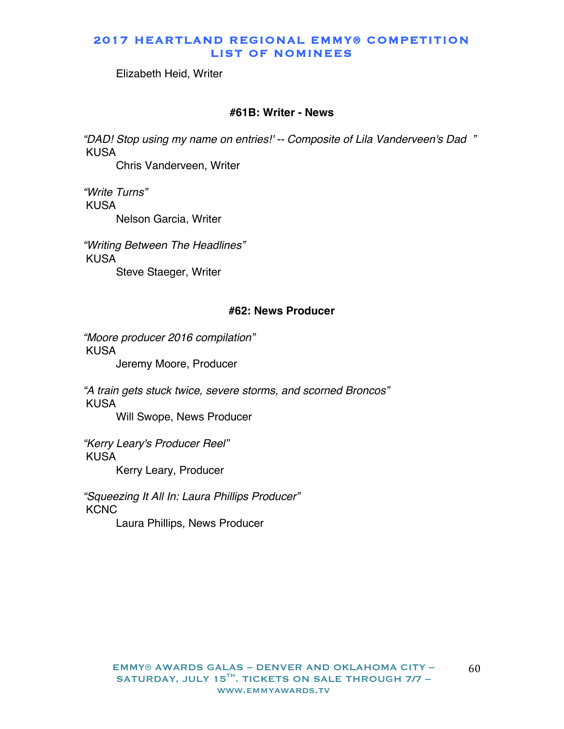Elizabeth Heid, Writer

#### #61B: Writer - News

*"DAD! Stop using my name on entries!' -- Composite of Lila Vanderveen's Dad "*
KUSA
Chris Vanderveen, Writer

*"Write Turns"*
KUSA
Nelson Garcia, Writer

*"Writing Between The Headlines"*
KUSA
Steve Staeger, Writer

#### #62: News Producer

*"Moore producer 2016 compilation"*
KUSA
Jeremy Moore, Producer

*"A train gets stuck twice, severe storms, and scorned Broncos"*
KUSA
Will Swope, News Producer

*"Kerry Leary's Producer Reel"*
KUSA
Kerry Leary, Producer

*"Squeezing It All In: Laura Phillips Producer"*
KCNC
Laura Phillips, News Producer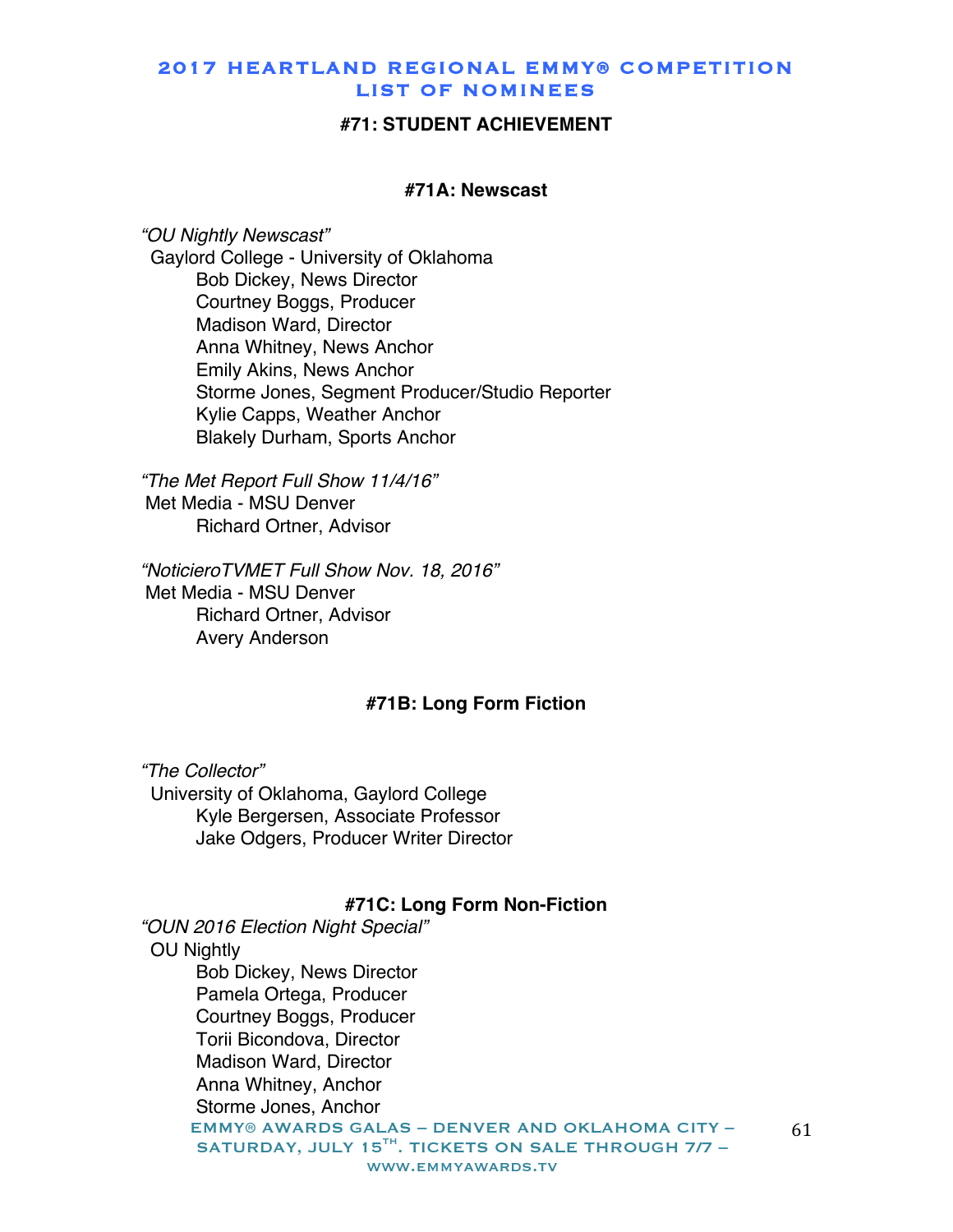# #71: STUDENT ACHIEVEMENT

## #71A: Newscast

*"OU Nightly Newscast"*
Gaylord College - University of Oklahoma
Bob Dickey, News Director
Courtney Boggs, Producer
Madison Ward, Director
Anna Whitney, News Anchor
Emily Akins, News Anchor
Storme Jones, Segment Producer/Studio Reporter
Kylie Capps, Weather Anchor
Blakely Durham, Sports Anchor

*"The Met Report Full Show 11/4/16"*
Met Media - MSU Denver
Richard Ortner, Advisor

*"NoticieroTVMET Full Show Nov. 18, 2016"*
Met Media - MSU Denver
Richard Ortner, Advisor
Avery Anderson

## #71B: Long Form Fiction

*"The Collector"*
University of Oklahoma, Gaylord College
Kyle Bergersen, Associate Professor
Jake Odgers, Producer Writer Director

## #71C: Long Form Non-Fiction

*"OUN 2016 Election Night Special"*
OU Nightly
Bob Dickey, News Director
Pamela Ortega, Producer
Courtney Boggs, Producer
Torii Bicondova, Director
Madison Ward, Director
Anna Whitney, Anchor
Storme Jones, Anchor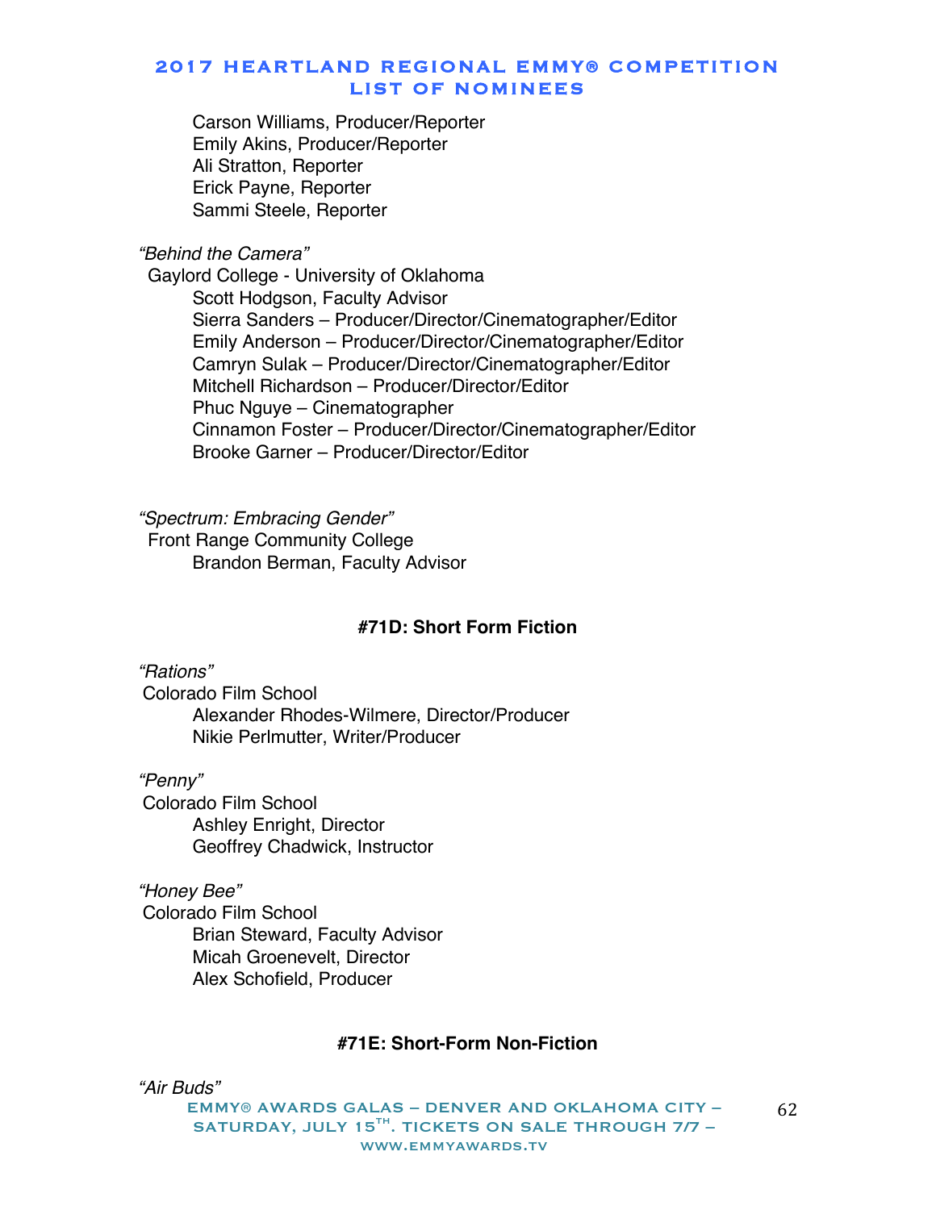Carson Williams, Producer/Reporter
Emily Akins, Producer/Reporter
Ali Stratton, Reporter
Erick Payne, Reporter
Sammi Steele, Reporter

*"Behind the Camera"*
Gaylord College - University of Oklahoma
Scott Hodgson, Faculty Advisor
Sierra Sanders – Producer/Director/Cinematographer/Editor
Emily Anderson – Producer/Director/Cinematographer/Editor
Camryn Sulak – Producer/Director/Cinematographer/Editor
Mitchell Richardson – Producer/Director/Editor
Phuc Nguye – Cinematographer
Cinnamon Foster – Producer/Director/Cinematographer/Editor
Brooke Garner – Producer/Director/Editor

*"Spectrum: Embracing Gender"*
Front Range Community College
Brandon Berman, Faculty Advisor

### #71D: Short Form Fiction

*"Rations"*
Colorado Film School
Alexander Rhodes-Wilmere, Director/Producer
Nikie Perlmutter, Writer/Producer

*"Penny"*
Colorado Film School
Ashley Enright, Director
Geoffrey Chadwick, Instructor

*"Honey Bee"*
Colorado Film School
Brian Steward, Faculty Advisor
Micah Groenevelt, Director
Alex Schofield, Producer

### #71E: Short-Form Non-Fiction

*"Air Buds"*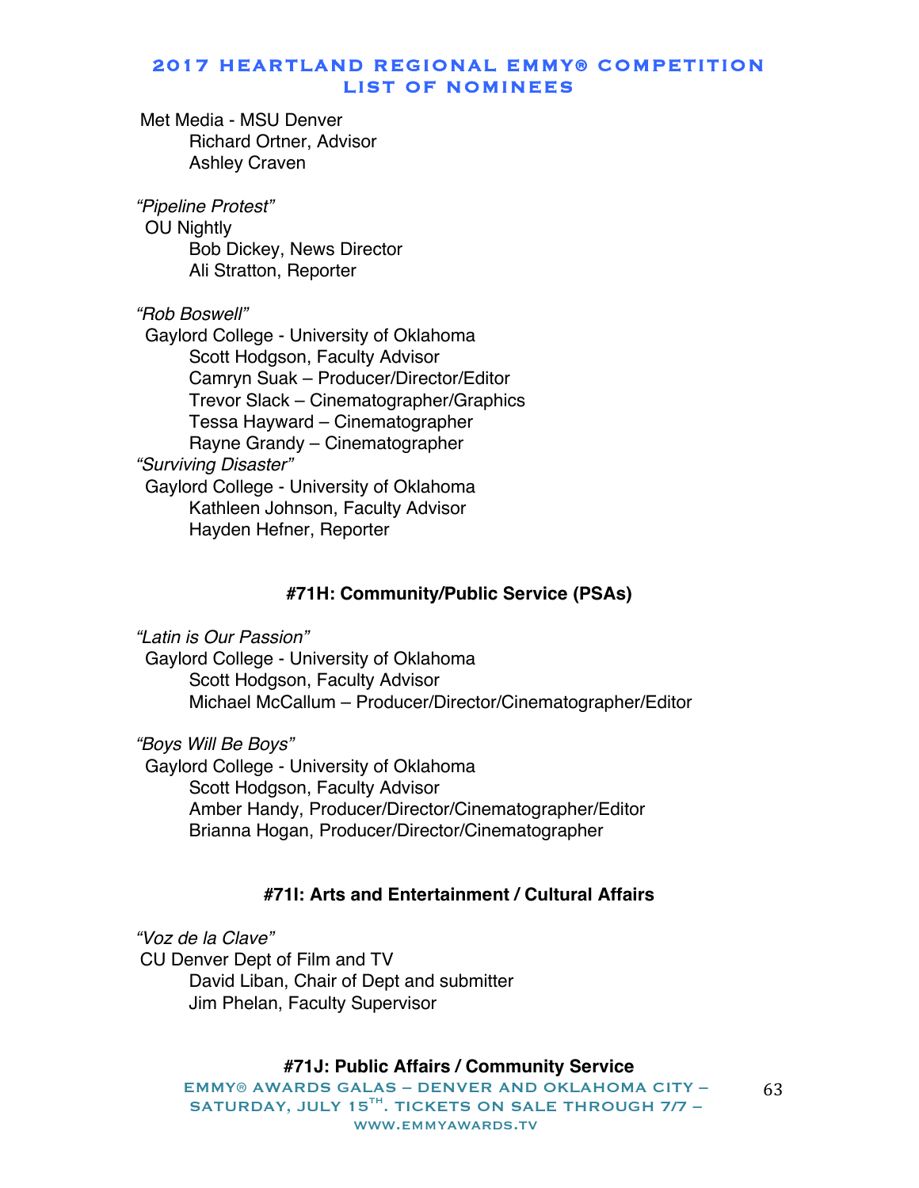Met Media - MSU Denver
Richard Ortner, Advisor
Ashley Craven

*"Pipeline Protest"*
OU Nightly
Bob Dickey, News Director
Ali Stratton, Reporter

*"Rob Boswell"*
Gaylord College - University of Oklahoma
Scott Hodgson, Faculty Advisor
Camryn Suak – Producer/Director/Editor
Trevor Slack – Cinematographer/Graphics
Tessa Hayward – Cinematographer
Rayne Grandy – Cinematographer

*"Surviving Disaster"*
Gaylord College - University of Oklahoma
Kathleen Johnson, Faculty Advisor
Hayden Hefner, Reporter

### #71H: Community/Public Service (PSAs)

*"Latin is Our Passion"*
Gaylord College - University of Oklahoma
Scott Hodgson, Faculty Advisor
Michael McCallum – Producer/Director/Cinematographer/Editor

*"Boys Will Be Boys"*
Gaylord College - University of Oklahoma
Scott Hodgson, Faculty Advisor
Amber Handy, Producer/Director/Cinematographer/Editor
Brianna Hogan, Producer/Director/Cinematographer

### #71I: Arts and Entertainment / Cultural Affairs

*"Voz de la Clave"*
CU Denver Dept of Film and TV
David Liban, Chair of Dept and submitter
Jim Phelan, Faculty Supervisor

### #71J: Public Affairs / Community Service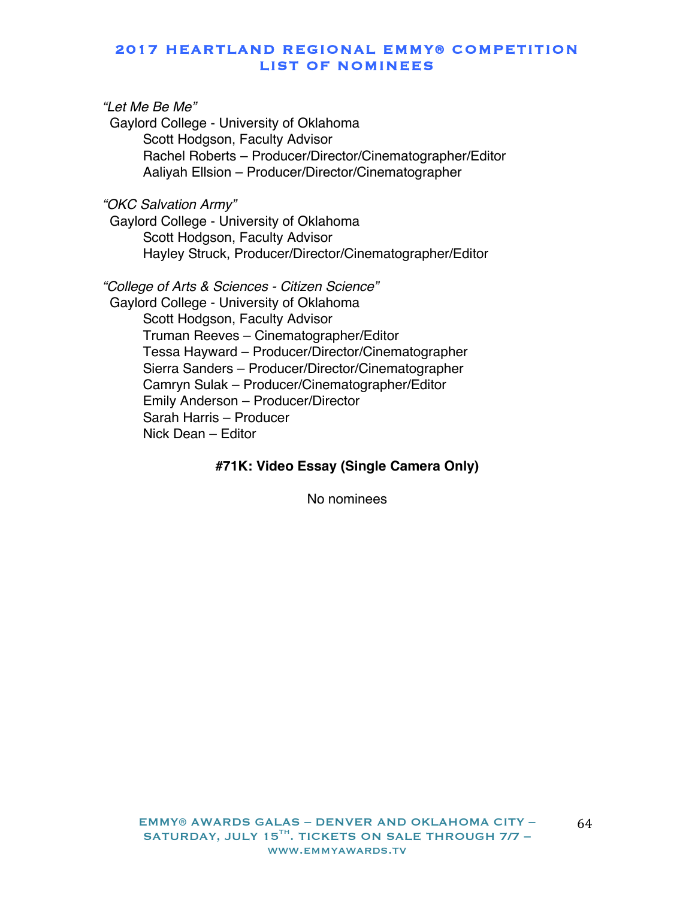*"Let Me Be Me"*
Gaylord College - University of Oklahoma
Scott Hodgson, Faculty Advisor
Rachel Roberts – Producer/Director/Cinematographer/Editor
Aaliyah Ellsion – Producer/Director/Cinematographer

*"OKC Salvation Army"*
Gaylord College - University of Oklahoma
Scott Hodgson, Faculty Advisor
Hayley Struck, Producer/Director/Cinematographer/Editor

*"College of Arts & Sciences - Citizen Science"*
Gaylord College - University of Oklahoma
Scott Hodgson, Faculty Advisor
Truman Reeves – Cinematographer/Editor
Tessa Hayward – Producer/Director/Cinematographer
Sierra Sanders – Producer/Director/Cinematographer
Camryn Sulak – Producer/Cinematographer/Editor
Emily Anderson – Producer/Director
Sarah Harris – Producer
Nick Dean – Editor

**#71K: Video Essay (Single Camera Only)**

No nominees